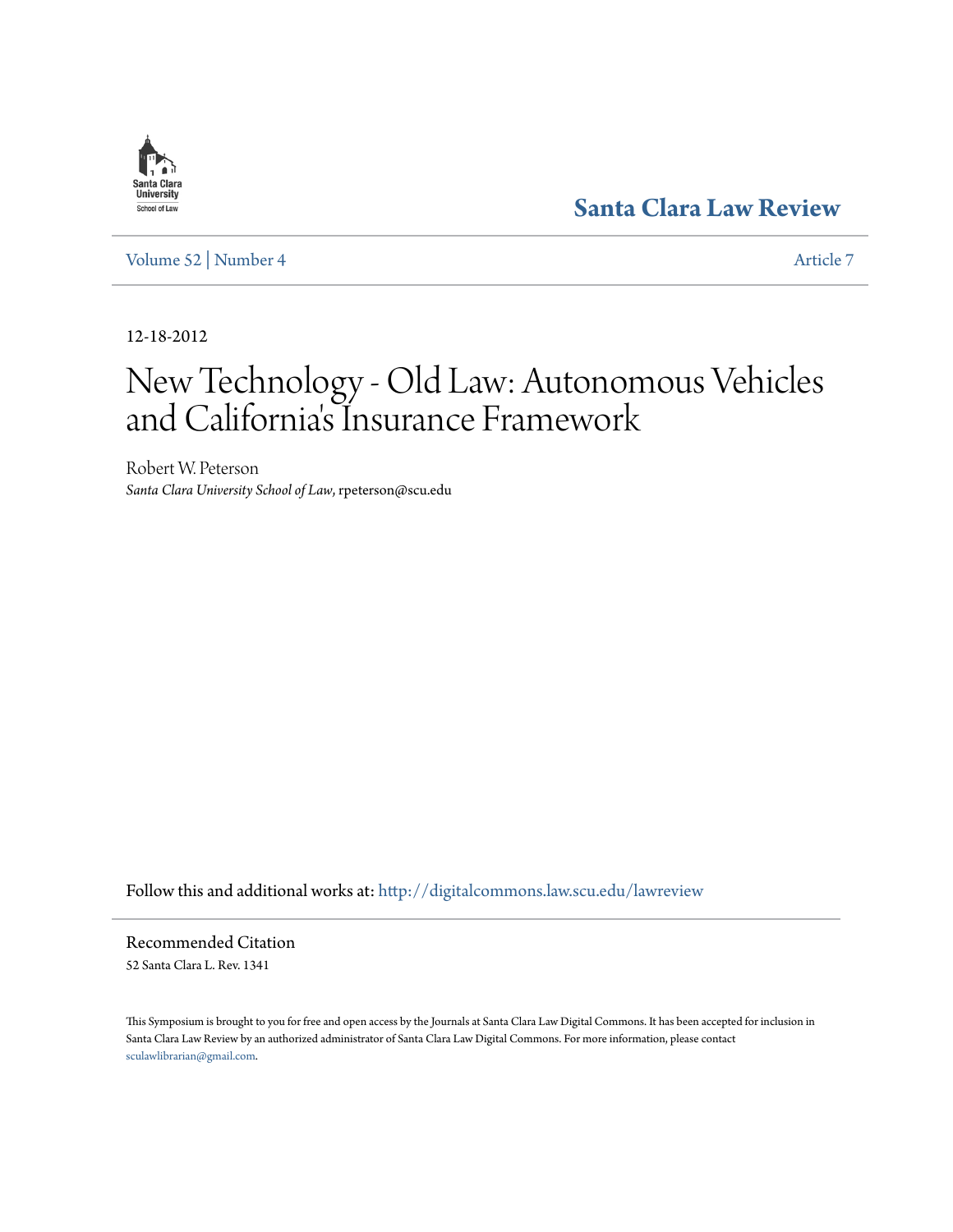Santa Clara University School of Law

**Santa Clara Law Review**

Volume 52 | Number 4 Article 7

12-18-2012

# New Technology - Old Law: Autonomous Vehicles and California's Insurance Framework

Robert W. Peterson
*Santa Clara University School of Law*, rpeterson@scu.edu

Follow this and additional works at: http://digitalcommons.law.scu.edu/lawreview

## Recommended Citation

52 Santa Clara L. Rev. 1341

This Symposium is brought to you for free and open access by the Journals at Santa Clara Law Digital Commons. It has been accepted for inclusion in Santa Clara Law Review by an authorized administrator of Santa Clara Law Digital Commons. For more information, please contact sculawlibrarian@gmail.com.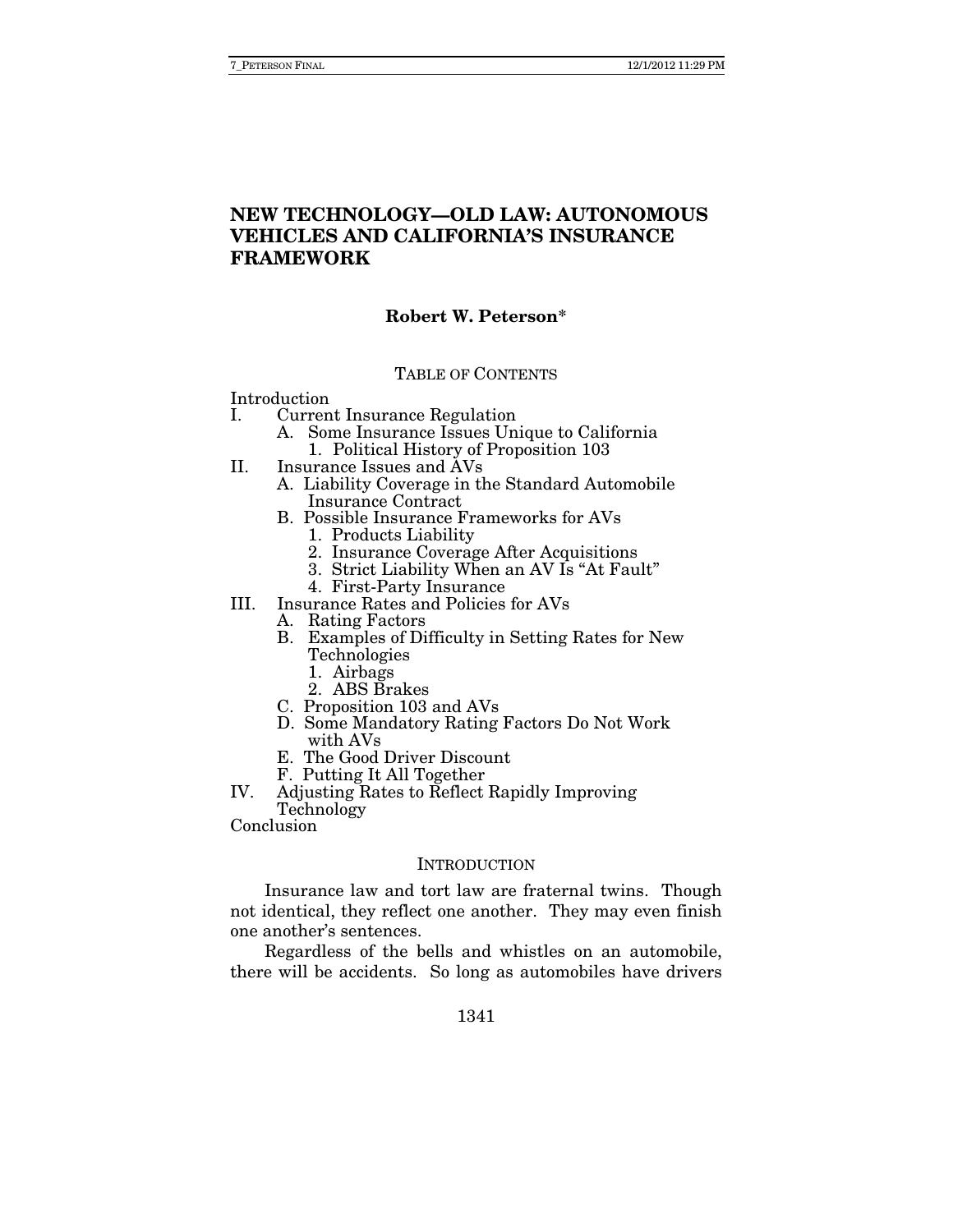# NEW TECHNOLOGY—OLD LAW: AUTONOMOUS VEHICLES AND CALIFORNIA'S INSURANCE FRAMEWORK

**Robert W. Peterson***

TABLE OF CONTENTS

Introduction
- I. Current Insurance Regulation
  - A. Some Insurance Issues Unique to California
    - 1. Political History of Proposition 103
- II. Insurance Issues and AVs
  - A. Liability Coverage in the Standard Automobile Insurance Contract
  - B. Possible Insurance Frameworks for AVs
    - 1. Products Liability
    - 2. Insurance Coverage After Acquisitions
    - 3. Strict Liability When an AV Is "At Fault"
    - 4. First-Party Insurance
- III. Insurance Rates and Policies for AVs
  - A. Rating Factors
  - B. Examples of Difficulty in Setting Rates for New Technologies
    - 1. Airbags
    - 2. ABS Brakes
  - C. Proposition 103 and AVs
  - D. Some Mandatory Rating Factors Do Not Work with AVs
  - E. The Good Driver Discount
  - F. Putting It All Together
- IV. Adjusting Rates to Reflect Rapidly Improving Technology

Conclusion

## INTRODUCTION

Insurance law and tort law are fraternal twins. Though not identical, they reflect one another. They may even finish one another's sentences.

Regardless of the bells and whistles on an automobile, there will be accidents. So long as automobiles have drivers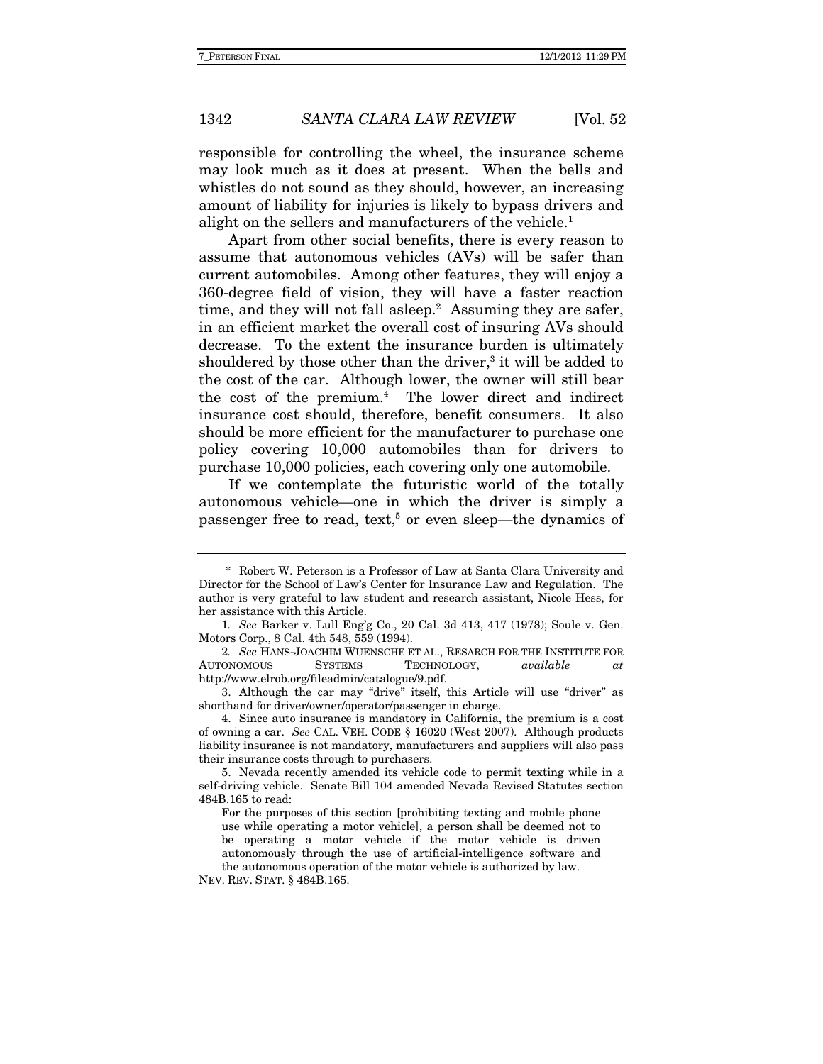responsible for controlling the wheel, the insurance scheme may look much as it does at present. When the bells and whistles do not sound as they should, however, an increasing amount of liability for injuries is likely to bypass drivers and alight on the sellers and manufacturers of the vehicle.[1]

Apart from other social benefits, there is every reason to assume that autonomous vehicles (AVs) will be safer than current automobiles. Among other features, they will enjoy a 360-degree field of vision, they will have a faster reaction time, and they will not fall asleep.[2] Assuming they are safer, in an efficient market the overall cost of insuring AVs should decrease. To the extent the insurance burden is ultimately shouldered by those other than the driver,[3] it will be added to the cost of the car. Although lower, the owner will still bear the cost of the premium.[4] The lower direct and indirect insurance cost should, therefore, benefit consumers. It also should be more efficient for the manufacturer to purchase one policy covering 10,000 automobiles than for drivers to purchase 10,000 policies, each covering only one automobile.

If we contemplate the futuristic world of the totally autonomous vehicle—one in which the driver is simply a passenger free to read, text,[5] or even sleep—the dynamics of

---

\* Robert W. Peterson is a Professor of Law at Santa Clara University and Director for the School of Law's Center for Insurance Law and Regulation. The author is very grateful to law student and research assistant, Nicole Hess, for her assistance with this Article.

1. *See* Barker v. Lull Eng'g Co., 20 Cal. 3d 413, 417 (1978); Soule v. Gen. Motors Corp., 8 Cal. 4th 548, 559 (1994).

2. *See* HANS-JOACHIM WUENSCHE ET AL., RESARCH FOR THE INSTITUTE FOR AUTONOMOUS SYSTEMS TECHNOLOGY, *available at* http://www.elrob.org/fileadmin/catalogue/9.pdf.

3. Although the car may "drive" itself, this Article will use "driver" as shorthand for driver/owner/operator/passenger in charge.

4. Since auto insurance is mandatory in California, the premium is a cost of owning a car. *See* CAL. VEH. CODE § 16020 (West 2007). Although products liability insurance is not mandatory, manufacturers and suppliers will also pass their insurance costs through to purchasers.

5. Nevada recently amended its vehicle code to permit texting while in a self-driving vehicle. Senate Bill 104 amended Nevada Revised Statutes section 484B.165 to read:

> For the purposes of this section [prohibiting texting and mobile phone use while operating a motor vehicle], a person shall be deemed not to be operating a motor vehicle if the motor vehicle is driven autonomously through the use of artificial-intelligence software and the autonomous operation of the motor vehicle is authorized by law.

NEV. REV. STAT. § 484B.165.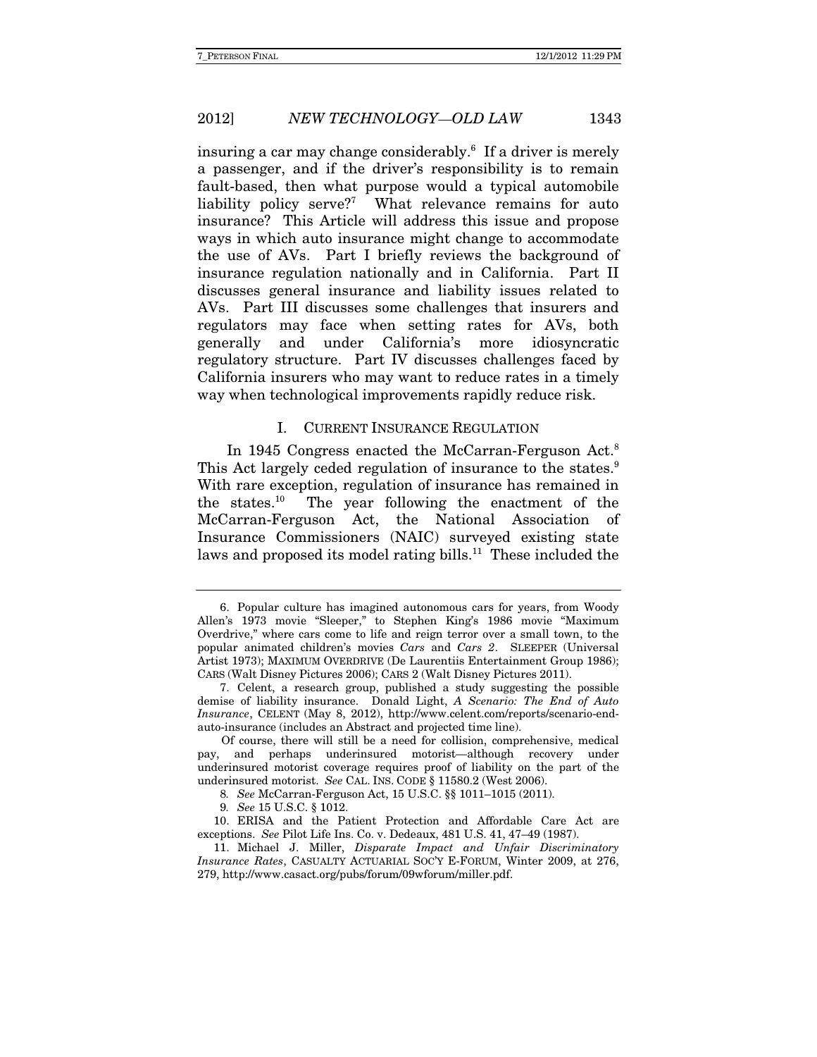insuring a car may change considerably.[6] If a driver is merely a passenger, and if the driver's responsibility is to remain fault-based, then what purpose would a typical automobile liability policy serve?[7] What relevance remains for auto insurance? This Article will address this issue and propose ways in which auto insurance might change to accommodate the use of AVs. Part I briefly reviews the background of insurance regulation nationally and in California. Part II discusses general insurance and liability issues related to AVs. Part III discusses some challenges that insurers and regulators may face when setting rates for AVs, both generally and under California's more idiosyncratic regulatory structure. Part IV discusses challenges faced by California insurers who may want to reduce rates in a timely way when technological improvements rapidly reduce risk.

## I. CURRENT INSURANCE REGULATION

In 1945 Congress enacted the McCarran-Ferguson Act.[8] This Act largely ceded regulation of insurance to the states.[9] With rare exception, regulation of insurance has remained in the states.[10] The year following the enactment of the McCarran-Ferguson Act, the National Association of Insurance Commissioners (NAIC) surveyed existing state laws and proposed its model rating bills.[11] These included the

---

6. Popular culture has imagined autonomous cars for years, from Woody Allen's 1973 movie "Sleeper," to Stephen King's 1986 movie "Maximum Overdrive," where cars come to life and reign terror over a small town, to the popular animated children's movies *Cars* and *Cars 2*. SLEEPER (Universal Artist 1973); MAXIMUM OVERDRIVE (De Laurentiis Entertainment Group 1986); CARS (Walt Disney Pictures 2006); CARS 2 (Walt Disney Pictures 2011).

7. Celent, a research group, published a study suggesting the possible demise of liability insurance. Donald Light, *A Scenario: The End of Auto Insurance*, CELENT (May 8, 2012), http://www.celent.com/reports/scenario-end-auto-insurance (includes an Abstract and projected time line).

Of course, there will still be a need for collision, comprehensive, medical pay, and perhaps underinsured motorist—although recovery under underinsured motorist coverage requires proof of liability on the part of the underinsured motorist. *See* CAL. INS. CODE § 11580.2 (West 2006).

8. *See* McCarran-Ferguson Act, 15 U.S.C. §§ 1011–1015 (2011).

9. *See* 15 U.S.C. § 1012.

10. ERISA and the Patient Protection and Affordable Care Act are exceptions. *See* Pilot Life Ins. Co. v. Dedeaux, 481 U.S. 41, 47–49 (1987).

11. Michael J. Miller, *Disparate Impact and Unfair Discriminatory Insurance Rates*, CASUALTY ACTUARIAL SOC'Y E-FORUM, Winter 2009, at 276, 279, http://www.casact.org/pubs/forum/09wforum/miller.pdf.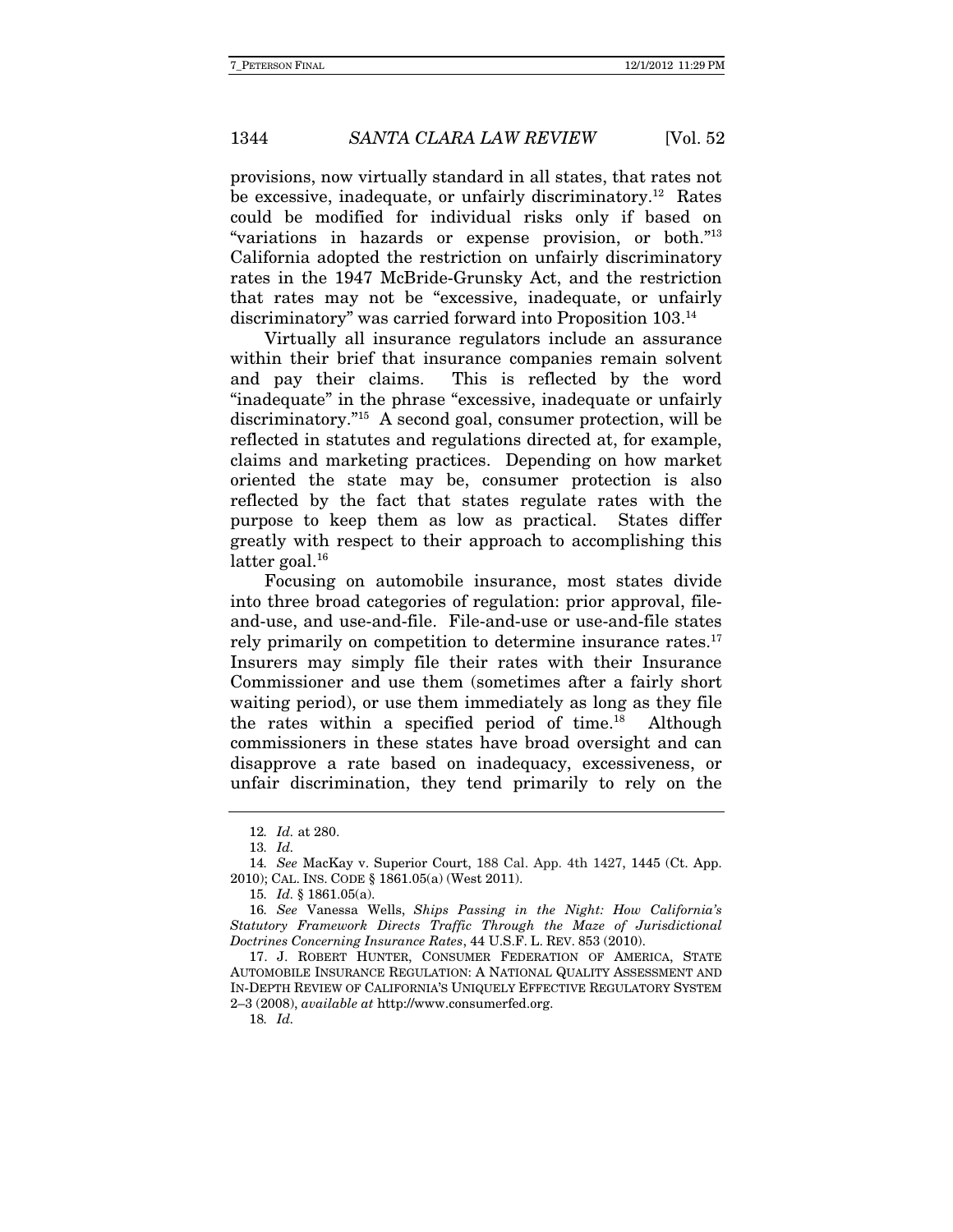provisions, now virtually standard in all states, that rates not be excessive, inadequate, or unfairly discriminatory.[12] Rates could be modified for individual risks only if based on "variations in hazards or expense provision, or both."[13] California adopted the restriction on unfairly discriminatory rates in the 1947 McBride-Grunsky Act, and the restriction that rates may not be "excessive, inadequate, or unfairly discriminatory" was carried forward into Proposition 103.[14]

Virtually all insurance regulators include an assurance within their brief that insurance companies remain solvent and pay their claims. This is reflected by the word "inadequate" in the phrase "excessive, inadequate or unfairly discriminatory."[15] A second goal, consumer protection, will be reflected in statutes and regulations directed at, for example, claims and marketing practices. Depending on how market oriented the state may be, consumer protection is also reflected by the fact that states regulate rates with the purpose to keep them as low as practical. States differ greatly with respect to their approach to accomplishing this latter goal.[16]

Focusing on automobile insurance, most states divide into three broad categories of regulation: prior approval, file-and-use, and use-and-file. File-and-use or use-and-file states rely primarily on competition to determine insurance rates.[17] Insurers may simply file their rates with their Insurance Commissioner and use them (sometimes after a fairly short waiting period), or use them immediately as long as they file the rates within a specified period of time.[18] Although commissioners in these states have broad oversight and can disapprove a rate based on inadequacy, excessiveness, or unfair discrimination, they tend primarily to rely on the

---

12. *Id.* at 280.

13. *Id.*

14. *See* MacKay v. Superior Court, 188 Cal. App. 4th 1427, 1445 (Ct. App. 2010); CAL. INS. CODE § 1861.05(a) (West 2011).

15. *Id.* § 1861.05(a).

16. *See* Vanessa Wells, *Ships Passing in the Night: How California's Statutory Framework Directs Traffic Through the Maze of Jurisdictional Doctrines Concerning Insurance Rates*, 44 U.S.F. L. REV. 853 (2010).

17. J. ROBERT HUNTER, CONSUMER FEDERATION OF AMERICA, STATE AUTOMOBILE INSURANCE REGULATION: A NATIONAL QUALITY ASSESSMENT AND IN-DEPTH REVIEW OF CALIFORNIA'S UNIQUELY EFFECTIVE REGULATORY SYSTEM 2–3 (2008), *available at* http://www.consumerfed.org.

18. *Id.*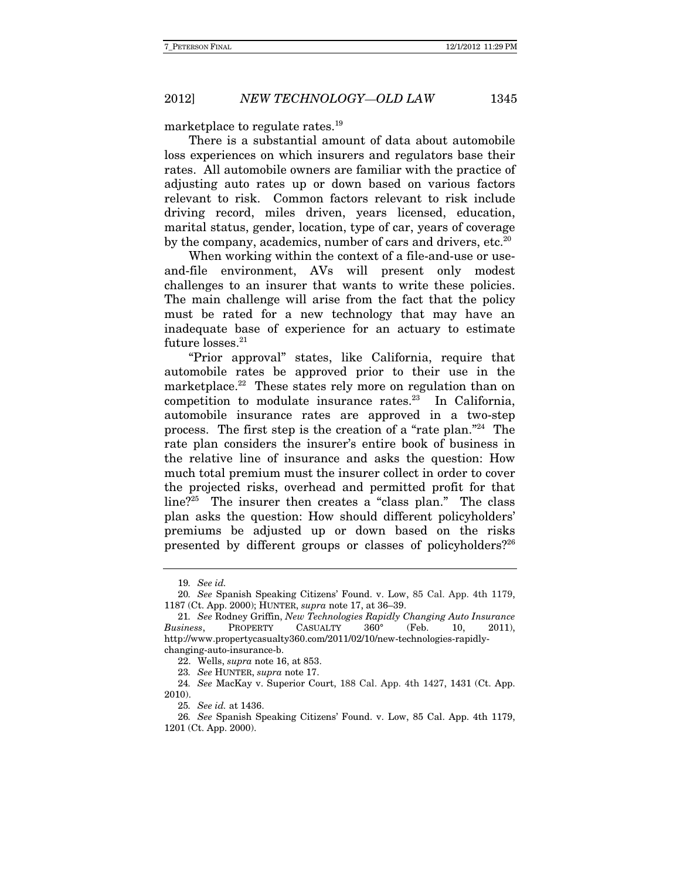marketplace to regulate rates.[19]

There is a substantial amount of data about automobile loss experiences on which insurers and regulators base their rates. All automobile owners are familiar with the practice of adjusting auto rates up or down based on various factors relevant to risk. Common factors relevant to risk include driving record, miles driven, years licensed, education, marital status, gender, location, type of car, years of coverage by the company, academics, number of cars and drivers, etc.[20]

When working within the context of a file-and-use or use-and-file environment, AVs will present only modest challenges to an insurer that wants to write these policies. The main challenge will arise from the fact that the policy must be rated for a new technology that may have an inadequate base of experience for an actuary to estimate future losses.[21]

"Prior approval" states, like California, require that automobile rates be approved prior to their use in the marketplace.[22] These states rely more on regulation than on competition to modulate insurance rates.[23] In California, automobile insurance rates are approved in a two-step process. The first step is the creation of a "rate plan."[24] The rate plan considers the insurer's entire book of business in the relative line of insurance and asks the question: How much total premium must the insurer collect in order to cover the projected risks, overhead and permitted profit for that line?[25] The insurer then creates a "class plan." The class plan asks the question: How should different policyholders' premiums be adjusted up or down based on the risks presented by different groups or classes of policyholders?[26]

---

19. *See id.*

20. *See* Spanish Speaking Citizens' Found. v. Low, 85 Cal. App. 4th 1179, 1187 (Ct. App. 2000); HUNTER, *supra* note 17, at 36–39.

21. *See* Rodney Griffin, *New Technologies Rapidly Changing Auto Insurance Business*, PROPERTY CASUALTY 360° (Feb. 10, 2011), http://www.propertycasualty360.com/2011/02/10/new-technologies-rapidly-changing-auto-insurance-b.

22. Wells, *supra* note 16, at 853.

23. *See* HUNTER, *supra* note 17.

24. *See* MacKay v. Superior Court, 188 Cal. App. 4th 1427, 1431 (Ct. App. 2010).

25. *See id.* at 1436.

26. *See* Spanish Speaking Citizens' Found. v. Low, 85 Cal. App. 4th 1179, 1201 (Ct. App. 2000).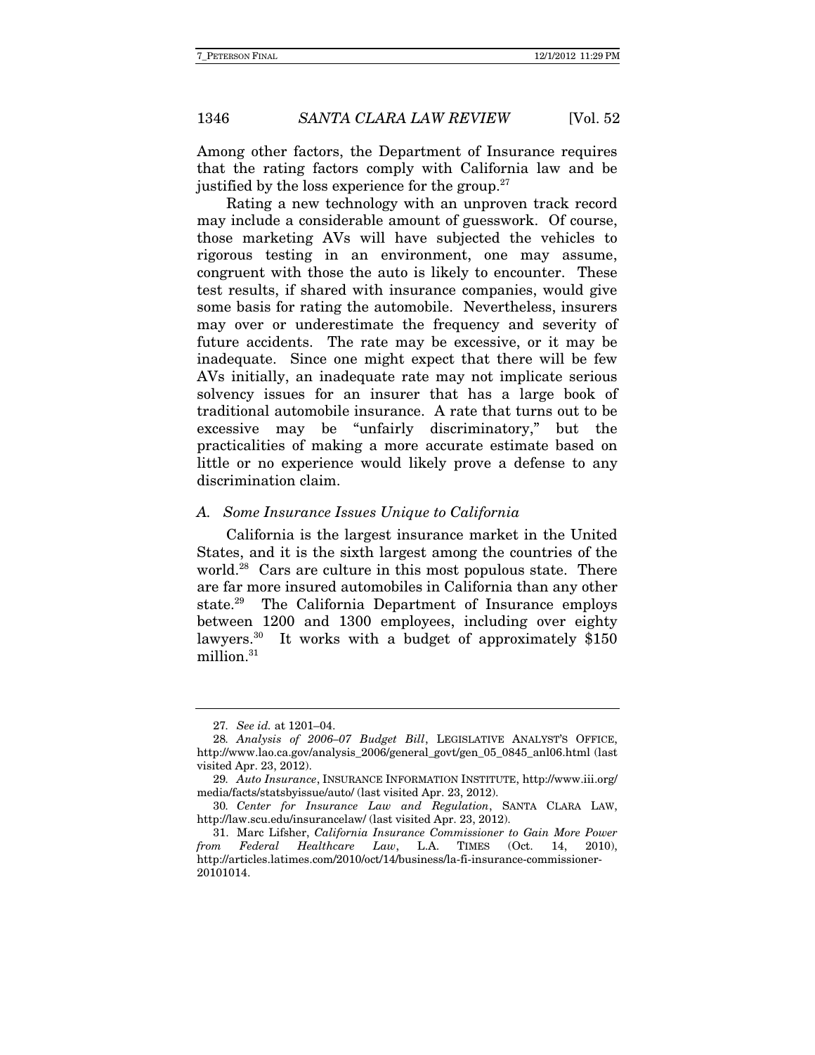Among other factors, the Department of Insurance requires that the rating factors comply with California law and be justified by the loss experience for the group.[27]

Rating a new technology with an unproven track record may include a considerable amount of guesswork. Of course, those marketing AVs will have subjected the vehicles to rigorous testing in an environment, one may assume, congruent with those the auto is likely to encounter. These test results, if shared with insurance companies, would give some basis for rating the automobile. Nevertheless, insurers may over or underestimate the frequency and severity of future accidents. The rate may be excessive, or it may be inadequate. Since one might expect that there will be few AVs initially, an inadequate rate may not implicate serious solvency issues for an insurer that has a large book of traditional automobile insurance. A rate that turns out to be excessive may be "unfairly discriminatory," but the practicalities of making a more accurate estimate based on little or no experience would likely prove a defense to any discrimination claim.

### *A. Some Insurance Issues Unique to California*

California is the largest insurance market in the United States, and it is the sixth largest among the countries of the world.[28] Cars are culture in this most populous state. There are far more insured automobiles in California than any other state.[29] The California Department of Insurance employs between 1200 and 1300 employees, including over eighty lawyers.[30] It works with a budget of approximately $150 million.[31]

---

27. *See id.* at 1201–04.

28. *Analysis of 2006–07 Budget Bill*, LEGISLATIVE ANALYST'S OFFICE, http://www.lao.ca.gov/analysis_2006/general_govt/gen_05_0845_anl06.html (last visited Apr. 23, 2012).

29. *Auto Insurance*, INSURANCE INFORMATION INSTITUTE, http://www.iii.org/media/facts/statsbyissue/auto/ (last visited Apr. 23, 2012).

30. *Center for Insurance Law and Regulation*, SANTA CLARA LAW, http://law.scu.edu/insurancelaw/ (last visited Apr. 23, 2012).

31. Marc Lifsher, *California Insurance Commissioner to Gain More Power from Federal Healthcare Law*, L.A. TIMES (Oct. 14, 2010), http://articles.latimes.com/2010/oct/14/business/la-fi-insurance-commissioner-20101014.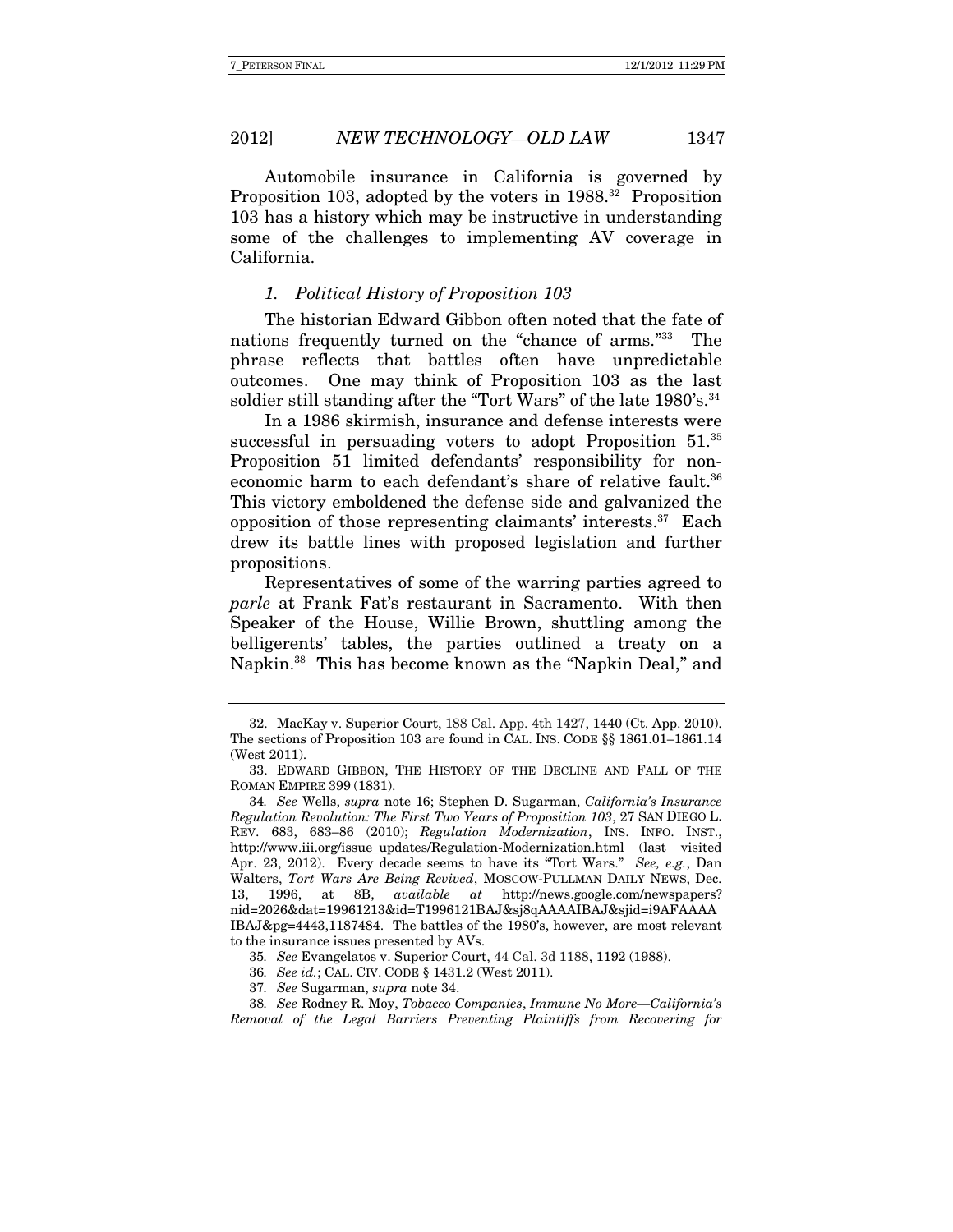Automobile insurance in California is governed by Proposition 103, adopted by the voters in 1988.[32] Proposition 103 has a history which may be instructive in understanding some of the challenges to implementing AV coverage in California.

### *1. Political History of Proposition 103*

The historian Edward Gibbon often noted that the fate of nations frequently turned on the "chance of arms."[33] The phrase reflects that battles often have unpredictable outcomes. One may think of Proposition 103 as the last soldier still standing after the "Tort Wars" of the late 1980's.[34]

In a 1986 skirmish, insurance and defense interests were successful in persuading voters to adopt Proposition 51.[35] Proposition 51 limited defendants' responsibility for non-economic harm to each defendant's share of relative fault.[36] This victory emboldened the defense side and galvanized the opposition of those representing claimants' interests.[37] Each drew its battle lines with proposed legislation and further propositions.

Representatives of some of the warring parties agreed to *parle* at Frank Fat's restaurant in Sacramento. With then Speaker of the House, Willie Brown, shuttling among the belligerents' tables, the parties outlined a treaty on a Napkin.[38] This has become known as the "Napkin Deal," and

---

32. MacKay v. Superior Court, 188 Cal. App. 4th 1427, 1440 (Ct. App. 2010). The sections of Proposition 103 are found in CAL. INS. CODE §§ 1861.01–1861.14 (West 2011).

33. EDWARD GIBBON, THE HISTORY OF THE DECLINE AND FALL OF THE ROMAN EMPIRE 399 (1831).

34. *See* Wells, *supra* note 16; Stephen D. Sugarman, *California's Insurance Regulation Revolution: The First Two Years of Proposition 103*, 27 SAN DIEGO L. REV. 683, 683–86 (2010); *Regulation Modernization*, INS. INFO. INST., http://www.iii.org/issue_updates/Regulation-Modernization.html (last visited Apr. 23, 2012). Every decade seems to have its "Tort Wars." *See, e.g.*, Dan Walters, *Tort Wars Are Being Revived*, MOSCOW-PULLMAN DAILY NEWS, Dec. 13, 1996, at 8B, *available at* http://news.google.com/newspapers?nid=2026&dat=19961213&id=T1996121BAJ&sj8qAAAAIBAJ&sjid=i9AFAAAAIBAJ&pg=4443,1187484. The battles of the 1980's, however, are most relevant to the insurance issues presented by AVs.

35. *See* Evangelatos v. Superior Court, 44 Cal. 3d 1188, 1192 (1988).

36. *See id.*; CAL. CIV. CODE § 1431.2 (West 2011).

37. *See* Sugarman, *supra* note 34.

38. *See* Rodney R. Moy, *Tobacco Companies, Immune No More—California's Removal of the Legal Barriers Preventing Plaintiffs from Recovering for*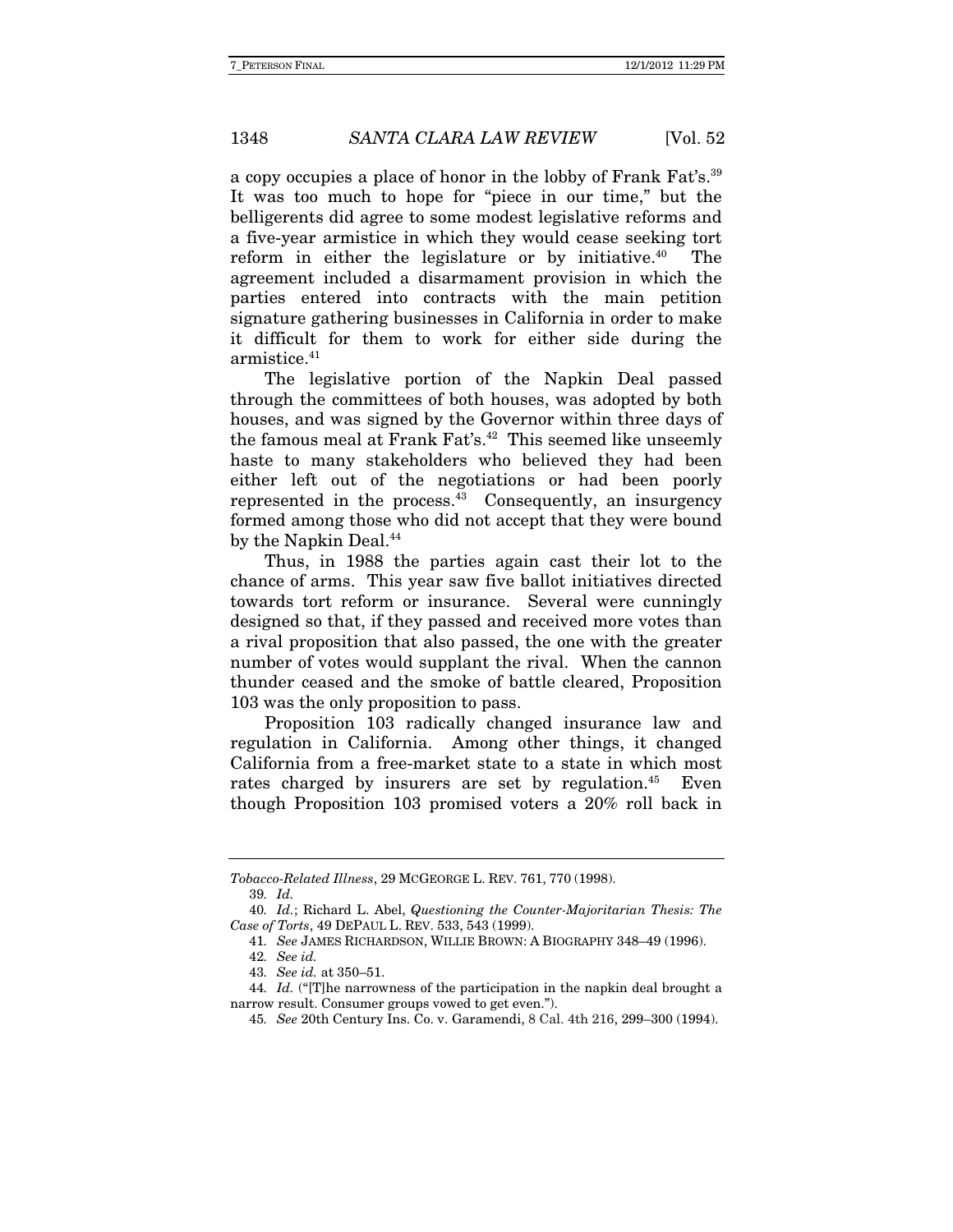a copy occupies a place of honor in the lobby of Frank Fat's.[39] It was too much to hope for "piece in our time," but the belligerents did agree to some modest legislative reforms and a five-year armistice in which they would cease seeking tort reform in either the legislature or by initiative.[40] The agreement included a disarmament provision in which the parties entered into contracts with the main petition signature gathering businesses in California in order to make it difficult for them to work for either side during the armistice.[41]

The legislative portion of the Napkin Deal passed through the committees of both houses, was adopted by both houses, and was signed by the Governor within three days of the famous meal at Frank Fat's.[42] This seemed like unseemly haste to many stakeholders who believed they had been either left out of the negotiations or had been poorly represented in the process.[43] Consequently, an insurgency formed among those who did not accept that they were bound by the Napkin Deal.[44]

Thus, in 1988 the parties again cast their lot to the chance of arms. This year saw five ballot initiatives directed towards tort reform or insurance. Several were cunningly designed so that, if they passed and received more votes than a rival proposition that also passed, the one with the greater number of votes would supplant the rival. When the cannon thunder ceased and the smoke of battle cleared, Proposition 103 was the only proposition to pass.

Proposition 103 radically changed insurance law and regulation in California. Among other things, it changed California from a free-market state to a state in which most rates charged by insurers are set by regulation.[45] Even though Proposition 103 promised voters a 20% roll back in

---

*Tobacco-Related Illness*, 29 McGeorge L. Rev. 761, 770 (1998).

39. *Id.*

40. *Id.*; Richard L. Abel, *Questioning the Counter-Majoritarian Thesis: The Case of Torts*, 49 DePaul L. Rev. 533, 543 (1999).

41. *See* James Richardson, Willie Brown: A Biography 348–49 (1996).

42. *See id.*

43. *See id.* at 350–51.

44. *Id.* ("[T]he narrowness of the participation in the napkin deal brought a narrow result. Consumer groups vowed to get even.").

45. *See* 20th Century Ins. Co. v. Garamendi, 8 Cal. 4th 216, 299–300 (1994).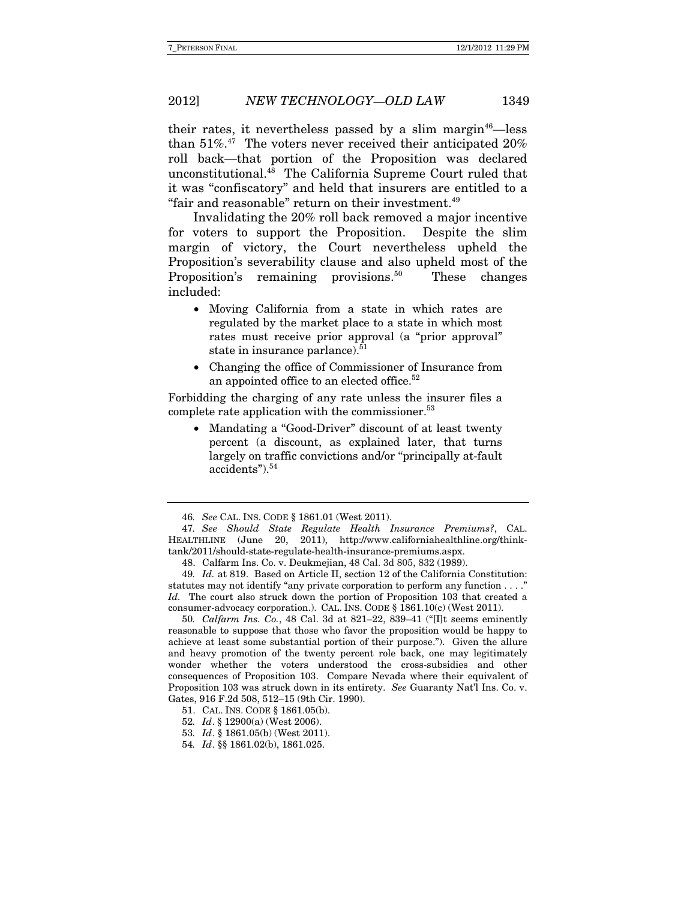their rates, it nevertheless passed by a slim margin[46]—less than 51%.[47] The voters never received their anticipated 20% roll back—that portion of the Proposition was declared unconstitutional.[48] The California Supreme Court ruled that it was "confiscatory" and held that insurers are entitled to a "fair and reasonable" return on their investment.[49]

Invalidating the 20% roll back removed a major incentive for voters to support the Proposition. Despite the slim margin of victory, the Court nevertheless upheld the Proposition's severability clause and also upheld most of the Proposition's remaining provisions.[50] These changes included:

- Moving California from a state in which rates are regulated by the market place to a state in which most rates must receive prior approval (a "prior approval" state in insurance parlance).[51]
- Changing the office of Commissioner of Insurance from an appointed office to an elected office.[52]

Forbidding the charging of any rate unless the insurer files a complete rate application with the commissioner.[53]

- Mandating a "Good-Driver" discount of at least twenty percent (a discount, as explained later, that turns largely on traffic convictions and/or "principally at-fault accidents").[54]

---

46. *See* CAL. INS. CODE § 1861.01 (West 2011).

47. *See Should State Regulate Health Insurance Premiums?*, CAL. HEALTHLINE (June 20, 2011), http://www.californiahealthline.org/think-tank/2011/should-state-regulate-health-insurance-premiums.aspx.

48. Calfarm Ins. Co. v. Deukmejian, 48 Cal. 3d 805, 832 (1989).

49. *Id.* at 819. Based on Article II, section 12 of the California Constitution: statutes may not identify "any private corporation to perform any function . . . ." *Id.* The court also struck down the portion of Proposition 103 that created a consumer-advocacy corporation.). CAL. INS. CODE § 1861.10(c) (West 2011).

50. *Calfarm Ins. Co.*, 48 Cal. 3d at 821–22, 839–41 ("[I]t seems eminently reasonable to suppose that those who favor the proposition would be happy to achieve at least some substantial portion of their purpose."). Given the allure and heavy promotion of the twenty percent role back, one may legitimately wonder whether the voters understood the cross-subsidies and other consequences of Proposition 103. Compare Nevada where their equivalent of Proposition 103 was struck down in its entirety. *See* Guaranty Nat'l Ins. Co. v. Gates, 916 F.2d 508, 512–15 (9th Cir. 1990).

51. CAL. INS. CODE § 1861.05(b).

52. *Id*. § 12900(a) (West 2006).

53. *Id*. § 1861.05(b) (West 2011).

54. *Id*. §§ 1861.02(b), 1861.025.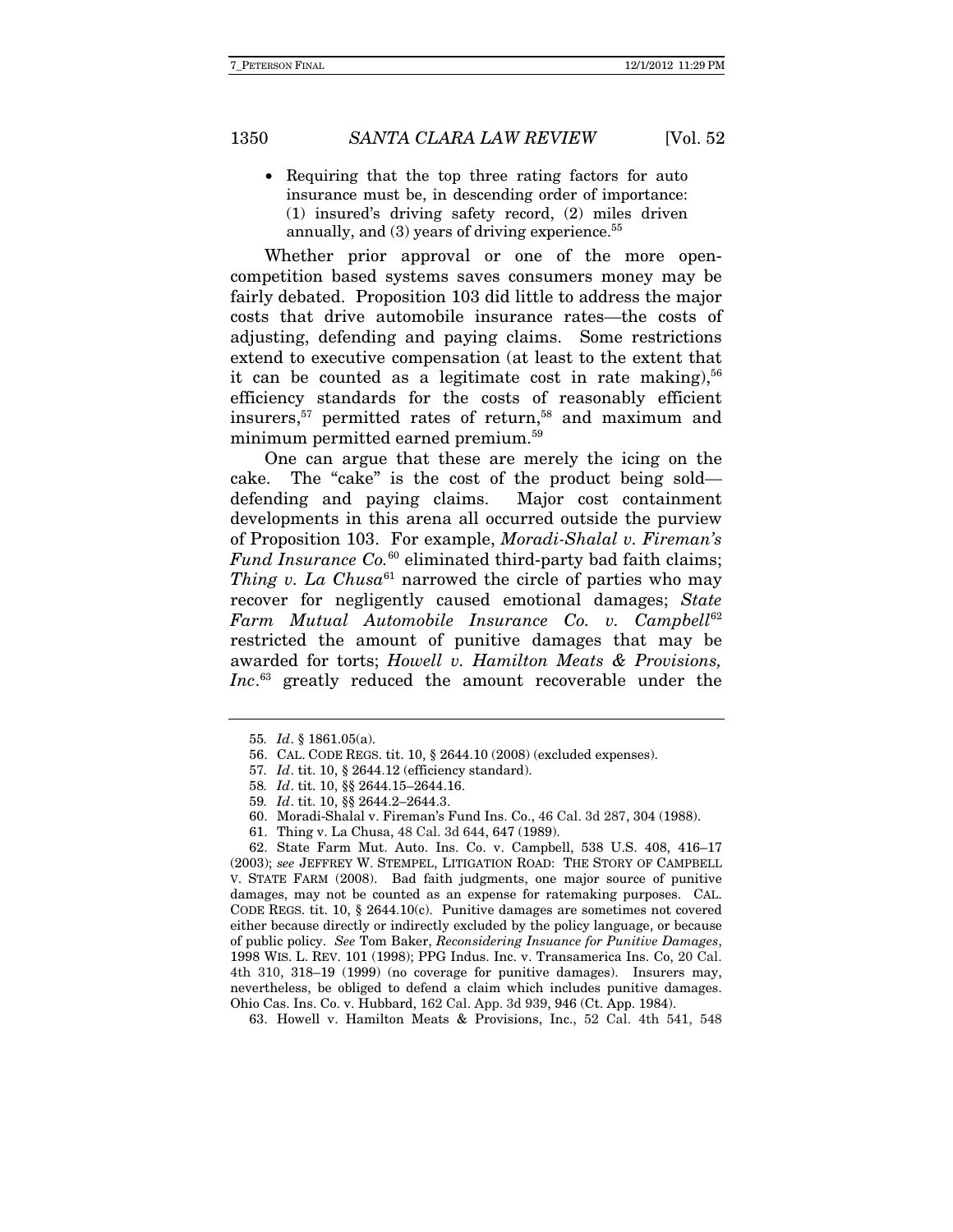- Requiring that the top three rating factors for auto insurance must be, in descending order of importance: (1) insured's driving safety record, (2) miles driven annually, and (3) years of driving experience.[55]

Whether prior approval or one of the more open-competition based systems saves consumers money may be fairly debated. Proposition 103 did little to address the major costs that drive automobile insurance rates—the costs of adjusting, defending and paying claims. Some restrictions extend to executive compensation (at least to the extent that it can be counted as a legitimate cost in rate making),[56] efficiency standards for the costs of reasonably efficient insurers,[57] permitted rates of return,[58] and maximum and minimum permitted earned premium.[59]

One can argue that these are merely the icing on the cake. The "cake" is the cost of the product being sold—defending and paying claims. Major cost containment developments in this arena all occurred outside the purview of Proposition 103. For example, *Moradi-Shalal v. Fireman's Fund Insurance Co.*[60] eliminated third-party bad faith claims; *Thing v. La Chusa*[61] narrowed the circle of parties who may recover for negligently caused emotional damages; *State Farm Mutual Automobile Insurance Co. v. Campbell*[62] restricted the amount of punitive damages that may be awarded for torts; *Howell v. Hamilton Meats & Provisions, Inc.*[63] greatly reduced the amount recoverable under the

---

55. *Id*. § 1861.05(a).

56. CAL. CODE REGS. tit. 10, § 2644.10 (2008) (excluded expenses).

57. *Id*. tit. 10, § 2644.12 (efficiency standard).

58. *Id*. tit. 10, §§ 2644.15–2644.16.

59. *Id*. tit. 10, §§ 2644.2–2644.3.

60. Moradi-Shalal v. Fireman's Fund Ins. Co., 46 Cal. 3d 287, 304 (1988).

61. Thing v. La Chusa, 48 Cal. 3d 644, 647 (1989).

62. State Farm Mut. Auto. Ins. Co. v. Campbell, 538 U.S. 408, 416–17 (2003); *see* JEFFREY W. STEMPEL, LITIGATION ROAD: THE STORY OF CAMPBELL V. STATE FARM (2008). Bad faith judgments, one major source of punitive damages, may not be counted as an expense for ratemaking purposes. CAL. CODE REGS. tit. 10, § 2644.10(c). Punitive damages are sometimes not covered either because directly or indirectly excluded by the policy language, or because of public policy. *See* Tom Baker, *Reconsidering Insurance for Punitive Damages*, 1998 WIS. L. REV. 101 (1998); PPG Indus. Inc. v. Transamerica Ins. Co, 20 Cal. 4th 310, 318–19 (1999) (no coverage for punitive damages). Insurers may, nevertheless, be obliged to defend a claim which includes punitive damages. Ohio Cas. Ins. Co. v. Hubbard, 162 Cal. App. 3d 939, 946 (Ct. App. 1984).

63. Howell v. Hamilton Meats & Provisions, Inc., 52 Cal. 4th 541, 548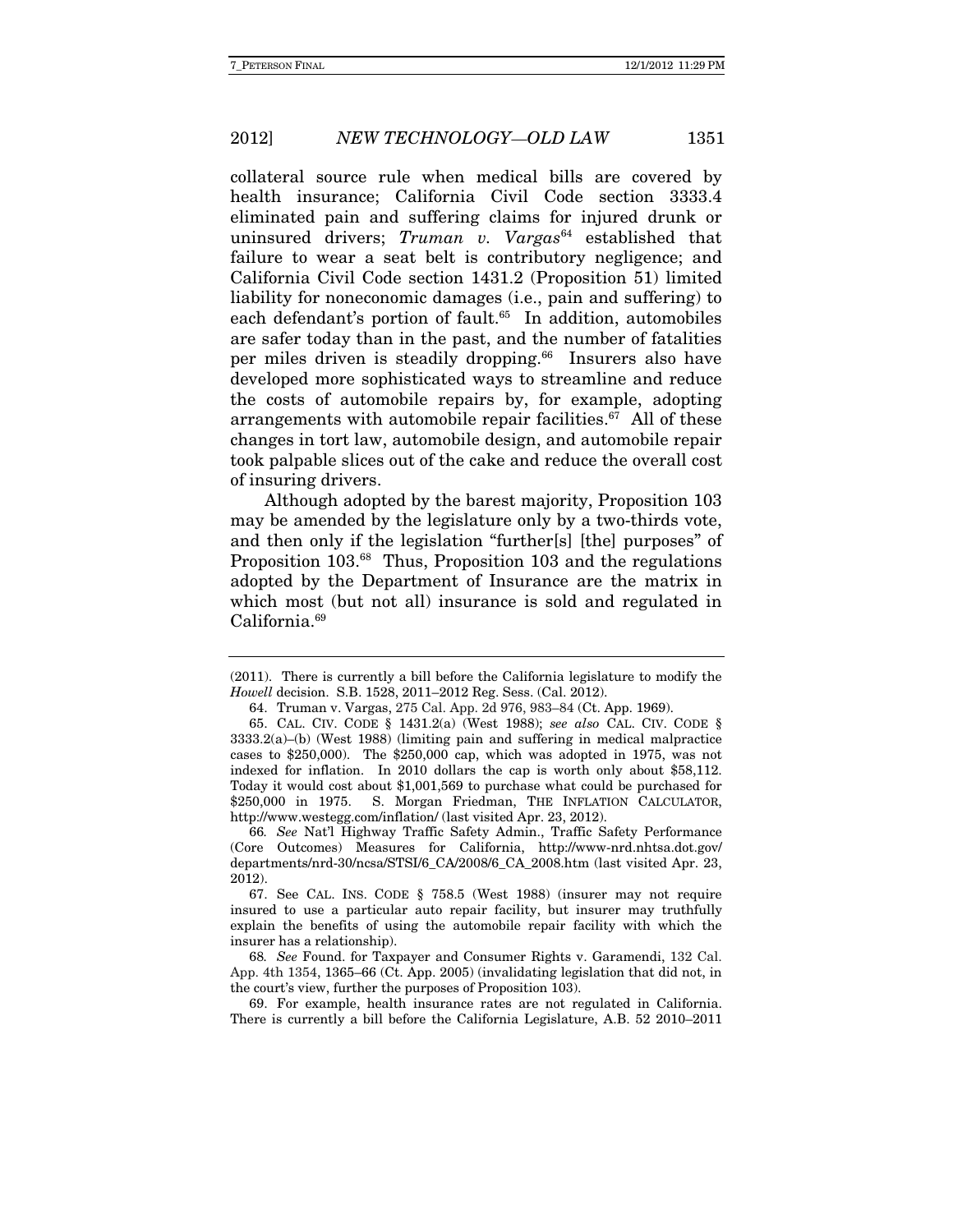collateral source rule when medical bills are covered by health insurance; California Civil Code section 3333.4 eliminated pain and suffering claims for injured drunk or uninsured drivers; *Truman v. Vargas*[64] established that failure to wear a seat belt is contributory negligence; and California Civil Code section 1431.2 (Proposition 51) limited liability for noneconomic damages (i.e., pain and suffering) to each defendant's portion of fault.[65] In addition, automobiles are safer today than in the past, and the number of fatalities per miles driven is steadily dropping.[66] Insurers also have developed more sophisticated ways to streamline and reduce the costs of automobile repairs by, for example, adopting arrangements with automobile repair facilities.[67] All of these changes in tort law, automobile design, and automobile repair took palpable slices out of the cake and reduce the overall cost of insuring drivers.

Although adopted by the barest majority, Proposition 103 may be amended by the legislature only by a two-thirds vote, and then only if the legislation "further[s] [the] purposes" of Proposition 103.[68] Thus, Proposition 103 and the regulations adopted by the Department of Insurance are the matrix in which most (but not all) insurance is sold and regulated in California.[69]

---

(2011). There is currently a bill before the California legislature to modify the *Howell* decision. S.B. 1528, 2011–2012 Reg. Sess. (Cal. 2012).

64. Truman v. Vargas, 275 Cal. App. 2d 976, 983–84 (Ct. App. 1969).

65. CAL. CIV. CODE § 1431.2(a) (West 1988); *see also* CAL. CIV. CODE § 3333.2(a)–(b) (West 1988) (limiting pain and suffering in medical malpractice cases to $250,000). The $250,000 cap, which was adopted in 1975, was not indexed for inflation. In 2010 dollars the cap is worth only about $58,112. Today it would cost about $1,001,569 to purchase what could be purchased for $250,000 in 1975. S. Morgan Friedman, THE INFLATION CALCULATOR, http://www.westegg.com/inflation/ (last visited Apr. 23, 2012).

66. *See* Nat'l Highway Traffic Safety Admin., Traffic Safety Performance (Core Outcomes) Measures for California, http://www-nrd.nhtsa.dot.gov/departments/nrd-30/ncsa/STSI/6_CA/2008/6_CA_2008.htm (last visited Apr. 23, 2012).

67. See CAL. INS. CODE § 758.5 (West 1988) (insurer may not require insured to use a particular auto repair facility, but insurer may truthfully explain the benefits of using the automobile repair facility with which the insurer has a relationship).

68. *See* Found. for Taxpayer and Consumer Rights v. Garamendi, 132 Cal. App. 4th 1354, 1365–66 (Ct. App. 2005) (invalidating legislation that did not, in the court's view, further the purposes of Proposition 103).

69. For example, health insurance rates are not regulated in California. There is currently a bill before the California Legislature, A.B. 52 2010–2011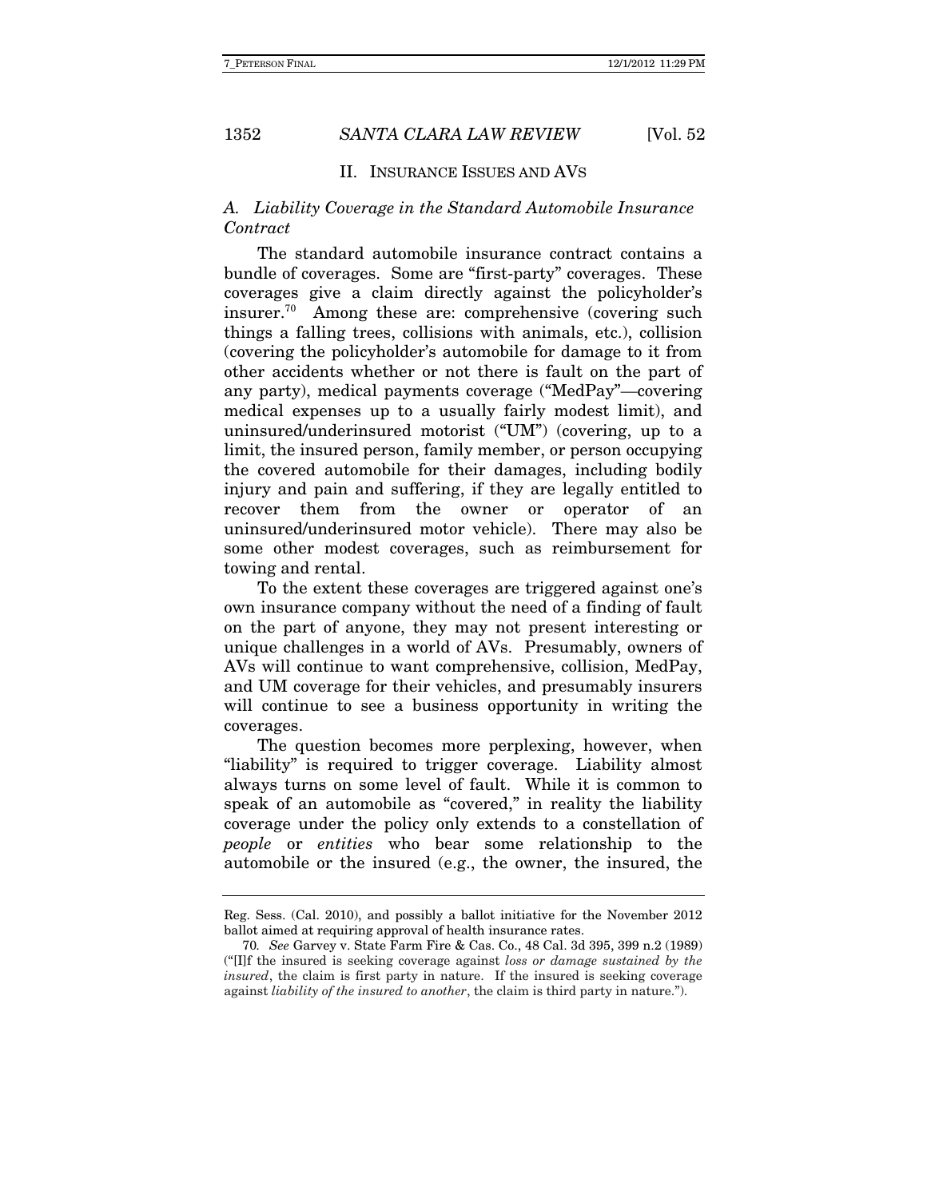## II. INSURANCE ISSUES AND AVS

### *A. Liability Coverage in the Standard Automobile Insurance Contract*

The standard automobile insurance contract contains a bundle of coverages. Some are "first-party" coverages. These coverages give a claim directly against the policyholder's insurer.[70] Among these are: comprehensive (covering such things a falling trees, collisions with animals, etc.), collision (covering the policyholder's automobile for damage to it from other accidents whether or not there is fault on the part of any party), medical payments coverage ("MedPay"—covering medical expenses up to a usually fairly modest limit), and uninsured/underinsured motorist ("UM") (covering, up to a limit, the insured person, family member, or person occupying the covered automobile for their damages, including bodily injury and pain and suffering, if they are legally entitled to recover them from the owner or operator of an uninsured/underinsured motor vehicle). There may also be some other modest coverages, such as reimbursement for towing and rental.

To the extent these coverages are triggered against one's own insurance company without the need of a finding of fault on the part of anyone, they may not present interesting or unique challenges in a world of AVs. Presumably, owners of AVs will continue to want comprehensive, collision, MedPay, and UM coverage for their vehicles, and presumably insurers will continue to see a business opportunity in writing the coverages.

The question becomes more perplexing, however, when "liability" is required to trigger coverage. Liability almost always turns on some level of fault. While it is common to speak of an automobile as "covered," in reality the liability coverage under the policy only extends to a constellation of *people* or *entities* who bear some relationship to the automobile or the insured (e.g., the owner, the insured, the

---

Reg. Sess. (Cal. 2010), and possibly a ballot initiative for the November 2012 ballot aimed at requiring approval of health insurance rates.

70. *See* Garvey v. State Farm Fire & Cas. Co., 48 Cal. 3d 395, 399 n.2 (1989) ("[I]f the insured is seeking coverage against *loss or damage sustained by the insured*, the claim is first party in nature. If the insured is seeking coverage against *liability of the insured to another*, the claim is third party in nature.").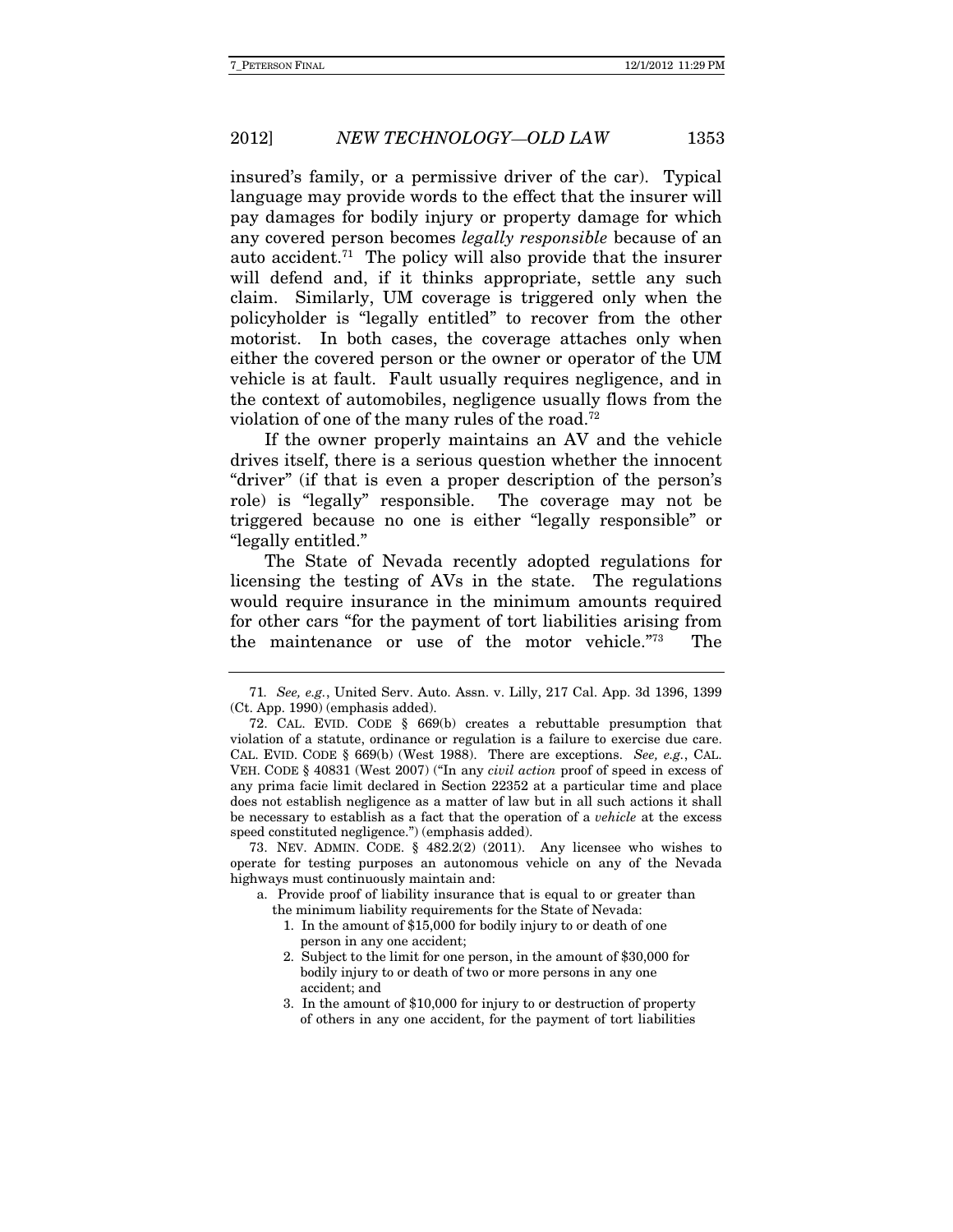insured's family, or a permissive driver of the car). Typical language may provide words to the effect that the insurer will pay damages for bodily injury or property damage for which any covered person becomes *legally responsible* because of an auto accident.[71] The policy will also provide that the insurer will defend and, if it thinks appropriate, settle any such claim. Similarly, UM coverage is triggered only when the policyholder is "legally entitled" to recover from the other motorist. In both cases, the coverage attaches only when either the covered person or the owner or operator of the UM vehicle is at fault. Fault usually requires negligence, and in the context of automobiles, negligence usually flows from the violation of one of the many rules of the road.[72]

If the owner properly maintains an AV and the vehicle drives itself, there is a serious question whether the innocent "driver" (if that is even a proper description of the person's role) is "legally" responsible. The coverage may not be triggered because no one is either "legally responsible" or "legally entitled."

The State of Nevada recently adopted regulations for licensing the testing of AVs in the state. The regulations would require insurance in the minimum amounts required for other cars "for the payment of tort liabilities arising from the maintenance or use of the motor vehicle."[73] The

---

71. *See, e.g.*, United Serv. Auto. Assn. v. Lilly, 217 Cal. App. 3d 1396, 1399 (Ct. App. 1990) (emphasis added).

72. CAL. EVID. CODE § 669(b) creates a rebuttable presumption that violation of a statute, ordinance or regulation is a failure to exercise due care. CAL. EVID. CODE § 669(b) (West 1988). There are exceptions. *See, e.g.*, CAL. VEH. CODE § 40831 (West 2007) ("In any *civil action* proof of speed in excess of any prima facie limit declared in Section 22352 at a particular time and place does not establish negligence as a matter of law but in all such actions it shall be necessary to establish as a fact that the operation of a *vehicle* at the excess speed constituted negligence.") (emphasis added).

73. NEV. ADMIN. CODE. § 482.2(2) (2011). Any licensee who wishes to operate for testing purposes an autonomous vehicle on any of the Nevada highways must continuously maintain and:

a. Provide proof of liability insurance that is equal to or greater than the minimum liability requirements for the State of Nevada:
   1. In the amount of $15,000 for bodily injury to or death of one person in any one accident;
   2. Subject to the limit for one person, in the amount of $30,000 for bodily injury to or death of two or more persons in any one accident; and
   3. In the amount of $10,000 for injury to or destruction of property of others in any one accident, for the payment of tort liabilities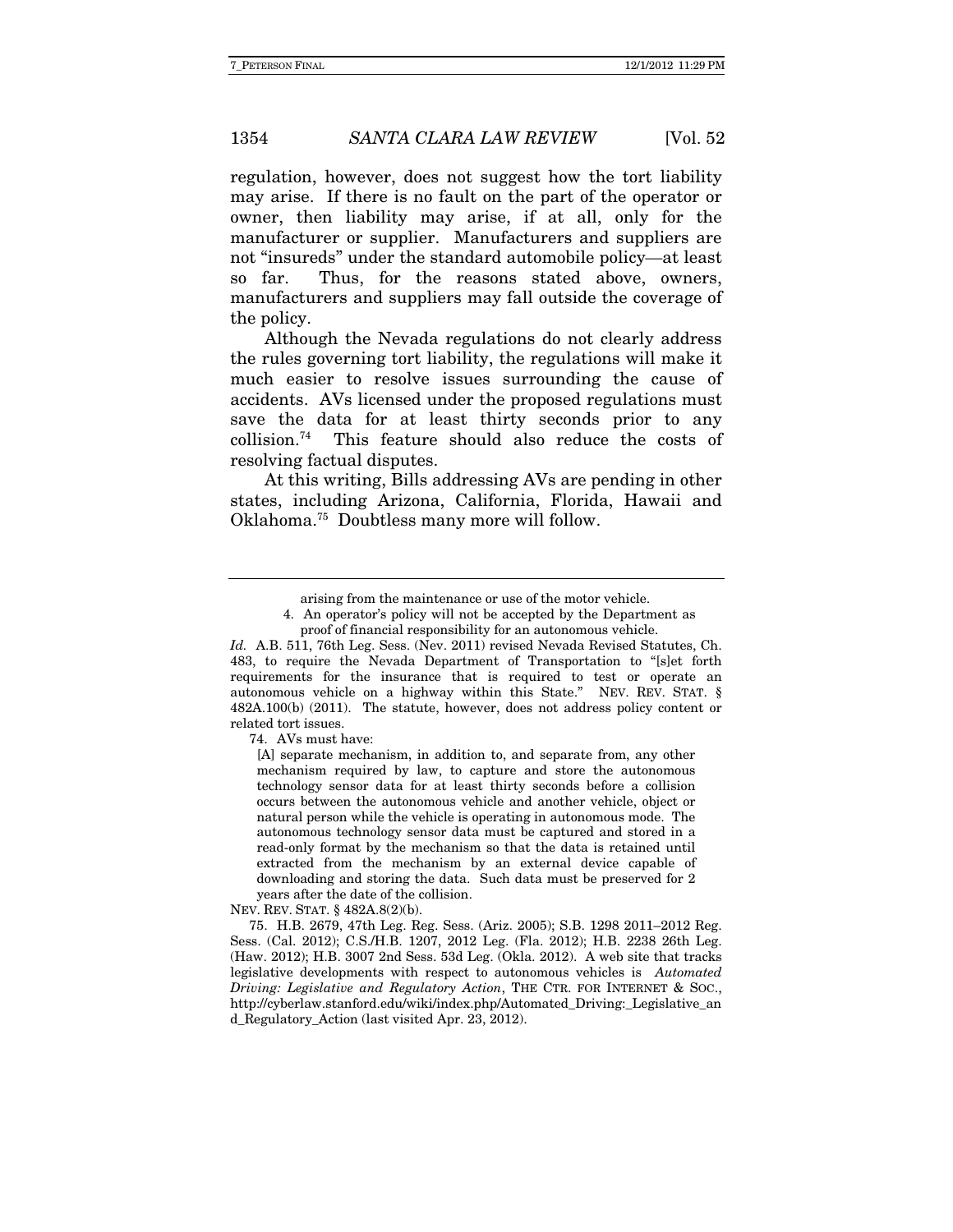regulation, however, does not suggest how the tort liability may arise. If there is no fault on the part of the operator or owner, then liability may arise, if at all, only for the manufacturer or supplier. Manufacturers and suppliers are not "insureds" under the standard automobile policy—at least so far. Thus, for the reasons stated above, owners, manufacturers and suppliers may fall outside the coverage of the policy.

Although the Nevada regulations do not clearly address the rules governing tort liability, the regulations will make it much easier to resolve issues surrounding the cause of accidents. AVs licensed under the proposed regulations must save the data for at least thirty seconds prior to any collision.[74] This feature should also reduce the costs of resolving factual disputes.

At this writing, Bills addressing AVs are pending in other states, including Arizona, California, Florida, Hawaii and Oklahoma.[75] Doubtless many more will follow.

---

> arising from the maintenance or use of the motor vehicle.
>
> 4. An operator's policy will not be accepted by the Department as proof of financial responsibility for an autonomous vehicle.

*Id.* A.B. 511, 76th Leg. Sess. (Nev. 2011) revised Nevada Revised Statutes, Ch. 483, to require the Nevada Department of Transportation to "[s]et forth requirements for the insurance that is required to test or operate an autonomous vehicle on a highway within this State." NEV. REV. STAT. § 482A.100(b) (2011). The statute, however, does not address policy content or related tort issues.

74. AVs must have:

> [A] separate mechanism, in addition to, and separate from, any other mechanism required by law, to capture and store the autonomous technology sensor data for at least thirty seconds before a collision occurs between the autonomous vehicle and another vehicle, object or natural person while the vehicle is operating in autonomous mode. The autonomous technology sensor data must be captured and stored in a read-only format by the mechanism so that the data is retained until extracted from the mechanism by an external device capable of downloading and storing the data. Such data must be preserved for 2 years after the date of the collision.

NEV. REV. STAT. § 482A.8(2)(b).

75. H.B. 2679, 47th Leg. Reg. Sess. (Ariz. 2005); S.B. 1298 2011–2012 Reg. Sess. (Cal. 2012); C.S./H.B. 1207, 2012 Leg. (Fla. 2012); H.B. 2238 26th Leg. (Haw. 2012); H.B. 3007 2nd Sess. 53d Leg. (Okla. 2012). A web site that tracks legislative developments with respect to autonomous vehicles is *Automated Driving: Legislative and Regulatory Action*, THE CTR. FOR INTERNET & SOC., http://cyberlaw.stanford.edu/wiki/index.php/Automated_Driving:_Legislative_and_Regulatory_Action (last visited Apr. 23, 2012).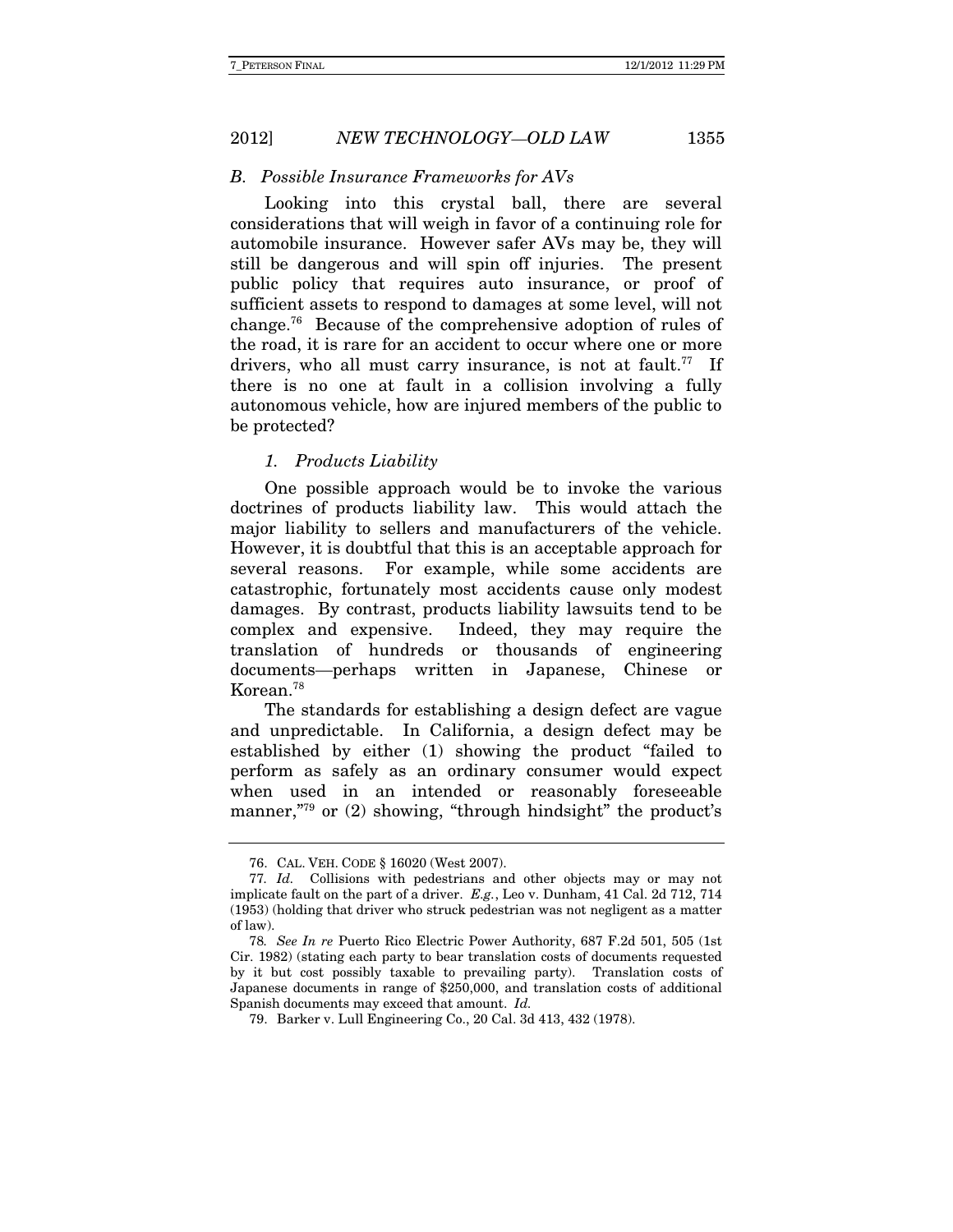### *B. Possible Insurance Frameworks for AVs*

Looking into this crystal ball, there are several considerations that will weigh in favor of a continuing role for automobile insurance. However safer AVs may be, they will still be dangerous and will spin off injuries. The present public policy that requires auto insurance, or proof of sufficient assets to respond to damages at some level, will not change.[76] Because of the comprehensive adoption of rules of the road, it is rare for an accident to occur where one or more drivers, who all must carry insurance, is not at fault.[77] If there is no one at fault in a collision involving a fully autonomous vehicle, how are injured members of the public to be protected?

#### *1. Products Liability*

One possible approach would be to invoke the various doctrines of products liability law. This would attach the major liability to sellers and manufacturers of the vehicle. However, it is doubtful that this is an acceptable approach for several reasons. For example, while some accidents are catastrophic, fortunately most accidents cause only modest damages. By contrast, products liability lawsuits tend to be complex and expensive. Indeed, they may require the translation of hundreds or thousands of engineering documents—perhaps written in Japanese, Chinese or Korean.[78]

The standards for establishing a design defect are vague and unpredictable. In California, a design defect may be established by either (1) showing the product "failed to perform as safely as an ordinary consumer would expect when used in an intended or reasonably foreseeable manner,"[79] or (2) showing, "through hindsight" the product's

---

76. CAL. VEH. CODE § 16020 (West 2007).

77. *Id.* Collisions with pedestrians and other objects may or may not implicate fault on the part of a driver. *E.g.*, Leo v. Dunham, 41 Cal. 2d 712, 714 (1953) (holding that driver who struck pedestrian was not negligent as a matter of law).

78. *See In re* Puerto Rico Electric Power Authority, 687 F.2d 501, 505 (1st Cir. 1982) (stating each party to bear translation costs of documents requested by it but cost possibly taxable to prevailing party). Translation costs of Japanese documents in range of $250,000, and translation costs of additional Spanish documents may exceed that amount. *Id.*

79. Barker v. Lull Engineering Co., 20 Cal. 3d 413, 432 (1978).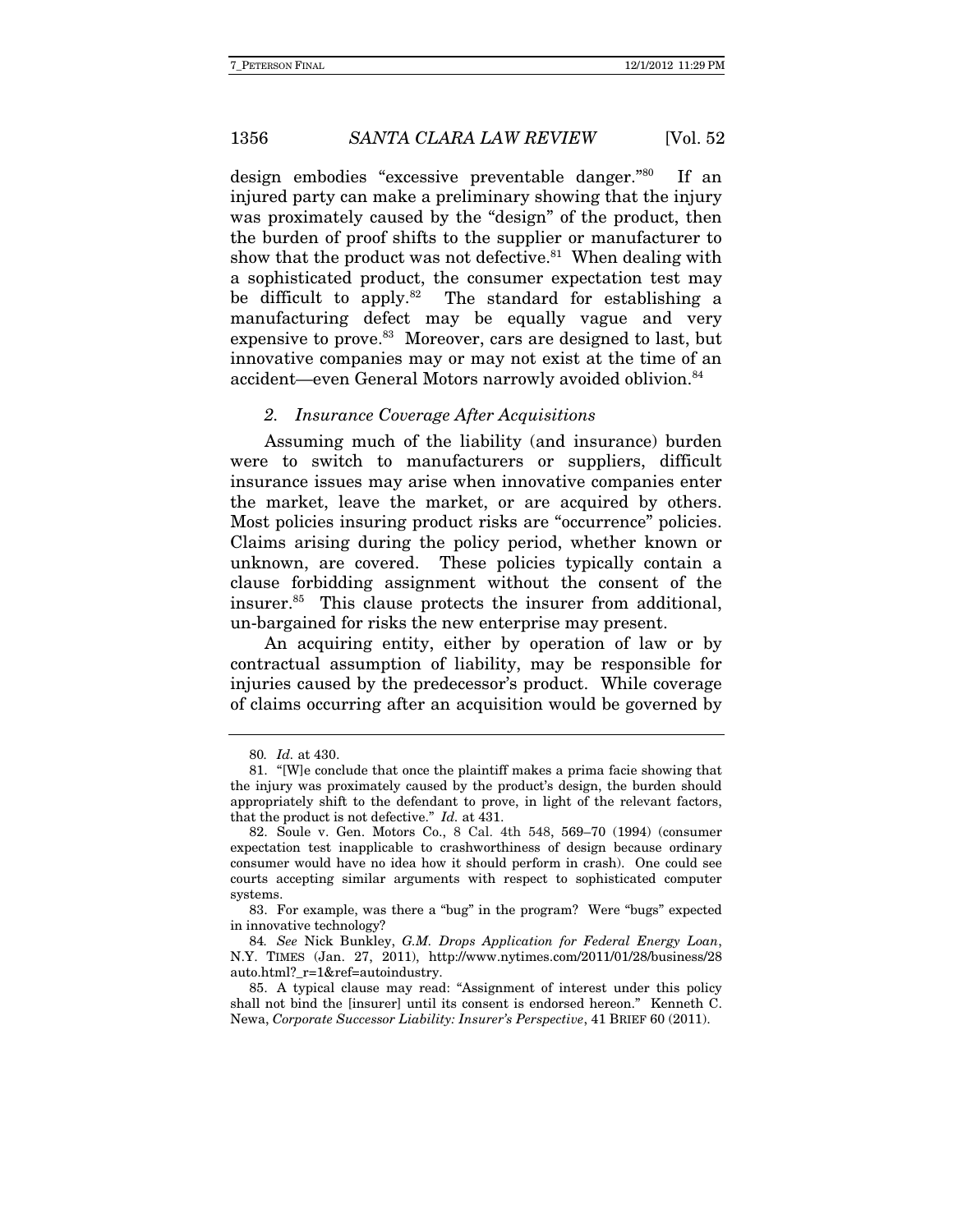design embodies "excessive preventable danger."[80] If an injured party can make a preliminary showing that the injury was proximately caused by the "design" of the product, then the burden of proof shifts to the supplier or manufacturer to show that the product was not defective.[81] When dealing with a sophisticated product, the consumer expectation test may be difficult to apply.[82] The standard for establishing a manufacturing defect may be equally vague and very expensive to prove.[83] Moreover, cars are designed to last, but innovative companies may or may not exist at the time of an accident—even General Motors narrowly avoided oblivion.[84]

### *2. Insurance Coverage After Acquisitions*

Assuming much of the liability (and insurance) burden were to switch to manufacturers or suppliers, difficult insurance issues may arise when innovative companies enter the market, leave the market, or are acquired by others. Most policies insuring product risks are "occurrence" policies. Claims arising during the policy period, whether known or unknown, are covered. These policies typically contain a clause forbidding assignment without the consent of the insurer.[85] This clause protects the insurer from additional, un-bargained for risks the new enterprise may present.

An acquiring entity, either by operation of law or by contractual assumption of liability, may be responsible for injuries caused by the predecessor's product. While coverage of claims occurring after an acquisition would be governed by

---

80. *Id.* at 430.

81. "[W]e conclude that once the plaintiff makes a prima facie showing that the injury was proximately caused by the product's design, the burden should appropriately shift to the defendant to prove, in light of the relevant factors, that the product is not defective." *Id.* at 431.

82. Soule v. Gen. Motors Co., 8 Cal. 4th 548, 569–70 (1994) (consumer expectation test inapplicable to crashworthiness of design because ordinary consumer would have no idea how it should perform in crash). One could see courts accepting similar arguments with respect to sophisticated computer systems.

83. For example, was there a "bug" in the program? Were "bugs" expected in innovative technology?

84. *See* Nick Bunkley, *G.M. Drops Application for Federal Energy Loan*, N.Y. TIMES (Jan. 27, 2011), http://www.nytimes.com/2011/01/28/business/28auto.html?_r=1&ref=autoindustry.

85. A typical clause may read: "Assignment of interest under this policy shall not bind the [insurer] until its consent is endorsed hereon." Kenneth C. Newa, *Corporate Successor Liability: Insurer's Perspective*, 41 BRIEF 60 (2011).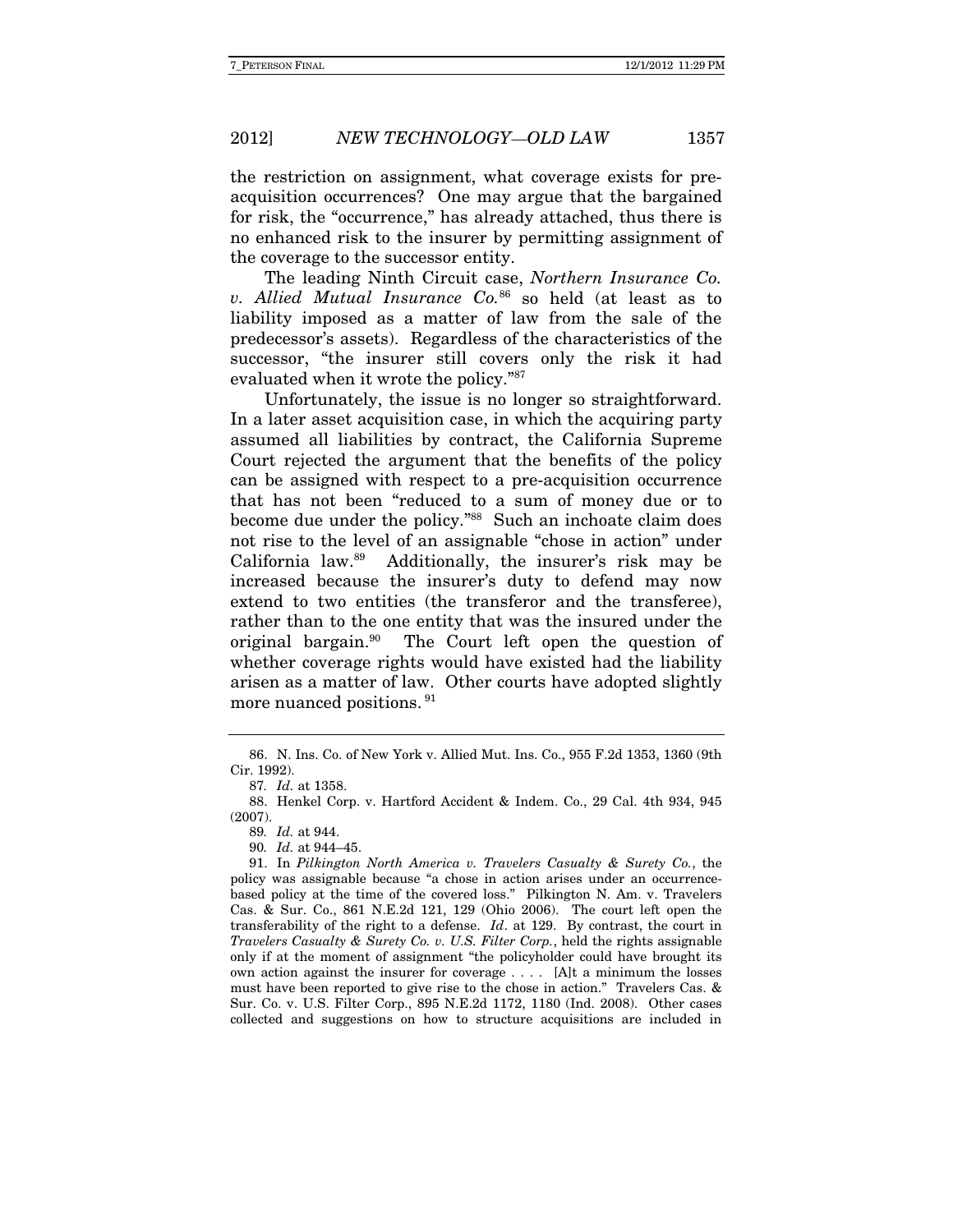the restriction on assignment, what coverage exists for pre-acquisition occurrences? One may argue that the bargained for risk, the "occurrence," has already attached, thus there is no enhanced risk to the insurer by permitting assignment of the coverage to the successor entity.

The leading Ninth Circuit case, *Northern Insurance Co. v. Allied Mutual Insurance Co.*[86] so held (at least as to liability imposed as a matter of law from the sale of the predecessor's assets). Regardless of the characteristics of the successor, "the insurer still covers only the risk it had evaluated when it wrote the policy."[87]

Unfortunately, the issue is no longer so straightforward. In a later asset acquisition case, in which the acquiring party assumed all liabilities by contract, the California Supreme Court rejected the argument that the benefits of the policy can be assigned with respect to a pre-acquisition occurrence that has not been "reduced to a sum of money due or to become due under the policy."[88] Such an inchoate claim does not rise to the level of an assignable "chose in action" under California law.[89] Additionally, the insurer's risk may be increased because the insurer's duty to defend may now extend to two entities (the transferor and the transferee), rather than to the one entity that was the insured under the original bargain.[90] The Court left open the question of whether coverage rights would have existed had the liability arisen as a matter of law. Other courts have adopted slightly more nuanced positions.[91]

---

86. N. Ins. Co. of New York v. Allied Mut. Ins. Co., 955 F.2d 1353, 1360 (9th Cir. 1992).

87. *Id.* at 1358.

88. Henkel Corp. v. Hartford Accident & Indem. Co., 29 Cal. 4th 934, 945 (2007).

89. *Id.* at 944.

90. *Id.* at 944–45.

91. In *Pilkington North America v. Travelers Casualty & Surety Co.*, the policy was assignable because "a chose in action arises under an occurrence-based policy at the time of the covered loss." Pilkington N. Am. v. Travelers Cas. & Sur. Co., 861 N.E.2d 121, 129 (Ohio 2006). The court left open the transferability of the right to a defense. *Id*. at 129. By contrast, the court in *Travelers Casualty & Surety Co. v. U.S. Filter Corp.*, held the rights assignable only if at the moment of assignment "the policyholder could have brought its own action against the insurer for coverage . . . . [A]t a minimum the losses must have been reported to give rise to the chose in action." Travelers Cas. & Sur. Co. v. U.S. Filter Corp., 895 N.E.2d 1172, 1180 (Ind. 2008). Other cases collected and suggestions on how to structure acquisitions are included in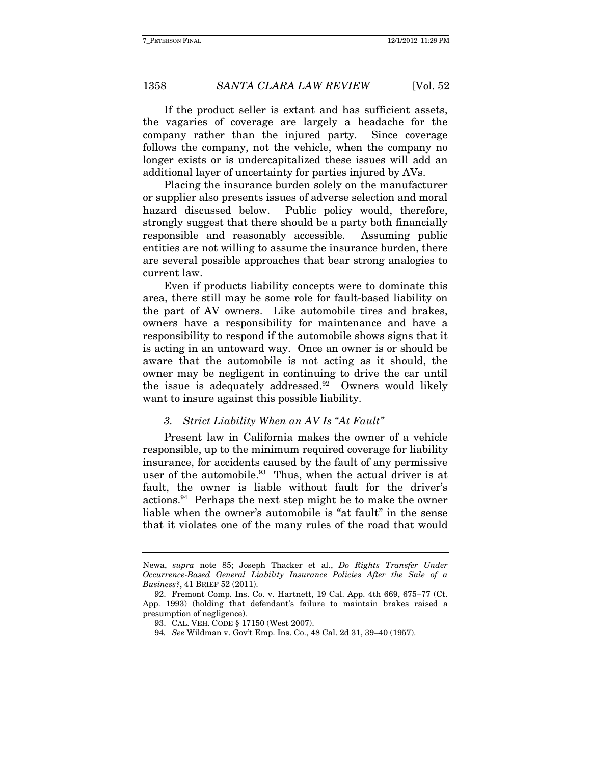If the product seller is extant and has sufficient assets, the vagaries of coverage are largely a headache for the company rather than the injured party. Since coverage follows the company, not the vehicle, when the company no longer exists or is undercapitalized these issues will add an additional layer of uncertainty for parties injured by AVs.

Placing the insurance burden solely on the manufacturer or supplier also presents issues of adverse selection and moral hazard discussed below. Public policy would, therefore, strongly suggest that there should be a party both financially responsible and reasonably accessible. Assuming public entities are not willing to assume the insurance burden, there are several possible approaches that bear strong analogies to current law.

Even if products liability concepts were to dominate this area, there still may be some role for fault-based liability on the part of AV owners. Like automobile tires and brakes, owners have a responsibility for maintenance and have a responsibility to respond if the automobile shows signs that it is acting in an untoward way. Once an owner is or should be aware that the automobile is not acting as it should, the owner may be negligent in continuing to drive the car until the issue is adequately addressed.[92] Owners would likely want to insure against this possible liability.

### *3. Strict Liability When an AV Is "At Fault"*

Present law in California makes the owner of a vehicle responsible, up to the minimum required coverage for liability insurance, for accidents caused by the fault of any permissive user of the automobile.[93] Thus, when the actual driver is at fault, the owner is liable without fault for the driver's actions.[94] Perhaps the next step might be to make the owner liable when the owner's automobile is "at fault" in the sense that it violates one of the many rules of the road that would

---

Newa, *supra* note 85; Joseph Thacker et al., *Do Rights Transfer Under Occurrence-Based General Liability Insurance Policies After the Sale of a Business?*, 41 BRIEF 52 (2011).

92. Fremont Comp. Ins. Co. v. Hartnett, 19 Cal. App. 4th 669, 675–77 (Ct. App. 1993) (holding that defendant's failure to maintain brakes raised a presumption of negligence).

93. CAL. VEH. CODE § 17150 (West 2007).

94. *See* Wildman v. Gov't Emp. Ins. Co., 48 Cal. 2d 31, 39–40 (1957).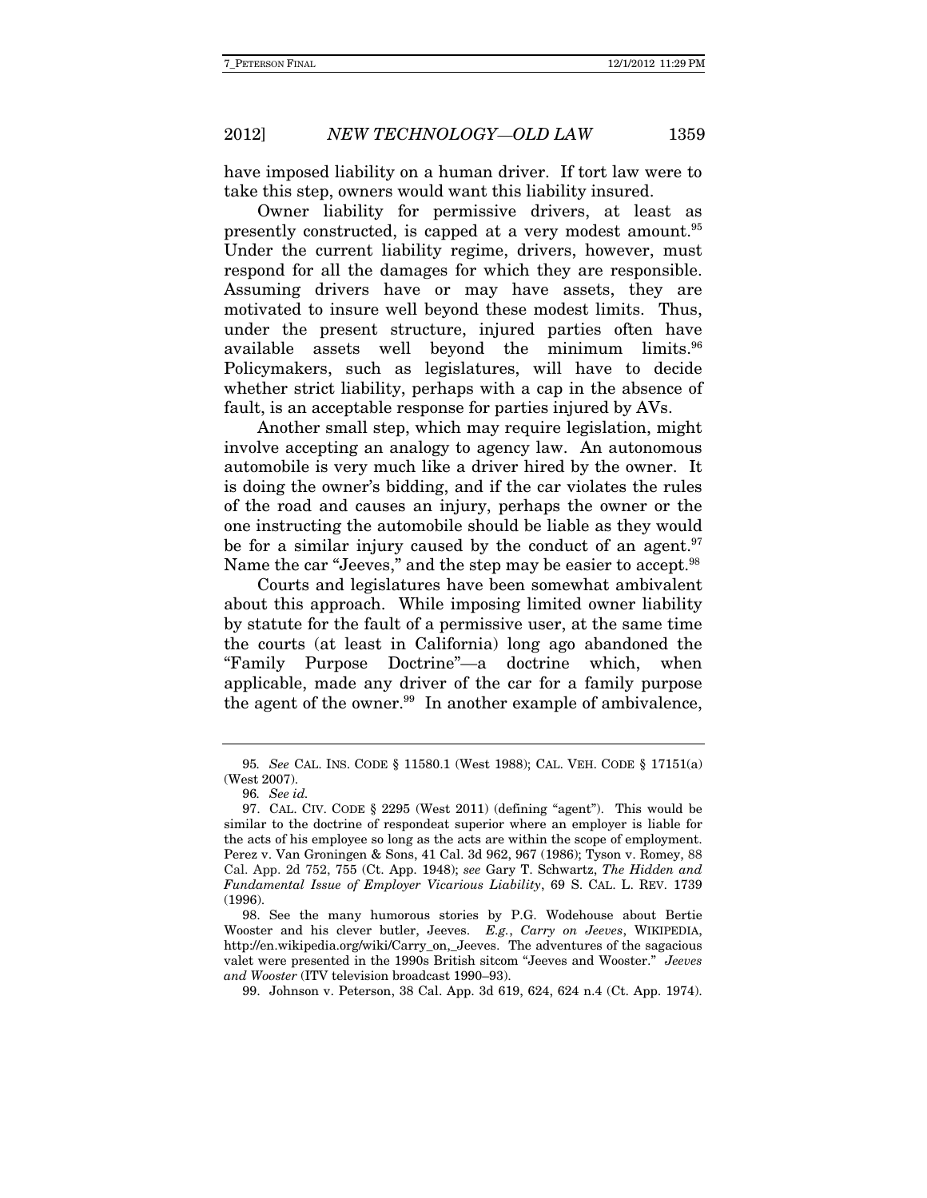have imposed liability on a human driver. If tort law were to take this step, owners would want this liability insured.

Owner liability for permissive drivers, at least as presently constructed, is capped at a very modest amount.[95] Under the current liability regime, drivers, however, must respond for all the damages for which they are responsible. Assuming drivers have or may have assets, they are motivated to insure well beyond these modest limits. Thus, under the present structure, injured parties often have available assets well beyond the minimum limits.[96] Policymakers, such as legislatures, will have to decide whether strict liability, perhaps with a cap in the absence of fault, is an acceptable response for parties injured by AVs.

Another small step, which may require legislation, might involve accepting an analogy to agency law. An autonomous automobile is very much like a driver hired by the owner. It is doing the owner's bidding, and if the car violates the rules of the road and causes an injury, perhaps the owner or the one instructing the automobile should be liable as they would be for a similar injury caused by the conduct of an agent.[97] Name the car "Jeeves," and the step may be easier to accept.[98]

Courts and legislatures have been somewhat ambivalent about this approach. While imposing limited owner liability by statute for the fault of a permissive user, at the same time the courts (at least in California) long ago abandoned the "Family Purpose Doctrine"—a doctrine which, when applicable, made any driver of the car for a family purpose the agent of the owner.[99] In another example of ambivalence,

---

95. *See* CAL. INS. CODE § 11580.1 (West 1988); CAL. VEH. CODE § 17151(a) (West 2007).

96. *See id.*

97. CAL. CIV. CODE § 2295 (West 2011) (defining "agent"). This would be similar to the doctrine of respondeat superior where an employer is liable for the acts of his employee so long as the acts are within the scope of employment. Perez v. Van Groningen & Sons, 41 Cal. 3d 962, 967 (1986); Tyson v. Romey, 88 Cal. App. 2d 752, 755 (Ct. App. 1948); *see* Gary T. Schwartz, *The Hidden and Fundamental Issue of Employer Vicarious Liability*, 69 S. CAL. L. REV. 1739 (1996).

98. See the many humorous stories by P.G. Wodehouse about Bertie Wooster and his clever butler, Jeeves. *E.g.*, *Carry on Jeeves*, WIKIPEDIA, http://en.wikipedia.org/wiki/Carry_on,_Jeeves. The adventures of the sagacious valet were presented in the 1990s British sitcom "Jeeves and Wooster." *Jeeves and Wooster* (ITV television broadcast 1990–93).

99. Johnson v. Peterson, 38 Cal. App. 3d 619, 624, 624 n.4 (Ct. App. 1974).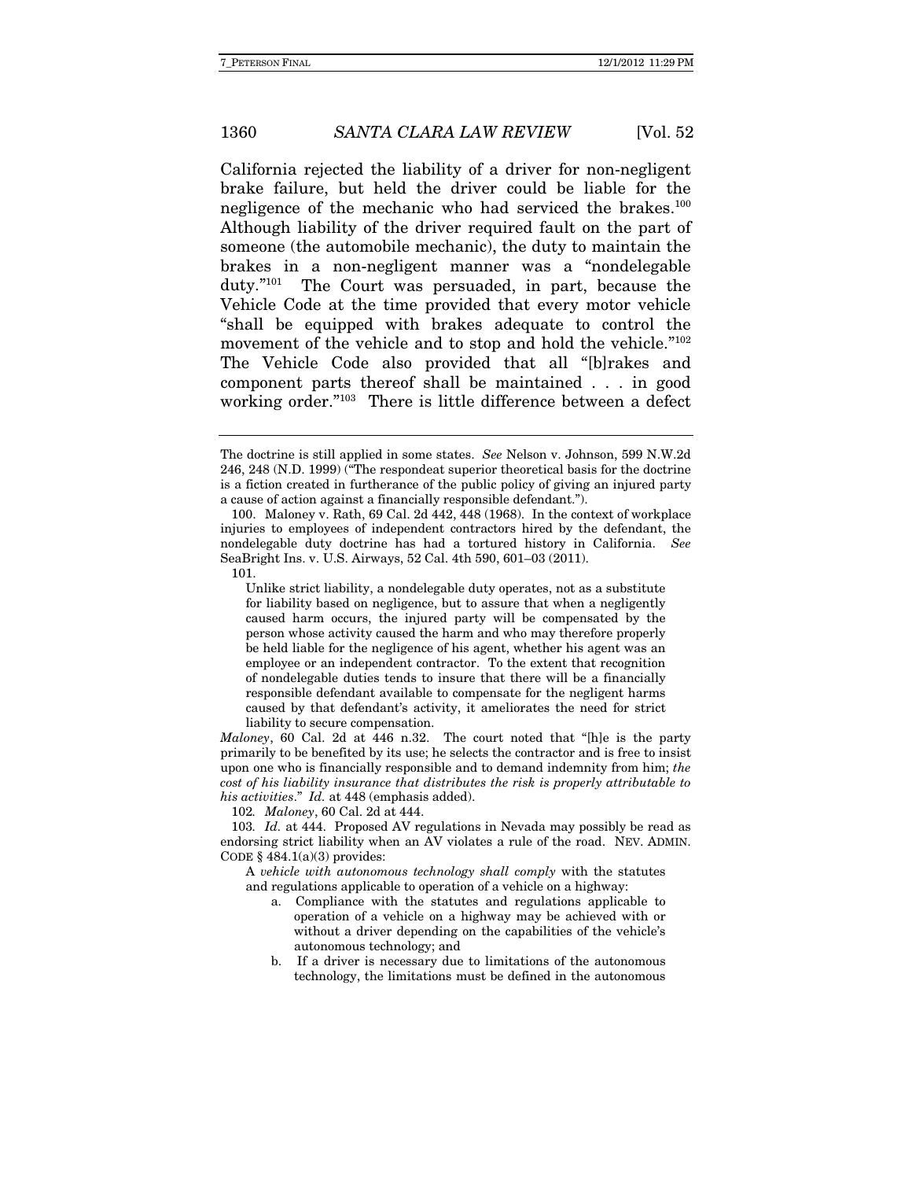California rejected the liability of a driver for non-negligent brake failure, but held the driver could be liable for the negligence of the mechanic who had serviced the brakes.[100] Although liability of the driver required fault on the part of someone (the automobile mechanic), the duty to maintain the brakes in a non-negligent manner was a "nondelegable duty."[101] The Court was persuaded, in part, because the Vehicle Code at the time provided that every motor vehicle "shall be equipped with brakes adequate to control the movement of the vehicle and to stop and hold the vehicle."[102] The Vehicle Code also provided that all "[b]rakes and component parts thereof shall be maintained . . . in good working order."[103] There is little difference between a defect

---

The doctrine is still applied in some states. *See* Nelson v. Johnson, 599 N.W.2d 246, 248 (N.D. 1999) ("The respondeat superior theoretical basis for the doctrine is a fiction created in furtherance of the public policy of giving an injured party a cause of action against a financially responsible defendant.").

100. Maloney v. Rath, 69 Cal. 2d 442, 448 (1968). In the context of workplace injuries to employees of independent contractors hired by the defendant, the nondelegable duty doctrine has had a tortured history in California. *See* SeaBright Ins. v. U.S. Airways, 52 Cal. 4th 590, 601–03 (2011).

101.

> Unlike strict liability, a nondelegable duty operates, not as a substitute for liability based on negligence, but to assure that when a negligently caused harm occurs, the injured party will be compensated by the person whose activity caused the harm and who may therefore properly be held liable for the negligence of his agent, whether his agent was an employee or an independent contractor. To the extent that recognition of nondelegable duties tends to insure that there will be a financially responsible defendant available to compensate for the negligent harms caused by that defendant's activity, it ameliorates the need for strict liability to secure compensation.

*Maloney*, 60 Cal. 2d at 446 n.32. The court noted that "[h]e is the party primarily to be benefited by its use; he selects the contractor and is free to insist upon one who is financially responsible and to demand indemnity from him; *the cost of his liability insurance that distributes the risk is properly attributable to his activities*." *Id.* at 448 (emphasis added).

102. *Maloney*, 60 Cal. 2d at 444.

103. *Id.* at 444. Proposed AV regulations in Nevada may possibly be read as endorsing strict liability when an AV violates a rule of the road. NEV. ADMIN. CODE § 484.1(a)(3) provides:

> A *vehicle with autonomous technology shall comply* with the statutes and regulations applicable to operation of a vehicle on a highway:
>
> a. Compliance with the statutes and regulations applicable to operation of a vehicle on a highway may be achieved with or without a driver depending on the capabilities of the vehicle's autonomous technology; and
>
> b. If a driver is necessary due to limitations of the autonomous technology, the limitations must be defined in the autonomous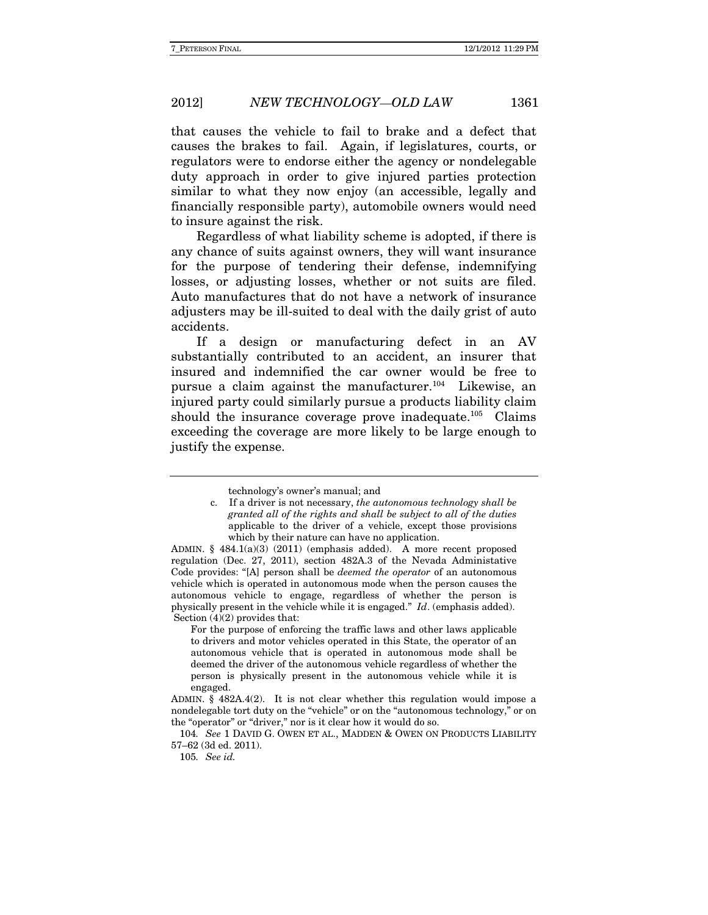that causes the vehicle to fail to brake and a defect that causes the brakes to fail. Again, if legislatures, courts, or regulators were to endorse either the agency or nondelegable duty approach in order to give injured parties protection similar to what they now enjoy (an accessible, legally and financially responsible party), automobile owners would need to insure against the risk.

Regardless of what liability scheme is adopted, if there is any chance of suits against owners, they will want insurance for the purpose of tendering their defense, indemnifying losses, or adjusting losses, whether or not suits are filed. Auto manufactures that do not have a network of insurance adjusters may be ill-suited to deal with the daily grist of auto accidents.

If a design or manufacturing defect in an AV substantially contributed to an accident, an insurer that insured and indemnified the car owner would be free to pursue a claim against the manufacturer.[104] Likewise, an injured party could similarly pursue a products liability claim should the insurance coverage prove inadequate.[105] Claims exceeding the coverage are more likely to be large enough to justify the expense.

---

> technology's owner's manual; and
>
> c. If a driver is not necessary, *the autonomous technology shall be granted all of the rights and shall be subject to all of the duties* applicable to the driver of a vehicle, except those provisions which by their nature can have no application.

ADMIN. § 484.1(a)(3) (2011) (emphasis added). A more recent proposed regulation (Dec. 27, 2011), section 482A.3 of the Nevada Administative Code provides: "[A] person shall be *deemed the operator* of an autonomous vehicle which is operated in autonomous mode when the person causes the autonomous vehicle to engage, regardless of whether the person is physically present in the vehicle while it is engaged." *Id*. (emphasis added). Section (4)(2) provides that:

> For the purpose of enforcing the traffic laws and other laws applicable to drivers and motor vehicles operated in this State, the operator of an autonomous vehicle that is operated in autonomous mode shall be deemed the driver of the autonomous vehicle regardless of whether the person is physically present in the autonomous vehicle while it is engaged.

ADMIN. § 482A.4(2). It is not clear whether this regulation would impose a nondelegable tort duty on the "vehicle" or on the "autonomous technology," or on the "operator" or "driver," nor is it clear how it would do so.

104. *See* 1 DAVID G. OWEN ET AL., MADDEN & OWEN ON PRODUCTS LIABILITY 57–62 (3d ed. 2011).

105. *See id.*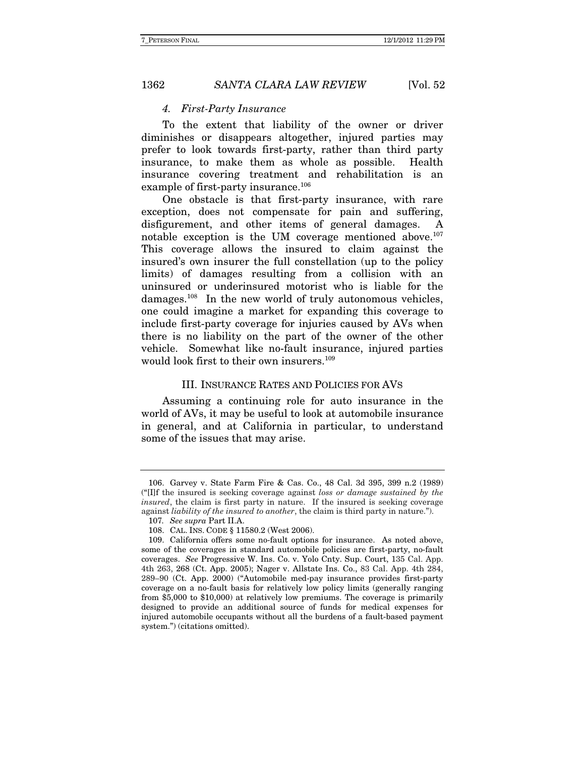#### *4. First-Party Insurance*

To the extent that liability of the owner or driver diminishes or disappears altogether, injured parties may prefer to look towards first-party, rather than third party insurance, to make them as whole as possible. Health insurance covering treatment and rehabilitation is an example of first-party insurance.[106]

One obstacle is that first-party insurance, with rare exception, does not compensate for pain and suffering, disfigurement, and other items of general damages. A notable exception is the UM coverage mentioned above.[107] This coverage allows the insured to claim against the insured's own insurer the full constellation (up to the policy limits) of damages resulting from a collision with an uninsured or underinsured motorist who is liable for the damages.[108] In the new world of truly autonomous vehicles, one could imagine a market for expanding this coverage to include first-party coverage for injuries caused by AVs when there is no liability on the part of the owner of the other vehicle. Somewhat like no-fault insurance, injured parties would look first to their own insurers.[109]

## III. INSURANCE RATES AND POLICIES FOR AVS

Assuming a continuing role for auto insurance in the world of AVs, it may be useful to look at automobile insurance in general, and at California in particular, to understand some of the issues that may arise.

---

106. Garvey v. State Farm Fire & Cas. Co., 48 Cal. 3d 395, 399 n.2 (1989) ("[I]f the insured is seeking coverage against *loss or damage sustained by the insured*, the claim is first party in nature. If the insured is seeking coverage against *liability of the insured to another*, the claim is third party in nature.").

107. *See supra* Part II.A.

108. CAL. INS. CODE § 11580.2 (West 2006).

109. California offers some no-fault options for insurance. As noted above, some of the coverages in standard automobile policies are first-party, no-fault coverages. *See* Progressive W. Ins. Co. v. Yolo Cnty. Sup. Court, 135 Cal. App. 4th 263, 268 (Ct. App. 2005); Nager v. Allstate Ins. Co., 83 Cal. App. 4th 284, 289–90 (Ct. App. 2000) ("Automobile med-pay insurance provides first-party coverage on a no-fault basis for relatively low policy limits (generally ranging from $5,000 to $10,000) at relatively low premiums. The coverage is primarily designed to provide an additional source of funds for medical expenses for injured automobile occupants without all the burdens of a fault-based payment system.") (citations omitted).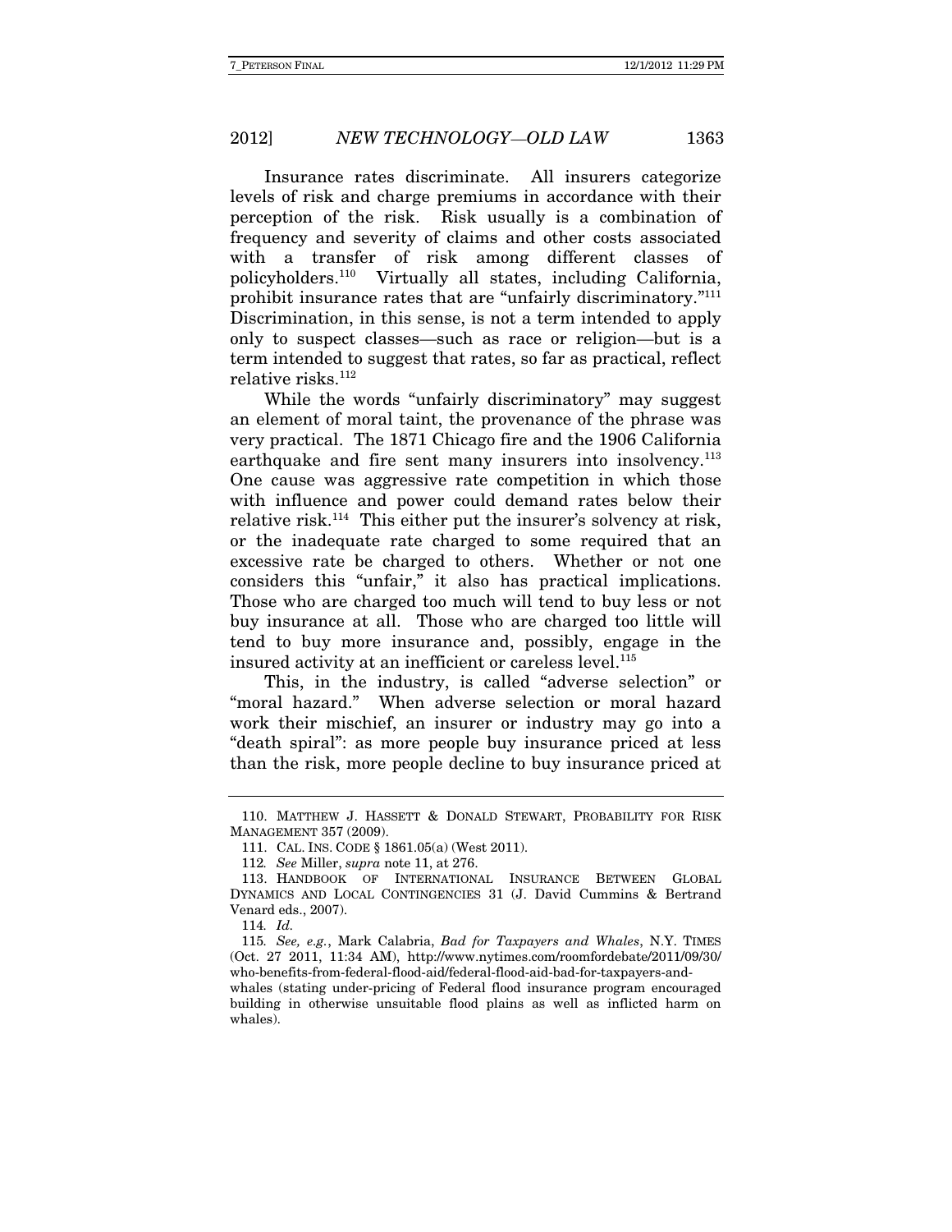Insurance rates discriminate. All insurers categorize levels of risk and charge premiums in accordance with their perception of the risk. Risk usually is a combination of frequency and severity of claims and other costs associated with a transfer of risk among different classes of policyholders.[110] Virtually all states, including California, prohibit insurance rates that are "unfairly discriminatory."[111] Discrimination, in this sense, is not a term intended to apply only to suspect classes—such as race or religion—but is a term intended to suggest that rates, so far as practical, reflect relative risks.[112]

While the words "unfairly discriminatory" may suggest an element of moral taint, the provenance of the phrase was very practical. The 1871 Chicago fire and the 1906 California earthquake and fire sent many insurers into insolvency.[113] One cause was aggressive rate competition in which those with influence and power could demand rates below their relative risk.[114] This either put the insurer's solvency at risk, or the inadequate rate charged to some required that an excessive rate be charged to others. Whether or not one considers this "unfair," it also has practical implications. Those who are charged too much will tend to buy less or not buy insurance at all. Those who are charged too little will tend to buy more insurance and, possibly, engage in the insured activity at an inefficient or careless level.[115]

This, in the industry, is called "adverse selection" or "moral hazard." When adverse selection or moral hazard work their mischief, an insurer or industry may go into a "death spiral": as more people buy insurance priced at less than the risk, more people decline to buy insurance priced at

---

110. MATTHEW J. HASSETT & DONALD STEWART, PROBABILITY FOR RISK MANAGEMENT 357 (2009).

111. CAL. INS. CODE § 1861.05(a) (West 2011).

112. *See* Miller, *supra* note 11, at 276.

113. HANDBOOK OF INTERNATIONAL INSURANCE BETWEEN GLOBAL DYNAMICS AND LOCAL CONTINGENCIES 31 (J. David Cummins & Bertrand Venard eds., 2007).

114. *Id.*

115. *See, e.g.*, Mark Calabria, *Bad for Taxpayers and Whales*, N.Y. TIMES (Oct. 27 2011, 11:34 AM), http://www.nytimes.com/roomfordebate/2011/09/30/who-benefits-from-federal-flood-aid/federal-flood-aid-bad-for-taxpayers-and-whales (stating under-pricing of Federal flood insurance program encouraged building in otherwise unsuitable flood plains as well as inflicted harm on whales).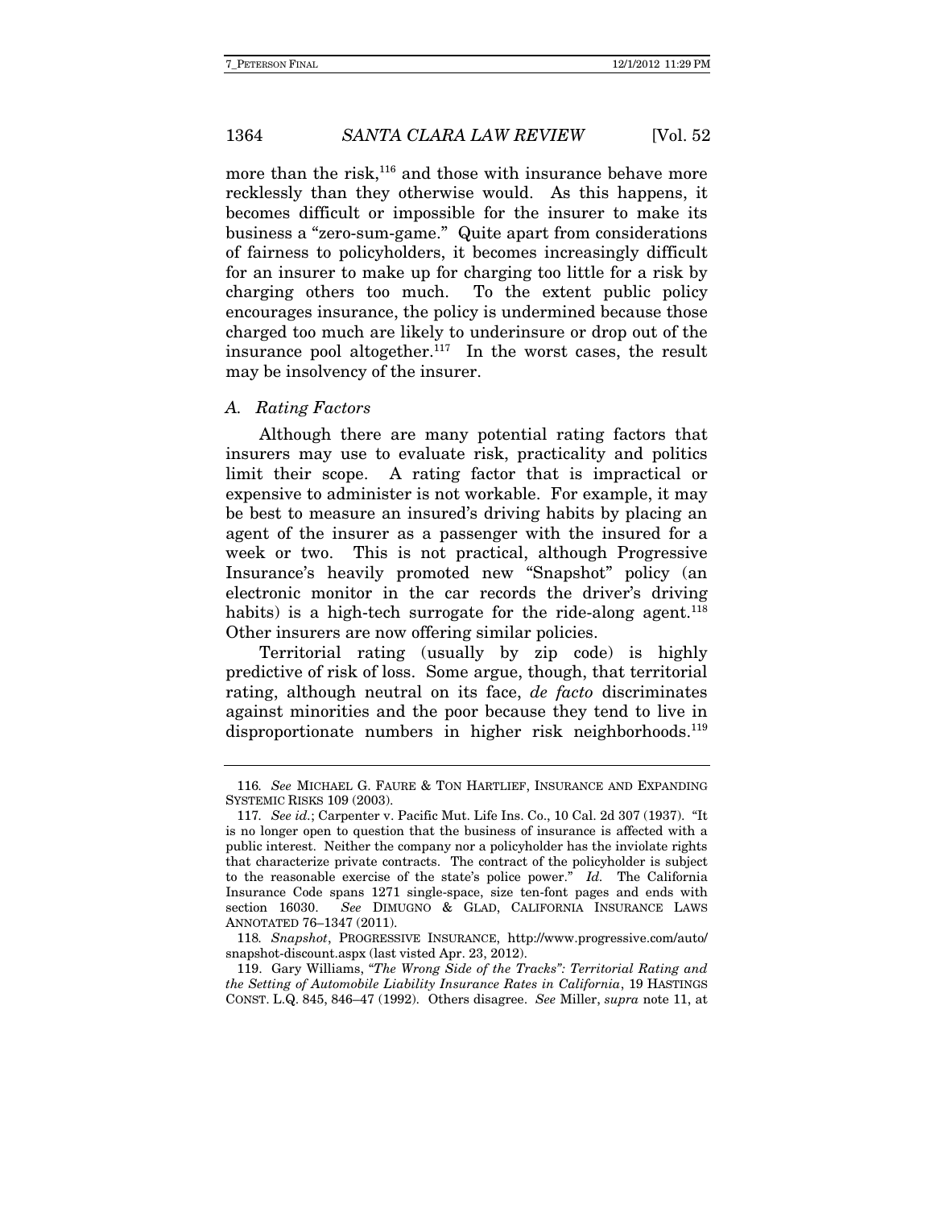more than the risk,[116] and those with insurance behave more recklessly than they otherwise would. As this happens, it becomes difficult or impossible for the insurer to make its business a "zero-sum-game." Quite apart from considerations of fairness to policyholders, it becomes increasingly difficult for an insurer to make up for charging too little for a risk by charging others too much. To the extent public policy encourages insurance, the policy is undermined because those charged too much are likely to underinsure or drop out of the insurance pool altogether.[117] In the worst cases, the result may be insolvency of the insurer.

### *A. Rating Factors*

Although there are many potential rating factors that insurers may use to evaluate risk, practicality and politics limit their scope. A rating factor that is impractical or expensive to administer is not workable. For example, it may be best to measure an insured's driving habits by placing an agent of the insurer as a passenger with the insured for a week or two. This is not practical, although Progressive Insurance's heavily promoted new "Snapshot" policy (an electronic monitor in the car records the driver's driving habits) is a high-tech surrogate for the ride-along agent.[118] Other insurers are now offering similar policies.

Territorial rating (usually by zip code) is highly predictive of risk of loss. Some argue, though, that territorial rating, although neutral on its face, *de facto* discriminates against minorities and the poor because they tend to live in disproportionate numbers in higher risk neighborhoods.[119]

---

116. *See* MICHAEL G. FAURE & TON HARTLIEF, INSURANCE AND EXPANDING SYSTEMIC RISKS 109 (2003).

117. *See id.*; Carpenter v. Pacific Mut. Life Ins. Co., 10 Cal. 2d 307 (1937). "It is no longer open to question that the business of insurance is affected with a public interest. Neither the company nor a policyholder has the inviolate rights that characterize private contracts. The contract of the policyholder is subject to the reasonable exercise of the state's police power." *Id.* The California Insurance Code spans 1271 single-space, size ten-font pages and ends with section 16030. *See* DIMUGNO & GLAD, CALIFORNIA INSURANCE LAWS ANNOTATED 76–1347 (2011).

118. *Snapshot*, PROGRESSIVE INSURANCE, http://www.progressive.com/auto/snapshot-discount.aspx (last visted Apr. 23, 2012).

119. Gary Williams, *"The Wrong Side of the Tracks": Territorial Rating and the Setting of Automobile Liability Insurance Rates in California*, 19 HASTINGS CONST. L.Q. 845, 846–47 (1992). Others disagree. *See* Miller, *supra* note 11, at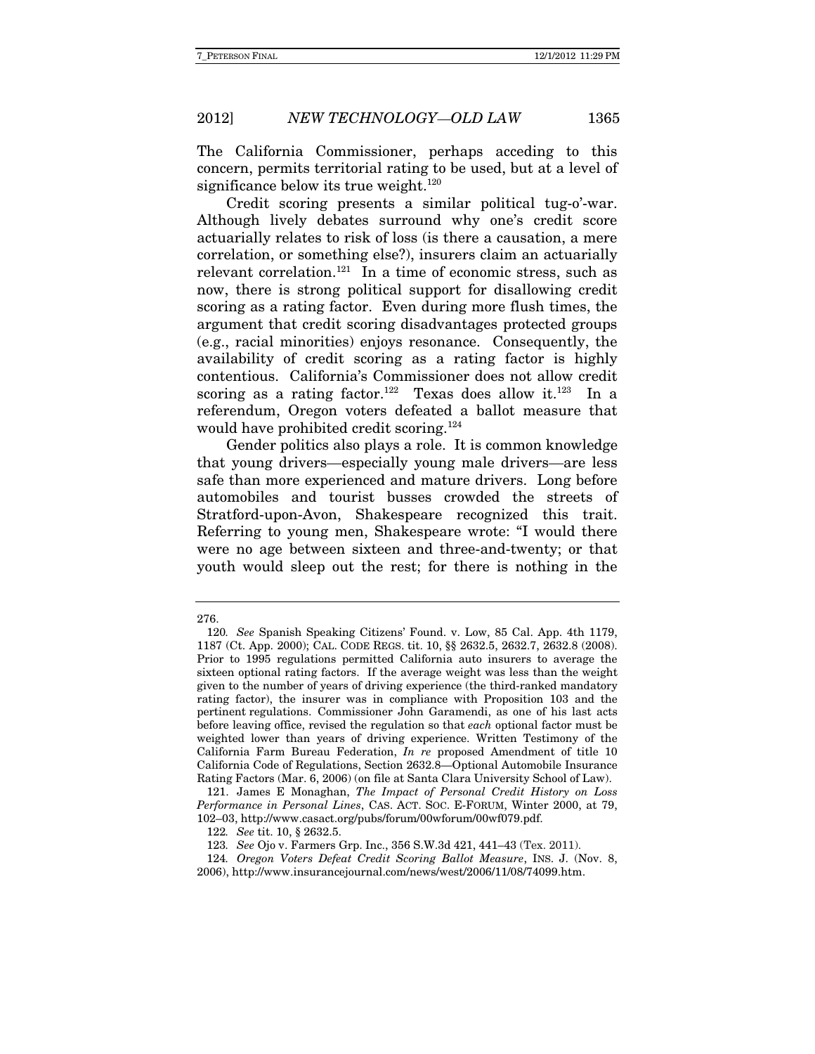The California Commissioner, perhaps acceding to this concern, permits territorial rating to be used, but at a level of significance below its true weight.[120]

Credit scoring presents a similar political tug-o'-war. Although lively debates surround why one's credit score actuarially relates to risk of loss (is there a causation, a mere correlation, or something else?), insurers claim an actuarially relevant correlation.[121] In a time of economic stress, such as now, there is strong political support for disallowing credit scoring as a rating factor. Even during more flush times, the argument that credit scoring disadvantages protected groups (e.g., racial minorities) enjoys resonance. Consequently, the availability of credit scoring as a rating factor is highly contentious. California's Commissioner does not allow credit scoring as a rating factor.[122] Texas does allow it.[123] In a referendum, Oregon voters defeated a ballot measure that would have prohibited credit scoring.[124]

Gender politics also plays a role. It is common knowledge that young drivers—especially young male drivers—are less safe than more experienced and mature drivers. Long before automobiles and tourist busses crowded the streets of Stratford-upon-Avon, Shakespeare recognized this trait. Referring to young men, Shakespeare wrote: "I would there were no age between sixteen and three-and-twenty; or that youth would sleep out the rest; for there is nothing in the

---

276.

120. *See* Spanish Speaking Citizens' Found. v. Low, 85 Cal. App. 4th 1179, 1187 (Ct. App. 2000); CAL. CODE REGS. tit. 10, §§ 2632.5, 2632.7, 2632.8 (2008). Prior to 1995 regulations permitted California auto insurers to average the sixteen optional rating factors. If the average weight was less than the weight given to the number of years of driving experience (the third-ranked mandatory rating factor), the insurer was in compliance with Proposition 103 and the pertinent regulations. Commissioner John Garamendi, as one of his last acts before leaving office, revised the regulation so that *each* optional factor must be weighted lower than years of driving experience. Written Testimony of the California Farm Bureau Federation, *In re* proposed Amendment of title 10 California Code of Regulations, Section 2632.8—Optional Automobile Insurance Rating Factors (Mar. 6, 2006) (on file at Santa Clara University School of Law).

121. James E Monaghan, *The Impact of Personal Credit History on Loss Performance in Personal Lines*, CAS. ACT. SOC. E-FORUM, Winter 2000, at 79, 102–03, http://www.casact.org/pubs/forum/00wforum/00wf079.pdf.

122. *See* tit. 10, § 2632.5.

123. *See* Ojo v. Farmers Grp. Inc., 356 S.W.3d 421, 441–43 (Tex. 2011).

124. *Oregon Voters Defeat Credit Scoring Ballot Measure*, INS. J. (Nov. 8, 2006), http://www.insurancejournal.com/news/west/2006/11/08/74099.htm.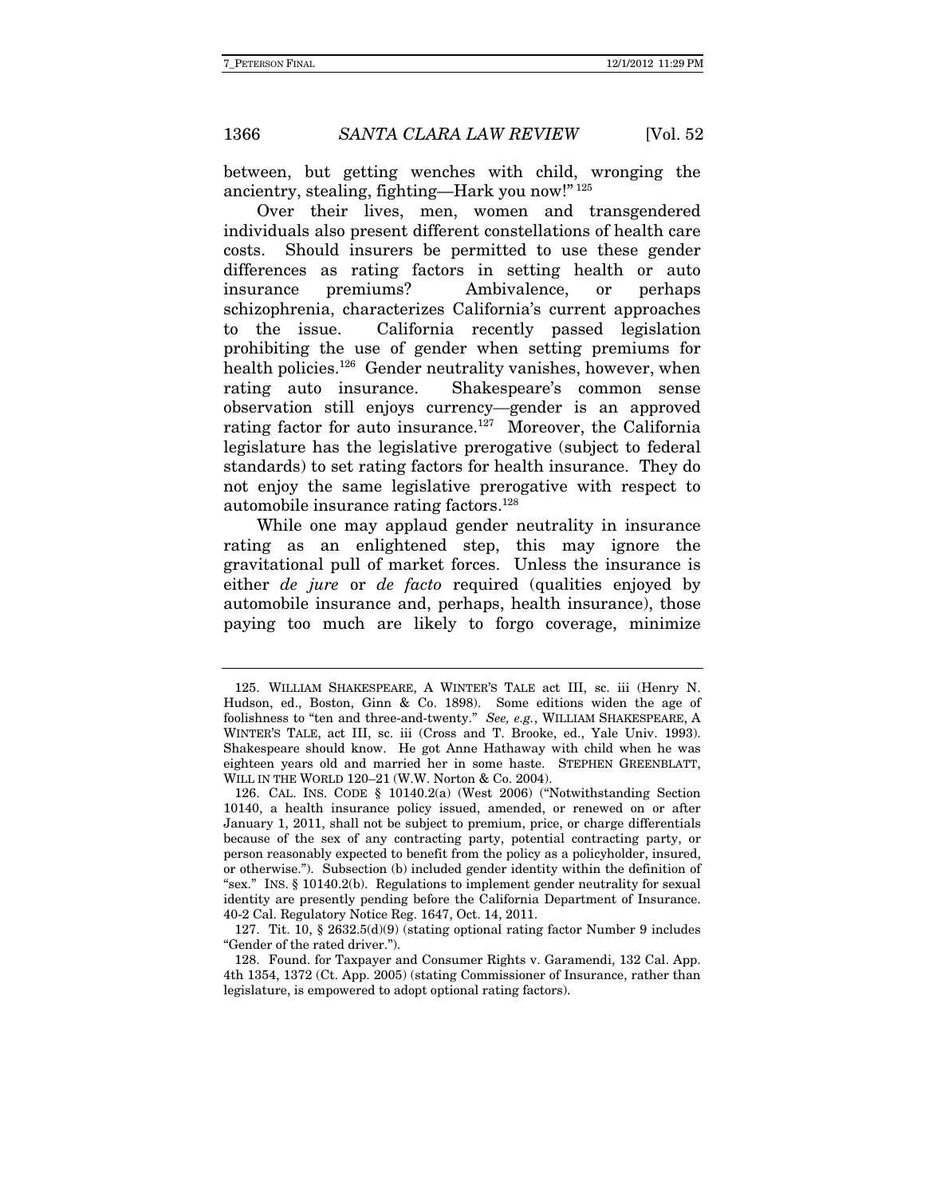between, but getting wenches with child, wronging the ancientry, stealing, fighting—Hark you now!"[125]

Over their lives, men, women and transgendered individuals also present different constellations of health care costs. Should insurers be permitted to use these gender differences as rating factors in setting health or auto insurance premiums? Ambivalence, or perhaps schizophrenia, characterizes California's current approaches to the issue. California recently passed legislation prohibiting the use of gender when setting premiums for health policies.[126] Gender neutrality vanishes, however, when rating auto insurance. Shakespeare's common sense observation still enjoys currency—gender is an approved rating factor for auto insurance.[127] Moreover, the California legislature has the legislative prerogative (subject to federal standards) to set rating factors for health insurance. They do not enjoy the same legislative prerogative with respect to automobile insurance rating factors.[128]

While one may applaud gender neutrality in insurance rating as an enlightened step, this may ignore the gravitational pull of market forces. Unless the insurance is either *de jure* or *de facto* required (qualities enjoyed by automobile insurance and, perhaps, health insurance), those paying too much are likely to forgo coverage, minimize

---

125. WILLIAM SHAKESPEARE, A WINTER'S TALE act III, sc. iii (Henry N. Hudson, ed., Boston, Ginn & Co. 1898). Some editions widen the age of foolishness to "ten and three-and-twenty." *See, e.g.*, WILLIAM SHAKESPEARE, A WINTER'S TALE, act III, sc. iii (Cross and T. Brooke, ed., Yale Univ. 1993). Shakespeare should know. He got Anne Hathaway with child when he was eighteen years old and married her in some haste. STEPHEN GREENBLATT, WILL IN THE WORLD 120–21 (W.W. Norton & Co. 2004).

126. CAL. INS. CODE § 10140.2(a) (West 2006) ("Notwithstanding Section 10140, a health insurance policy issued, amended, or renewed on or after January 1, 2011, shall not be subject to premium, price, or charge differentials because of the sex of any contracting party, potential contracting party, or person reasonably expected to benefit from the policy as a policyholder, insured, or otherwise."). Subsection (b) included gender identity within the definition of "sex." INS. § 10140.2(b). Regulations to implement gender neutrality for sexual identity are presently pending before the California Department of Insurance. 40-2 Cal. Regulatory Notice Reg. 1647, Oct. 14, 2011.

127. Tit. 10, § 2632.5(d)(9) (stating optional rating factor Number 9 includes "Gender of the rated driver.").

128. Found. for Taxpayer and Consumer Rights v. Garamendi, 132 Cal. App. 4th 1354, 1372 (Ct. App. 2005) (stating Commissioner of Insurance, rather than legislature, is empowered to adopt optional rating factors).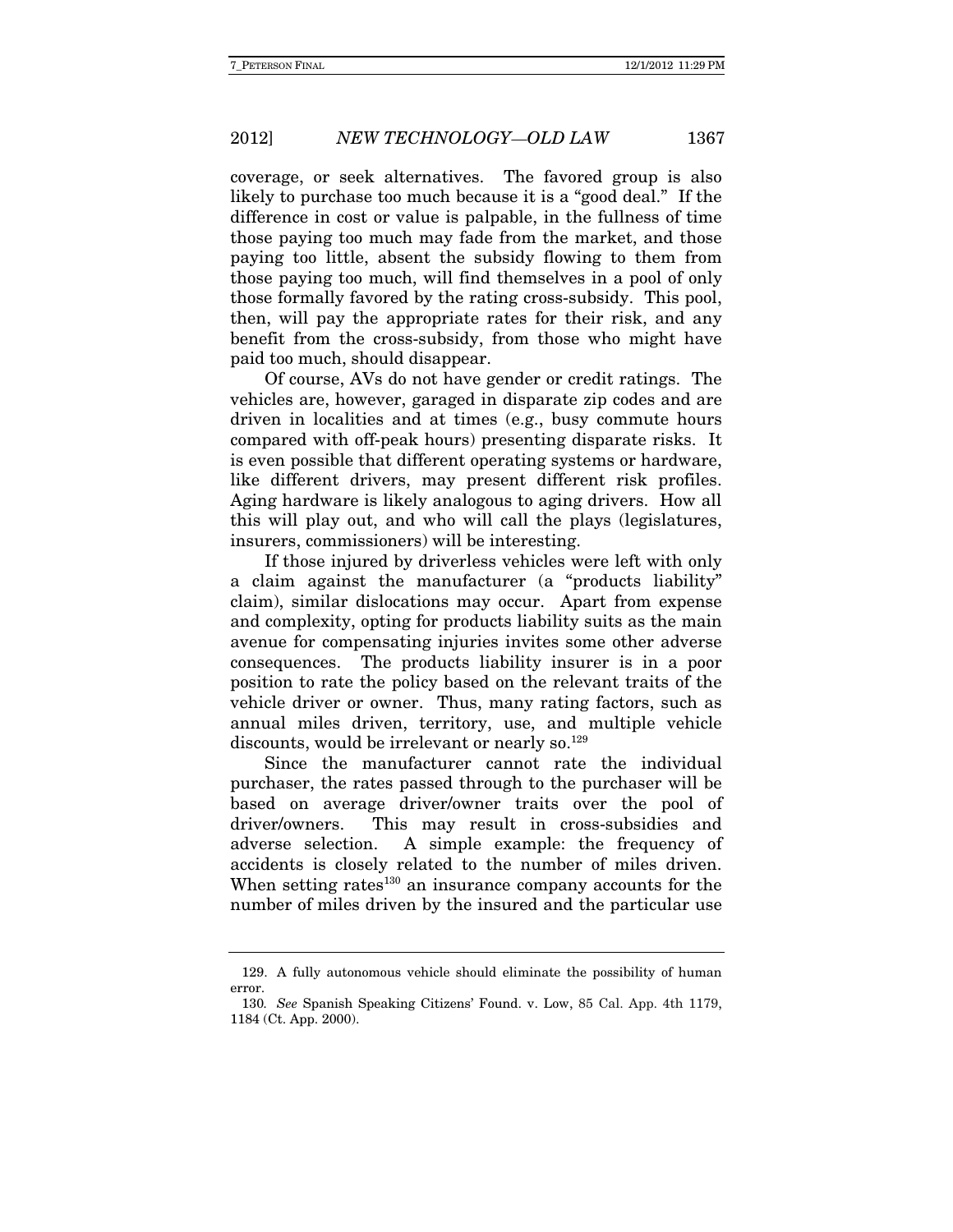coverage, or seek alternatives. The favored group is also likely to purchase too much because it is a "good deal." If the difference in cost or value is palpable, in the fullness of time those paying too much may fade from the market, and those paying too little, absent the subsidy flowing to them from those paying too much, will find themselves in a pool of only those formally favored by the rating cross-subsidy. This pool, then, will pay the appropriate rates for their risk, and any benefit from the cross-subsidy, from those who might have paid too much, should disappear.

Of course, AVs do not have gender or credit ratings. The vehicles are, however, garaged in disparate zip codes and are driven in localities and at times (e.g., busy commute hours compared with off-peak hours) presenting disparate risks. It is even possible that different operating systems or hardware, like different drivers, may present different risk profiles. Aging hardware is likely analogous to aging drivers. How all this will play out, and who will call the plays (legislatures, insurers, commissioners) will be interesting.

If those injured by driverless vehicles were left with only a claim against the manufacturer (a "products liability" claim), similar dislocations may occur. Apart from expense and complexity, opting for products liability suits as the main avenue for compensating injuries invites some other adverse consequences. The products liability insurer is in a poor position to rate the policy based on the relevant traits of the vehicle driver or owner. Thus, many rating factors, such as annual miles driven, territory, use, and multiple vehicle discounts, would be irrelevant or nearly so.[129]

Since the manufacturer cannot rate the individual purchaser, the rates passed through to the purchaser will be based on average driver/owner traits over the pool of driver/owners. This may result in cross-subsidies and adverse selection. A simple example: the frequency of accidents is closely related to the number of miles driven. When setting rates[130] an insurance company accounts for the number of miles driven by the insured and the particular use

---

129. A fully autonomous vehicle should eliminate the possibility of human error.

130. *See* Spanish Speaking Citizens' Found. v. Low, 85 Cal. App. 4th 1179, 1184 (Ct. App. 2000).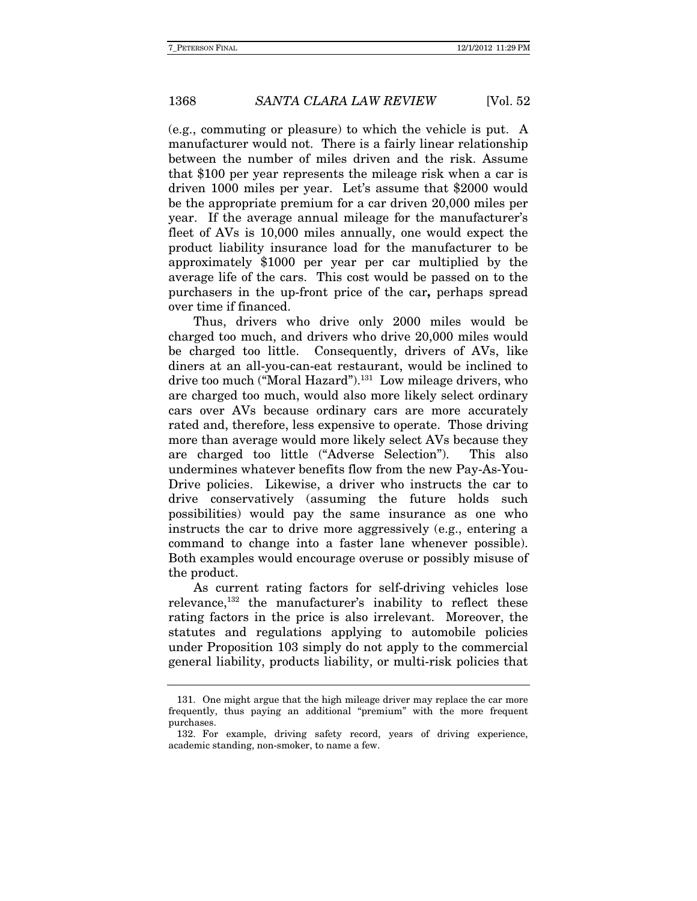(e.g., commuting or pleasure) to which the vehicle is put. A manufacturer would not. There is a fairly linear relationship between the number of miles driven and the risk. Assume that $100 per year represents the mileage risk when a car is driven 1000 miles per year. Let's assume that $2000 would be the appropriate premium for a car driven 20,000 miles per year. If the average annual mileage for the manufacturer's fleet of AVs is 10,000 miles annually, one would expect the product liability insurance load for the manufacturer to be approximately $1000 per year per car multiplied by the average life of the cars. This cost would be passed on to the purchasers in the up-front price of the car**,** perhaps spread over time if financed.

Thus, drivers who drive only 2000 miles would be charged too much, and drivers who drive 20,000 miles would be charged too little. Consequently, drivers of AVs, like diners at an all-you-can-eat restaurant, would be inclined to drive too much ("Moral Hazard").[131] Low mileage drivers, who are charged too much, would also more likely select ordinary cars over AVs because ordinary cars are more accurately rated and, therefore, less expensive to operate. Those driving more than average would more likely select AVs because they are charged too little ("Adverse Selection"). This also undermines whatever benefits flow from the new Pay-As-You-Drive policies. Likewise, a driver who instructs the car to drive conservatively (assuming the future holds such possibilities) would pay the same insurance as one who instructs the car to drive more aggressively (e.g., entering a command to change into a faster lane whenever possible). Both examples would encourage overuse or possibly misuse of the product.

As current rating factors for self-driving vehicles lose relevance,[132] the manufacturer's inability to reflect these rating factors in the price is also irrelevant. Moreover, the statutes and regulations applying to automobile policies under Proposition 103 simply do not apply to the commercial general liability, products liability, or multi-risk policies that

---

131. One might argue that the high mileage driver may replace the car more frequently, thus paying an additional "premium" with the more frequent purchases.

132. For example, driving safety record, years of driving experience, academic standing, non-smoker, to name a few.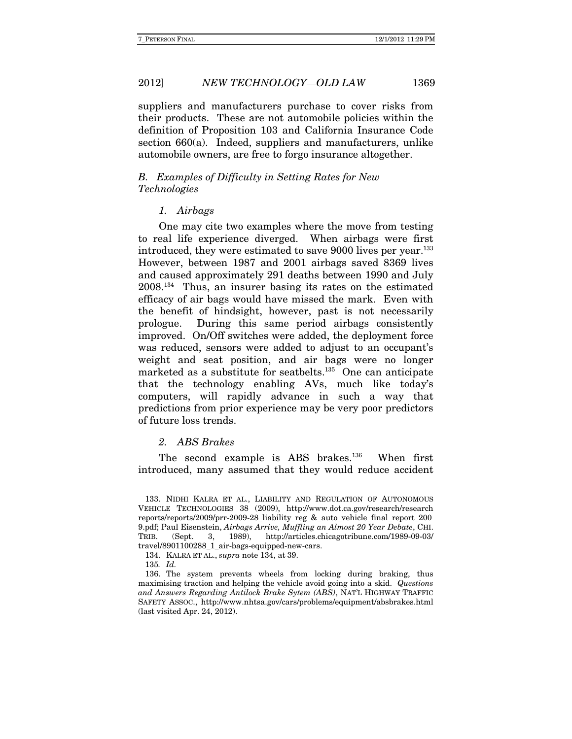suppliers and manufacturers purchase to cover risks from their products. These are not automobile policies within the definition of Proposition 103 and California Insurance Code section 660(a). Indeed, suppliers and manufacturers, unlike automobile owners, are free to forgo insurance altogether.

### *B. Examples of Difficulty in Setting Rates for New Technologies*

#### *1. Airbags*

One may cite two examples where the move from testing to real life experience diverged. When airbags were first introduced, they were estimated to save 9000 lives per year.[133] However, between 1987 and 2001 airbags saved 8369 lives and caused approximately 291 deaths between 1990 and July 2008.[134] Thus, an insurer basing its rates on the estimated efficacy of air bags would have missed the mark. Even with the benefit of hindsight, however, past is not necessarily prologue. During this same period airbags consistently improved. On/Off switches were added, the deployment force was reduced, sensors were added to adjust to an occupant's weight and seat position, and air bags were no longer marketed as a substitute for seatbelts.[135] One can anticipate that the technology enabling AVs, much like today's computers, will rapidly advance in such a way that predictions from prior experience may be very poor predictors of future loss trends.

#### *2. ABS Brakes*

The second example is ABS brakes.[136] When first introduced, many assumed that they would reduce accident

---

133. NIDHI KALRA ET AL., LIABILITY AND REGULATION OF AUTONOMOUS VEHICLE TECHNOLOGIES 38 (2009), http://www.dot.ca.gov/research/researchreports/reports/2009/prr-2009-28_liability_reg_&_auto_vehicle_final_report_2009.pdf; Paul Eisenstein, *Airbags Arrive, Muffling an Almost 20 Year Debate*, CHI. TRIB. (Sept. 3, 1989), http://articles.chicagotribune.com/1989-09-03/travel/8901100288_1_air-bags-equipped-new-cars.

134. KALRA ET AL., *supra* note 134, at 39.

135. *Id.*

136. The system prevents wheels from locking during braking, thus maximising traction and helping the vehicle avoid going into a skid. *Questions and Answers Regarding Antilock Brake Sytem (ABS)*, NAT'L HIGHWAY TRAFFIC SAFETY ASSOC., http://www.nhtsa.gov/cars/problems/equipment/absbrakes.html (last visited Apr. 24, 2012).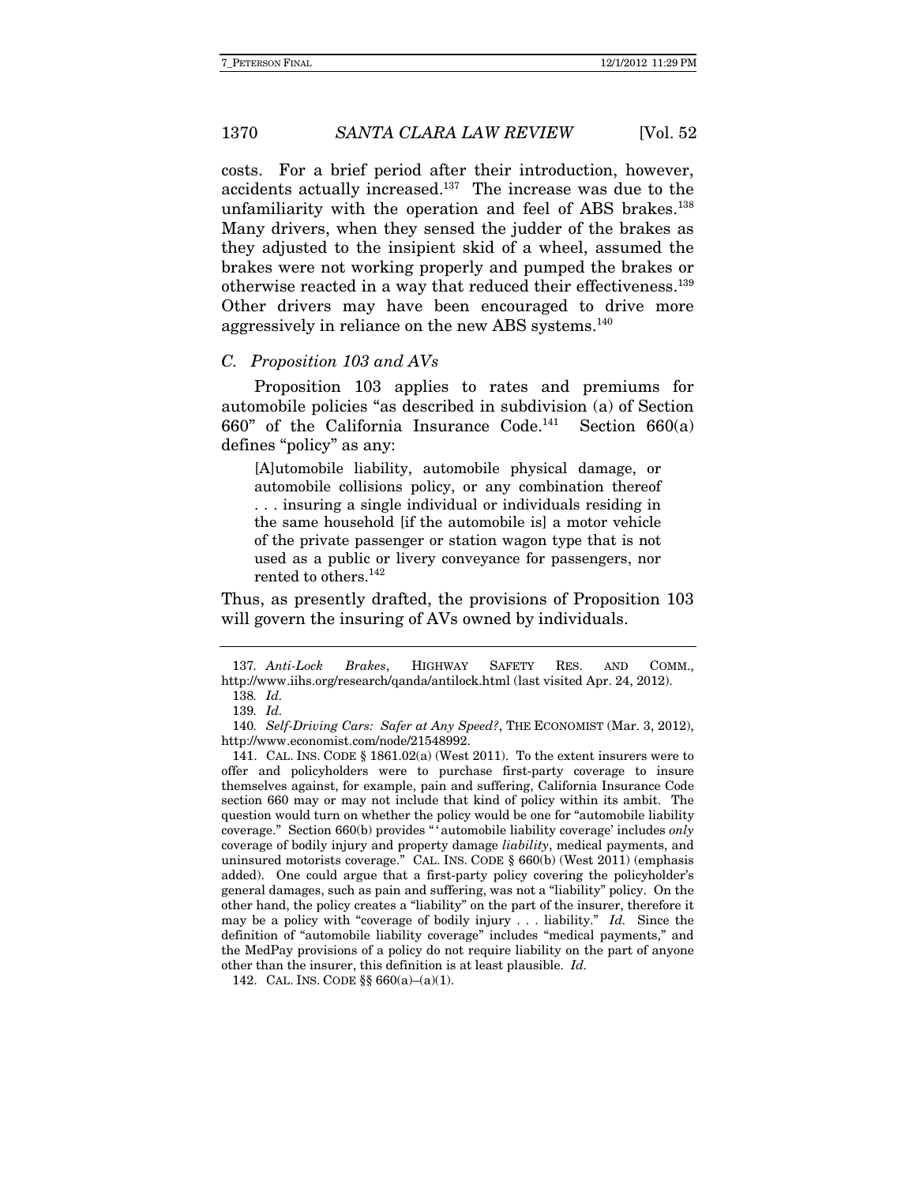costs. For a brief period after their introduction, however, accidents actually increased.[137] The increase was due to the unfamiliarity with the operation and feel of ABS brakes.[138] Many drivers, when they sensed the judder of the brakes as they adjusted to the insipient skid of a wheel, assumed the brakes were not working properly and pumped the brakes or otherwise reacted in a way that reduced their effectiveness.[139] Other drivers may have been encouraged to drive more aggressively in reliance on the new ABS systems.[140]

### *C. Proposition 103 and AVs*

Proposition 103 applies to rates and premiums for automobile policies "as described in subdivision (a) of Section 660" of the California Insurance Code.[141] Section 660(a) defines "policy" as any:

> [A]utomobile liability, automobile physical damage, or automobile collisions policy, or any combination thereof . . . insuring a single individual or individuals residing in the same household [if the automobile is] a motor vehicle of the private passenger or station wagon type that is not used as a public or livery conveyance for passengers, nor rented to others.[142]

Thus, as presently drafted, the provisions of Proposition 103 will govern the insuring of AVs owned by individuals.

---

137. *Anti-Lock Brakes*, HIGHWAY SAFETY RES. AND COMM., http://www.iihs.org/research/qanda/antilock.html (last visited Apr. 24, 2012).

138. *Id.*

139. *Id.*

140. *Self-Driving Cars: Safer at Any Speed?*, THE ECONOMIST (Mar. 3, 2012), http://www.economist.com/node/21548992.

141. CAL. INS. CODE § 1861.02(a) (West 2011). To the extent insurers were to offer and policyholders were to purchase first-party coverage to insure themselves against, for example, pain and suffering, California Insurance Code section 660 may or may not include that kind of policy within its ambit. The question would turn on whether the policy would be one for "automobile liability coverage." Section 660(b) provides "'automobile liability coverage' includes *only* coverage of bodily injury and property damage *liability*, medical payments, and uninsured motorists coverage." CAL. INS. CODE § 660(b) (West 2011) (emphasis added). One could argue that a first-party policy covering the policyholder's general damages, such as pain and suffering, was not a "liability" policy. On the other hand, the policy creates a "liability" on the part of the insurer, therefore it may be a policy with "coverage of bodily injury . . . liability." *Id.* Since the definition of "automobile liability coverage" includes "medical payments," and the MedPay provisions of a policy do not require liability on the part of anyone other than the insurer, this definition is at least plausible. *Id.*

142. CAL. INS. CODE §§ 660(a)–(a)(1).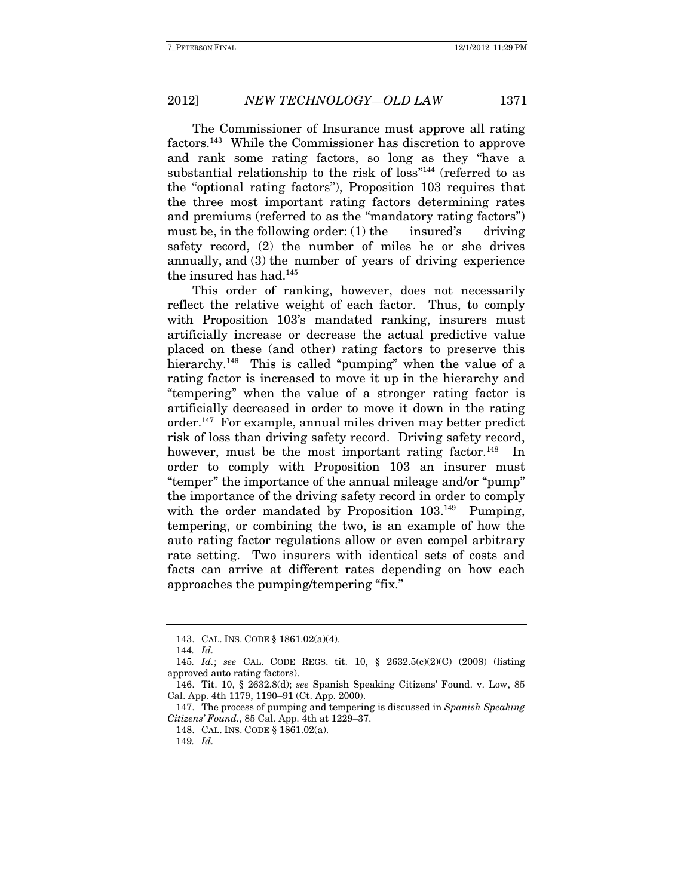The Commissioner of Insurance must approve all rating factors.[143] While the Commissioner has discretion to approve and rank some rating factors, so long as they "have a substantial relationship to the risk of loss"[144] (referred to as the "optional rating factors"), Proposition 103 requires that the three most important rating factors determining rates and premiums (referred to as the "mandatory rating factors") must be, in the following order: (1) the insured's driving safety record, (2) the number of miles he or she drives annually, and (3) the number of years of driving experience the insured has had.[145]

This order of ranking, however, does not necessarily reflect the relative weight of each factor. Thus, to comply with Proposition 103's mandated ranking, insurers must artificially increase or decrease the actual predictive value placed on these (and other) rating factors to preserve this hierarchy.[146] This is called "pumping" when the value of a rating factor is increased to move it up in the hierarchy and "tempering" when the value of a stronger rating factor is artificially decreased in order to move it down in the rating order.[147] For example, annual miles driven may better predict risk of loss than driving safety record. Driving safety record, however, must be the most important rating factor.[148] In order to comply with Proposition 103 an insurer must "temper" the importance of the annual mileage and/or "pump" the importance of the driving safety record in order to comply with the order mandated by Proposition 103.[149] Pumping, tempering, or combining the two, is an example of how the auto rating factor regulations allow or even compel arbitrary rate setting. Two insurers with identical sets of costs and facts can arrive at different rates depending on how each approaches the pumping/tempering "fix."

---

143. CAL. INS. CODE § 1861.02(a)(4).

144. *Id.*

145. *Id.*; *see* CAL. CODE REGS. tit. 10, § 2632.5(c)(2)(C) (2008) (listing approved auto rating factors).

146. Tit. 10, § 2632.8(d); *see* Spanish Speaking Citizens' Found. v. Low, 85 Cal. App. 4th 1179, 1190–91 (Ct. App. 2000).

147. The process of pumping and tempering is discussed in *Spanish Speaking Citizens' Found.*, 85 Cal. App. 4th at 1229–37.

148. CAL. INS. CODE § 1861.02(a).

149. *Id.*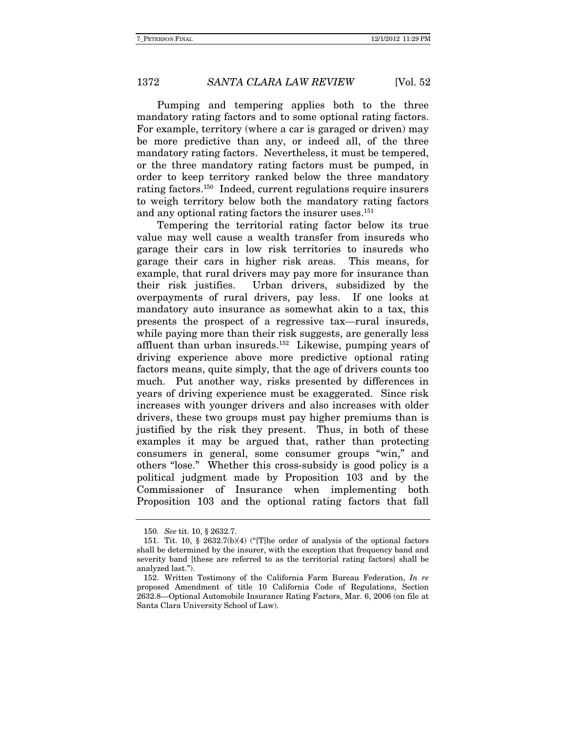Pumping and tempering applies both to the three mandatory rating factors and to some optional rating factors. For example, territory (where a car is garaged or driven) may be more predictive than any, or indeed all, of the three mandatory rating factors. Nevertheless, it must be tempered, or the three mandatory rating factors must be pumped, in order to keep territory ranked below the three mandatory rating factors.[150] Indeed, current regulations require insurers to weigh territory below both the mandatory rating factors and any optional rating factors the insurer uses.[151]

Tempering the territorial rating factor below its true value may well cause a wealth transfer from insureds who garage their cars in low risk territories to insureds who garage their cars in higher risk areas. This means, for example, that rural drivers may pay more for insurance than their risk justifies. Urban drivers, subsidized by the overpayments of rural drivers, pay less. If one looks at mandatory auto insurance as somewhat akin to a tax, this presents the prospect of a regressive tax—rural insureds, while paying more than their risk suggests, are generally less affluent than urban insureds.[152] Likewise, pumping years of driving experience above more predictive optional rating factors means, quite simply, that the age of drivers counts too much. Put another way, risks presented by differences in years of driving experience must be exaggerated. Since risk increases with younger drivers and also increases with older drivers, these two groups must pay higher premiums than is justified by the risk they present. Thus, in both of these examples it may be argued that, rather than protecting consumers in general, some consumer groups "win," and others "lose." Whether this cross-subsidy is good policy is a political judgment made by Proposition 103 and by the Commissioner of Insurance when implementing both Proposition 103 and the optional rating factors that fall

---

150. *See* tit. 10, § 2632.7.

151. Tit. 10, § 2632.7(b)(4) ("[T]he order of analysis of the optional factors shall be determined by the insurer, with the exception that frequency band and severity band [these are referred to as the territorial rating factors] shall be analyzed last.").

152. Written Testimony of the California Farm Bureau Federation, *In re* proposed Amendment of title 10 California Code of Regulations, Section 2632.8—Optional Automobile Insurance Rating Factors, Mar. 6, 2006 (on file at Santa Clara University School of Law).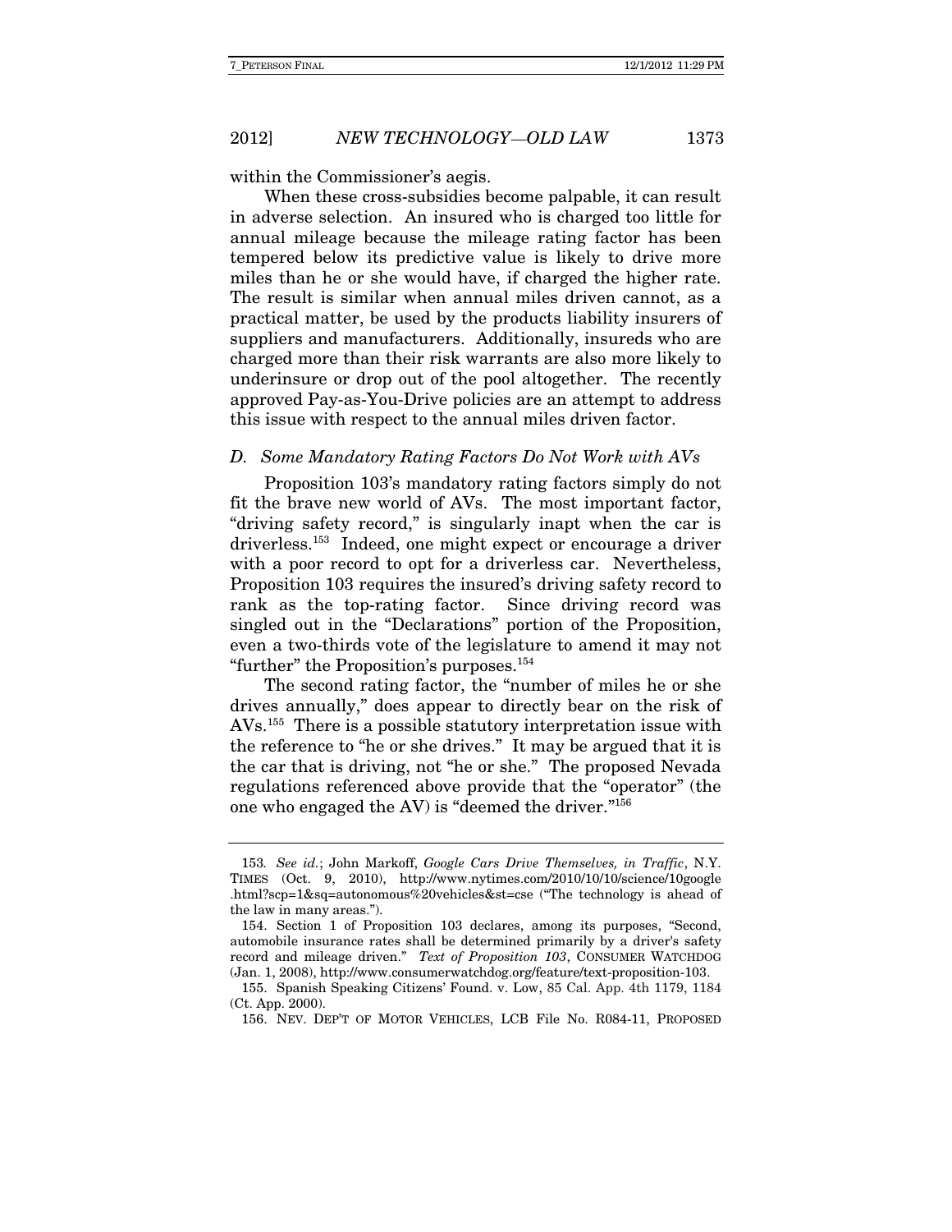within the Commissioner's aegis.

When these cross-subsidies become palpable, it can result in adverse selection. An insured who is charged too little for annual mileage because the mileage rating factor has been tempered below its predictive value is likely to drive more miles than he or she would have, if charged the higher rate. The result is similar when annual miles driven cannot, as a practical matter, be used by the products liability insurers of suppliers and manufacturers. Additionally, insureds who are charged more than their risk warrants are also more likely to underinsure or drop out of the pool altogether. The recently approved Pay-as-You-Drive policies are an attempt to address this issue with respect to the annual miles driven factor.

### *D. Some Mandatory Rating Factors Do Not Work with AVs*

Proposition 103's mandatory rating factors simply do not fit the brave new world of AVs. The most important factor, "driving safety record," is singularly inapt when the car is driverless.[153] Indeed, one might expect or encourage a driver with a poor record to opt for a driverless car. Nevertheless, Proposition 103 requires the insured's driving safety record to rank as the top-rating factor. Since driving record was singled out in the "Declarations" portion of the Proposition, even a two-thirds vote of the legislature to amend it may not "further" the Proposition's purposes.[154]

The second rating factor, the "number of miles he or she drives annually," does appear to directly bear on the risk of AVs.[155] There is a possible statutory interpretation issue with the reference to "he or she drives." It may be argued that it is the car that is driving, not "he or she." The proposed Nevada regulations referenced above provide that the "operator" (the one who engaged the AV) is "deemed the driver."[156]

---

153. *See id.*; John Markoff, *Google Cars Drive Themselves, in Traffic*, N.Y. TIMES (Oct. 9, 2010), http://www.nytimes.com/2010/10/10/science/10google.html?scp=1&sq=autonomous%20vehicles&st=cse ("The technology is ahead of the law in many areas.").

154. Section 1 of Proposition 103 declares, among its purposes, "Second, automobile insurance rates shall be determined primarily by a driver's safety record and mileage driven." *Text of Proposition 103*, CONSUMER WATCHDOG (Jan. 1, 2008), http://www.consumerwatchdog.org/feature/text-proposition-103.

155. Spanish Speaking Citizens' Found. v. Low, 85 Cal. App. 4th 1179, 1184 (Ct. App. 2000).

156. NEV. DEP'T OF MOTOR VEHICLES, LCB File No. R084-11, PROPOSED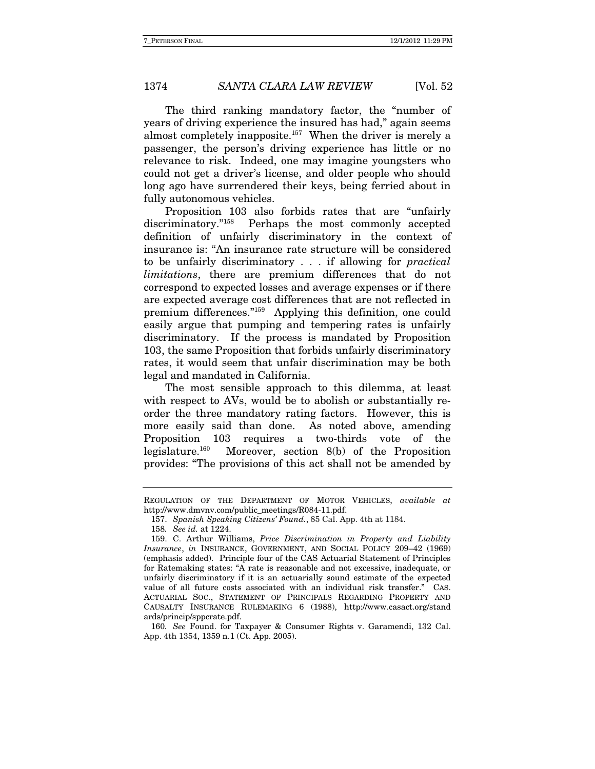The third ranking mandatory factor, the "number of years of driving experience the insured has had," again seems almost completely inapposite.[157] When the driver is merely a passenger, the person's driving experience has little or no relevance to risk. Indeed, one may imagine youngsters who could not get a driver's license, and older people who should long ago have surrendered their keys, being ferried about in fully autonomous vehicles.

Proposition 103 also forbids rates that are "unfairly discriminatory."[158] Perhaps the most commonly accepted definition of unfairly discriminatory in the context of insurance is: "An insurance rate structure will be considered to be unfairly discriminatory . . . if allowing for *practical limitations*, there are premium differences that do not correspond to expected losses and average expenses or if there are expected average cost differences that are not reflected in premium differences."[159] Applying this definition, one could easily argue that pumping and tempering rates is unfairly discriminatory. If the process is mandated by Proposition 103, the same Proposition that forbids unfairly discriminatory rates, it would seem that unfair discrimination may be both legal and mandated in California.

The most sensible approach to this dilemma, at least with respect to AVs, would be to abolish or substantially re-order the three mandatory rating factors. However, this is more easily said than done. As noted above, amending Proposition 103 requires a two-thirds vote of the legislature.[160] Moreover, section 8(b) of the Proposition provides: "The provisions of this act shall not be amended by

---

REGULATION OF THE DEPARTMENT OF MOTOR VEHICLES, *available at* http://www.dmvnv.com/public_meetings/R084-11.pdf.

157. *Spanish Speaking Citizens' Found.*, 85 Cal. App. 4th at 1184.

158. *See id.* at 1224.

159. C. Arthur Williams, *Price Discrimination in Property and Liability Insurance*, *in* INSURANCE, GOVERNMENT, AND SOCIAL POLICY 209–42 (1969) (emphasis added). Principle four of the CAS Actuarial Statement of Principles for Ratemaking states: "A rate is reasonable and not excessive, inadequate, or unfairly discriminatory if it is an actuarially sound estimate of the expected value of all future costs associated with an individual risk transfer." CAS. ACTUARIAL SOC., STATEMENT OF PRINCIPALS REGARDING PROPERTY AND CAUSALTY INSURANCE RULEMAKING 6 (1988), http://www.casact.org/standards/princip/sppcrate.pdf.

160. *See* Found. for Taxpayer & Consumer Rights v. Garamendi, 132 Cal. App. 4th 1354, 1359 n.1 (Ct. App. 2005).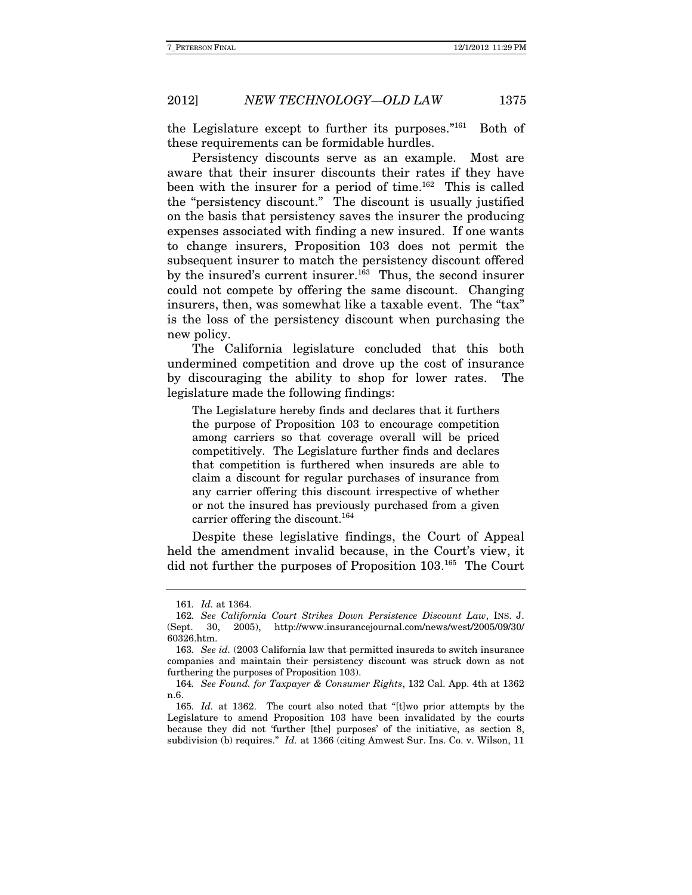the Legislature except to further its purposes."[161] Both of these requirements can be formidable hurdles.

Persistency discounts serve as an example. Most are aware that their insurer discounts their rates if they have been with the insurer for a period of time.[162] This is called the "persistency discount." The discount is usually justified on the basis that persistency saves the insurer the producing expenses associated with finding a new insured. If one wants to change insurers, Proposition 103 does not permit the subsequent insurer to match the persistency discount offered by the insured's current insurer.[163] Thus, the second insurer could not compete by offering the same discount. Changing insurers, then, was somewhat like a taxable event. The "tax" is the loss of the persistency discount when purchasing the new policy.

The California legislature concluded that this both undermined competition and drove up the cost of insurance by discouraging the ability to shop for lower rates. The legislature made the following findings:

> The Legislature hereby finds and declares that it furthers the purpose of Proposition 103 to encourage competition among carriers so that coverage overall will be priced competitively. The Legislature further finds and declares that competition is furthered when insureds are able to claim a discount for regular purchases of insurance from any carrier offering this discount irrespective of whether or not the insured has previously purchased from a given carrier offering the discount.[164]

Despite these legislative findings, the Court of Appeal held the amendment invalid because, in the Court's view, it did not further the purposes of Proposition 103.[165] The Court

---

161. *Id.* at 1364.

162. *See California Court Strikes Down Persistence Discount Law*, INS. J. (Sept. 30, 2005), http://www.insurancejournal.com/news/west/2005/09/30/60326.htm.

163. *See id.* (2003 California law that permitted insureds to switch insurance companies and maintain their persistency discount was struck down as not furthering the purposes of Proposition 103).

164. *See Found. for Taxpayer & Consumer Rights*, 132 Cal. App. 4th at 1362 n.6.

165. *Id.* at 1362. The court also noted that "[t]wo prior attempts by the Legislature to amend Proposition 103 have been invalidated by the courts because they did not 'further [the] purposes' of the initiative, as section 8, subdivision (b) requires." *Id.* at 1366 (citing Amwest Sur. Ins. Co. v. Wilson, 11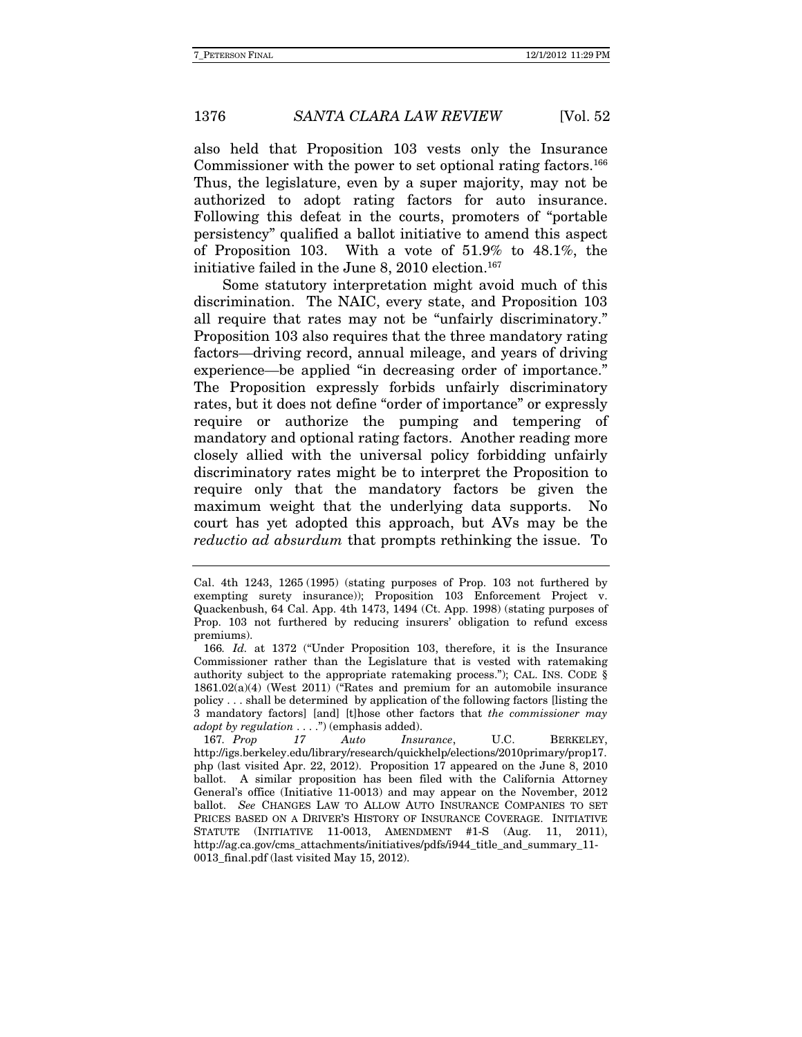also held that Proposition 103 vests only the Insurance Commissioner with the power to set optional rating factors.[166] Thus, the legislature, even by a super majority, may not be authorized to adopt rating factors for auto insurance. Following this defeat in the courts, promoters of "portable persistency" qualified a ballot initiative to amend this aspect of Proposition 103. With a vote of 51.9% to 48.1%, the initiative failed in the June 8, 2010 election.[167]

Some statutory interpretation might avoid much of this discrimination. The NAIC, every state, and Proposition 103 all require that rates may not be "unfairly discriminatory." Proposition 103 also requires that the three mandatory rating factors—driving record, annual mileage, and years of driving experience—be applied "in decreasing order of importance." The Proposition expressly forbids unfairly discriminatory rates, but it does not define "order of importance" or expressly require or authorize the pumping and tempering of mandatory and optional rating factors. Another reading more closely allied with the universal policy forbidding unfairly discriminatory rates might be to interpret the Proposition to require only that the mandatory factors be given the maximum weight that the underlying data supports. No court has yet adopted this approach, but AVs may be the *reductio ad absurdum* that prompts rethinking the issue. To

---

Cal. 4th 1243, 1265 (1995) (stating purposes of Prop. 103 not furthered by exempting surety insurance)); Proposition 103 Enforcement Project v. Quackenbush, 64 Cal. App. 4th 1473, 1494 (Ct. App. 1998) (stating purposes of Prop. 103 not furthered by reducing insurers' obligation to refund excess premiums).

166. *Id.* at 1372 ("Under Proposition 103, therefore, it is the Insurance Commissioner rather than the Legislature that is vested with ratemaking authority subject to the appropriate ratemaking process."); CAL. INS. CODE § 1861.02(a)(4) (West 2011) ("Rates and premium for an automobile insurance policy . . . shall be determined by application of the following factors [listing the 3 mandatory factors] [and] [t]hose other factors that *the commissioner may adopt by regulation* . . . .") (emphasis added).

167. *Prop 17 Auto Insurance*, U.C. BERKELEY, http://igs.berkeley.edu/library/research/quickhelp/elections/2010primary/prop17.php (last visited Apr. 22, 2012). Proposition 17 appeared on the June 8, 2010 ballot. A similar proposition has been filed with the California Attorney General's office (Initiative 11-0013) and may appear on the November, 2012 ballot. *See* CHANGES LAW TO ALLOW AUTO INSURANCE COMPANIES TO SET PRICES BASED ON A DRIVER'S HISTORY OF INSURANCE COVERAGE. INITIATIVE STATUTE (INITIATIVE 11-0013, AMENDMENT #1-S (Aug. 11, 2011), http://ag.ca.gov/cms_attachments/initiatives/pdfs/i944_title_and_summary_11-0013_final.pdf (last visited May 15, 2012).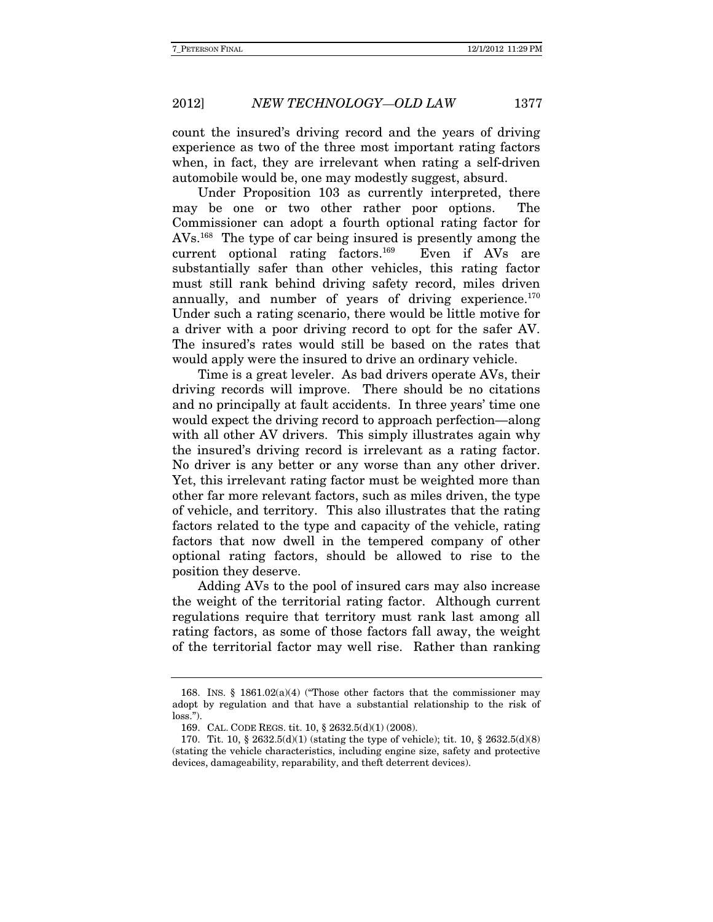count the insured's driving record and the years of driving experience as two of the three most important rating factors when, in fact, they are irrelevant when rating a self-driven automobile would be, one may modestly suggest, absurd.

Under Proposition 103 as currently interpreted, there may be one or two other rather poor options. The Commissioner can adopt a fourth optional rating factor for AVs.[168] The type of car being insured is presently among the current optional rating factors.[169] Even if AVs are substantially safer than other vehicles, this rating factor must still rank behind driving safety record, miles driven annually, and number of years of driving experience.[170] Under such a rating scenario, there would be little motive for a driver with a poor driving record to opt for the safer AV. The insured's rates would still be based on the rates that would apply were the insured to drive an ordinary vehicle.

Time is a great leveler. As bad drivers operate AVs, their driving records will improve. There should be no citations and no principally at fault accidents. In three years' time one would expect the driving record to approach perfection—along with all other AV drivers. This simply illustrates again why the insured's driving record is irrelevant as a rating factor. No driver is any better or any worse than any other driver. Yet, this irrelevant rating factor must be weighted more than other far more relevant factors, such as miles driven, the type of vehicle, and territory. This also illustrates that the rating factors related to the type and capacity of the vehicle, rating factors that now dwell in the tempered company of other optional rating factors, should be allowed to rise to the position they deserve.

Adding AVs to the pool of insured cars may also increase the weight of the territorial rating factor. Although current regulations require that territory must rank last among all rating factors, as some of those factors fall away, the weight of the territorial factor may well rise. Rather than ranking

---

168. INS. § 1861.02(a)(4) ("Those other factors that the commissioner may adopt by regulation and that have a substantial relationship to the risk of loss.").

169. CAL. CODE REGS. tit. 10, § 2632.5(d)(1) (2008).

170. Tit. 10, § 2632.5(d)(1) (stating the type of vehicle); tit. 10, § 2632.5(d)(8) (stating the vehicle characteristics, including engine size, safety and protective devices, damageability, reparability, and theft deterrent devices).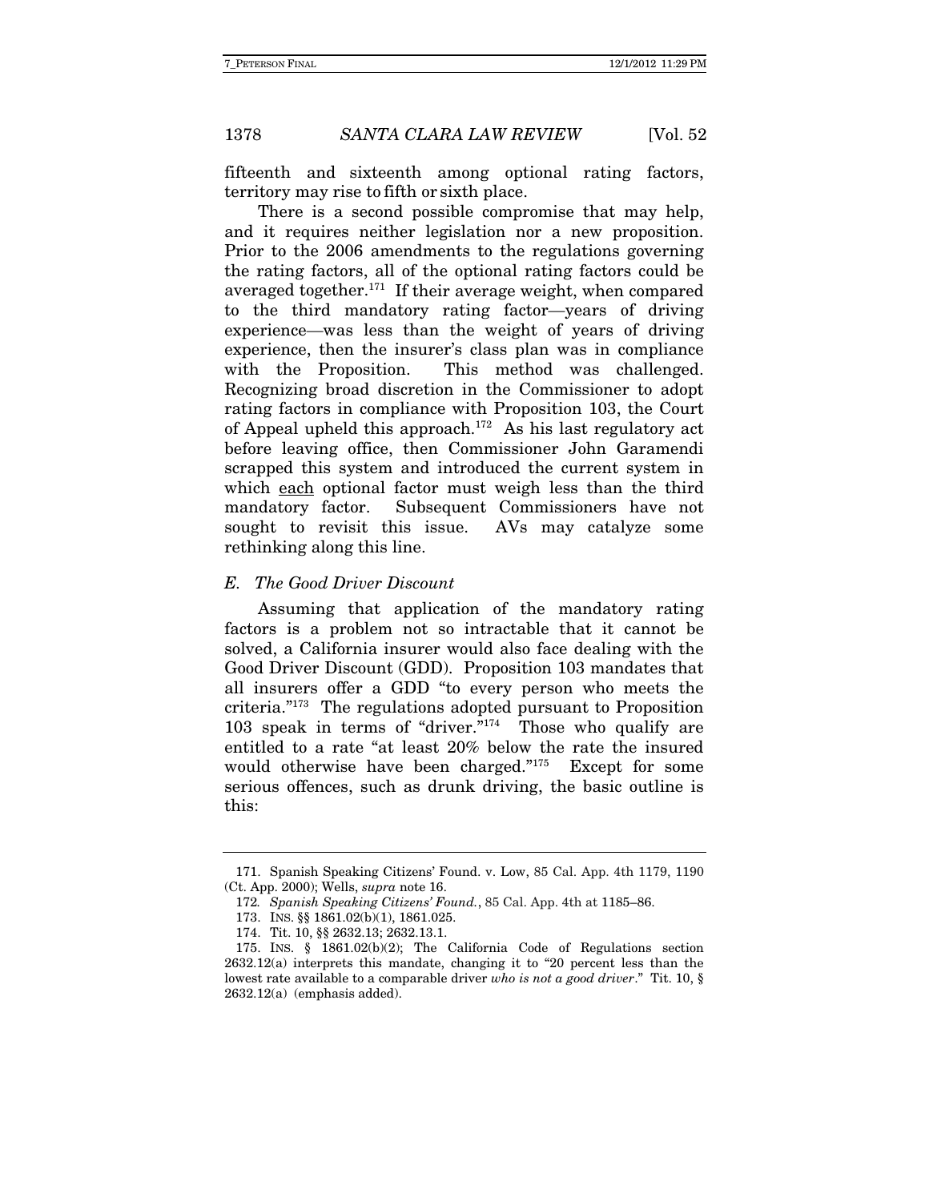fifteenth and sixteenth among optional rating factors, territory may rise to fifth or sixth place.

There is a second possible compromise that may help, and it requires neither legislation nor a new proposition. Prior to the 2006 amendments to the regulations governing the rating factors, all of the optional rating factors could be averaged together.[171] If their average weight, when compared to the third mandatory rating factor—years of driving experience—was less than the weight of years of driving experience, then the insurer's class plan was in compliance with the Proposition. This method was challenged. Recognizing broad discretion in the Commissioner to adopt rating factors in compliance with Proposition 103, the Court of Appeal upheld this approach.[172] As his last regulatory act before leaving office, then Commissioner John Garamendi scrapped this system and introduced the current system in which each optional factor must weigh less than the third mandatory factor. Subsequent Commissioners have not sought to revisit this issue. AVs may catalyze some rethinking along this line.

### *E. The Good Driver Discount*

Assuming that application of the mandatory rating factors is a problem not so intractable that it cannot be solved, a California insurer would also face dealing with the Good Driver Discount (GDD). Proposition 103 mandates that all insurers offer a GDD "to every person who meets the criteria."[173] The regulations adopted pursuant to Proposition 103 speak in terms of "driver."[174] Those who qualify are entitled to a rate "at least 20% below the rate the insured would otherwise have been charged."[175] Except for some serious offences, such as drunk driving, the basic outline is this:

---

171. Spanish Speaking Citizens' Found. v. Low, 85 Cal. App. 4th 1179, 1190 (Ct. App. 2000); Wells, *supra* note 16.

172. *Spanish Speaking Citizens' Found.*, 85 Cal. App. 4th at 1185–86.

173. INS. §§ 1861.02(b)(1), 1861.025.

174. Tit. 10, §§ 2632.13; 2632.13.1.

175. INS. § 1861.02(b)(2); The California Code of Regulations section 2632.12(a) interprets this mandate, changing it to "20 percent less than the lowest rate available to a comparable driver *who is not a good driver*." Tit. 10, § 2632.12(a) (emphasis added).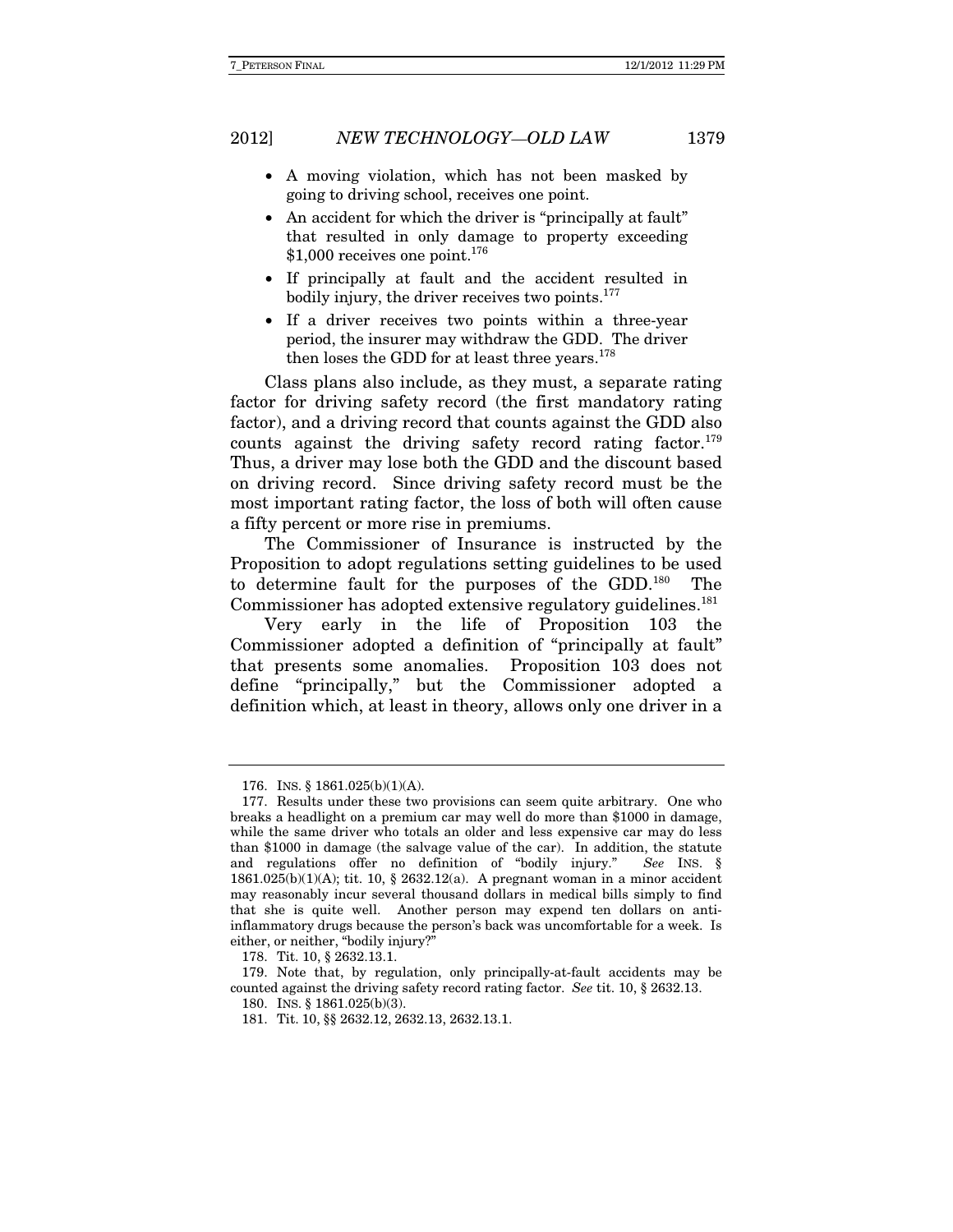- A moving violation, which has not been masked by going to driving school, receives one point.
- An accident for which the driver is "principally at fault" that resulted in only damage to property exceeding $1,000 receives one point.[176]
- If principally at fault and the accident resulted in bodily injury, the driver receives two points.[177]
- If a driver receives two points within a three-year period, the insurer may withdraw the GDD. The driver then loses the GDD for at least three years.[178]

Class plans also include, as they must, a separate rating factor for driving safety record (the first mandatory rating factor), and a driving record that counts against the GDD also counts against the driving safety record rating factor.[179] Thus, a driver may lose both the GDD and the discount based on driving record. Since driving safety record must be the most important rating factor, the loss of both will often cause a fifty percent or more rise in premiums.

The Commissioner of Insurance is instructed by the Proposition to adopt regulations setting guidelines to be used to determine fault for the purposes of the GDD.[180] The Commissioner has adopted extensive regulatory guidelines.[181]

Very early in the life of Proposition 103 the Commissioner adopted a definition of "principally at fault" that presents some anomalies. Proposition 103 does not define "principally," but the Commissioner adopted a definition which, at least in theory, allows only one driver in a

---

176. INS. § 1861.025(b)(1)(A).

177. Results under these two provisions can seem quite arbitrary. One who breaks a headlight on a premium car may well do more than $1000 in damage, while the same driver who totals an older and less expensive car may do less than $1000 in damage (the salvage value of the car). In addition, the statute and regulations offer no definition of "bodily injury." *See* INS. § 1861.025(b)(1)(A); tit. 10, § 2632.12(a). A pregnant woman in a minor accident may reasonably incur several thousand dollars in medical bills simply to find that she is quite well. Another person may expend ten dollars on anti-inflammatory drugs because the person's back was uncomfortable for a week. Is either, or neither, "bodily injury?"

178. Tit. 10, § 2632.13.1.

179. Note that, by regulation, only principally-at-fault accidents may be counted against the driving safety record rating factor. *See* tit. 10, § 2632.13.

180. INS. § 1861.025(b)(3).

181. Tit. 10, §§ 2632.12, 2632.13, 2632.13.1.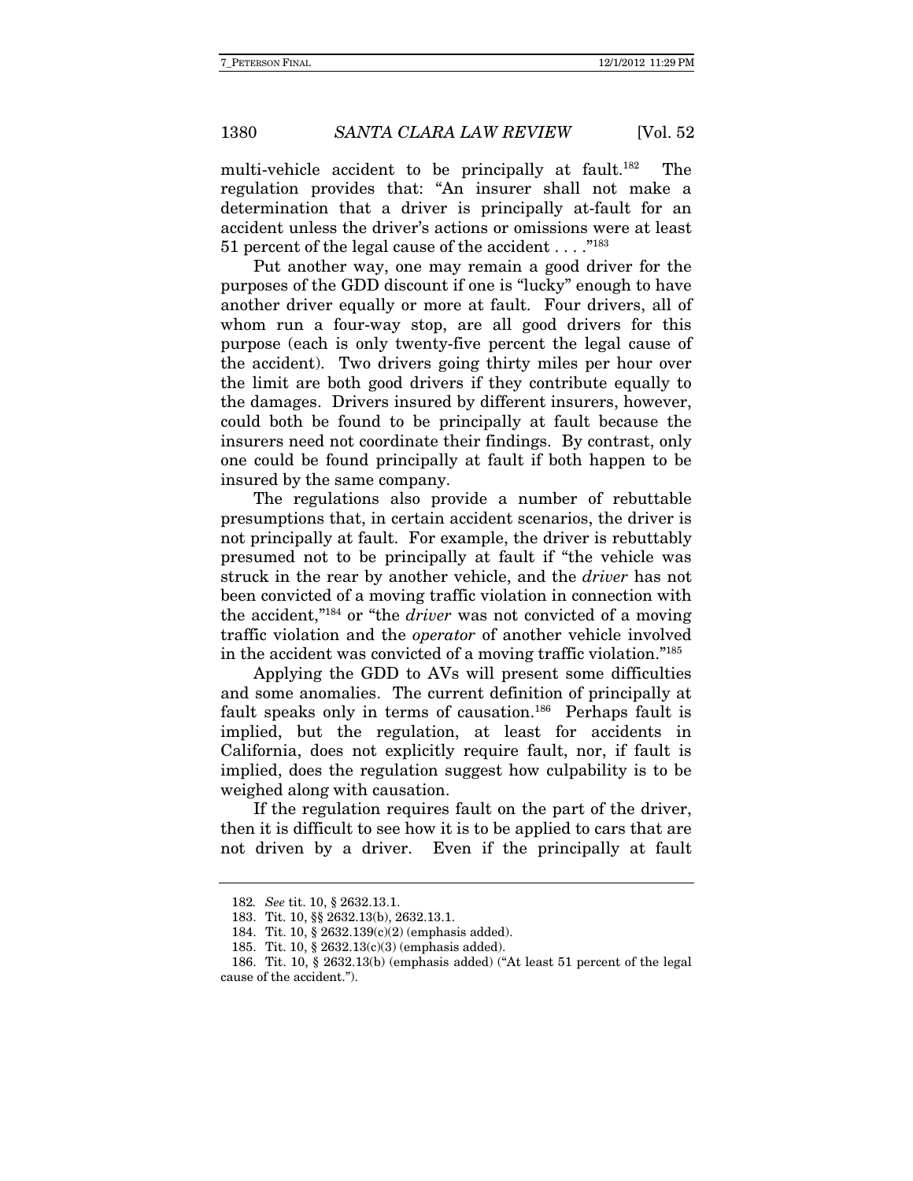multi-vehicle accident to be principally at fault.[182] The regulation provides that: "An insurer shall not make a determination that a driver is principally at-fault for an accident unless the driver's actions or omissions were at least 51 percent of the legal cause of the accident . . . ."[183]

Put another way, one may remain a good driver for the purposes of the GDD discount if one is "lucky" enough to have another driver equally or more at fault. Four drivers, all of whom run a four-way stop, are all good drivers for this purpose (each is only twenty-five percent the legal cause of the accident). Two drivers going thirty miles per hour over the limit are both good drivers if they contribute equally to the damages. Drivers insured by different insurers, however, could both be found to be principally at fault because the insurers need not coordinate their findings. By contrast, only one could be found principally at fault if both happen to be insured by the same company.

The regulations also provide a number of rebuttable presumptions that, in certain accident scenarios, the driver is not principally at fault. For example, the driver is rebuttably presumed not to be principally at fault if "the vehicle was struck in the rear by another vehicle, and the *driver* has not been convicted of a moving traffic violation in connection with the accident,"[184] or "the *driver* was not convicted of a moving traffic violation and the *operator* of another vehicle involved in the accident was convicted of a moving traffic violation."[185]

Applying the GDD to AVs will present some difficulties and some anomalies. The current definition of principally at fault speaks only in terms of causation.[186] Perhaps fault is implied, but the regulation, at least for accidents in California, does not explicitly require fault, nor, if fault is implied, does the regulation suggest how culpability is to be weighed along with causation.

If the regulation requires fault on the part of the driver, then it is difficult to see how it is to be applied to cars that are not driven by a driver. Even if the principally at fault

---

182. *See* tit. 10, § 2632.13.1.

183. Tit. 10, §§ 2632.13(b), 2632.13.1.

184. Tit. 10, § 2632.139(c)(2) (emphasis added).

185. Tit. 10, § 2632.13(c)(3) (emphasis added).

186. Tit. 10, § 2632.13(b) (emphasis added) ("At least 51 percent of the legal cause of the accident.").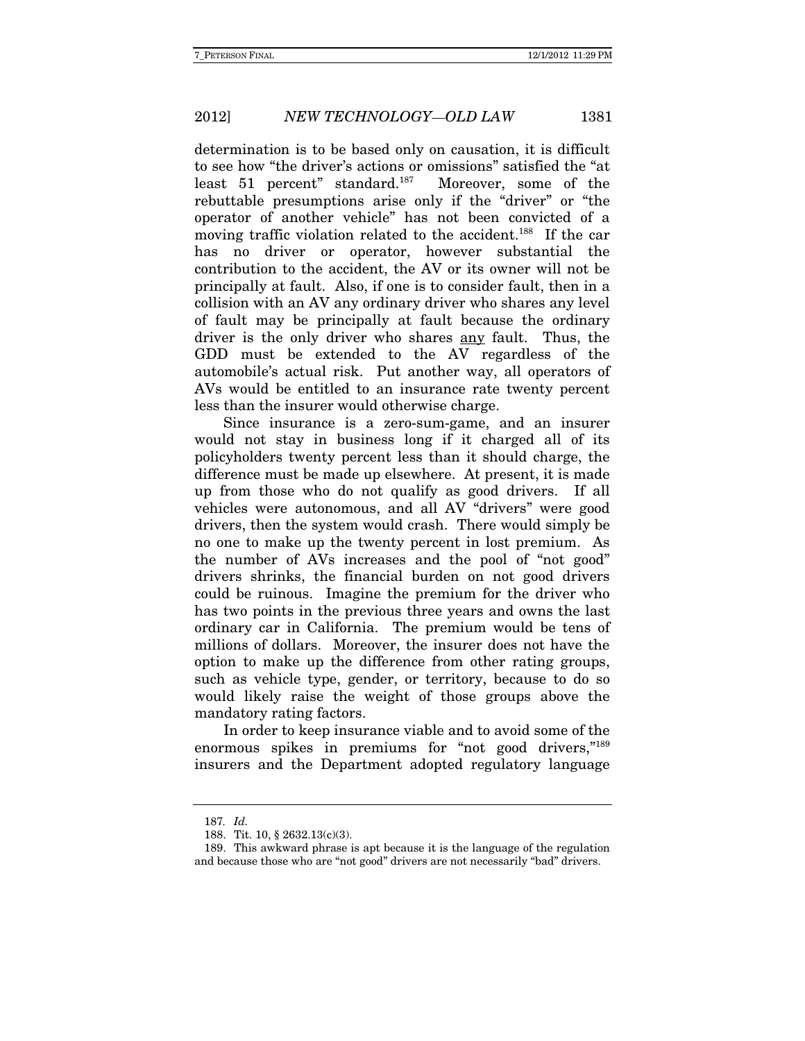determination is to be based only on causation, it is difficult to see how "the driver's actions or omissions" satisfied the "at least 51 percent" standard.[187] Moreover, some of the rebuttable presumptions arise only if the "driver" or "the operator of another vehicle" has not been convicted of a moving traffic violation related to the accident.[188] If the car has no driver or operator, however substantial the contribution to the accident, the AV or its owner will not be principally at fault. Also, if one is to consider fault, then in a collision with an AV any ordinary driver who shares any level of fault may be principally at fault because the ordinary driver is the only driver who shares <u>any</u> fault. Thus, the GDD must be extended to the AV regardless of the automobile's actual risk. Put another way, all operators of AVs would be entitled to an insurance rate twenty percent less than the insurer would otherwise charge.

Since insurance is a zero-sum-game, and an insurer would not stay in business long if it charged all of its policyholders twenty percent less than it should charge, the difference must be made up elsewhere. At present, it is made up from those who do not qualify as good drivers. If all vehicles were autonomous, and all AV "drivers" were good drivers, then the system would crash. There would simply be no one to make up the twenty percent in lost premium. As the number of AVs increases and the pool of "not good" drivers shrinks, the financial burden on not good drivers could be ruinous. Imagine the premium for the driver who has two points in the previous three years and owns the last ordinary car in California. The premium would be tens of millions of dollars. Moreover, the insurer does not have the option to make up the difference from other rating groups, such as vehicle type, gender, or territory, because to do so would likely raise the weight of those groups above the mandatory rating factors.

In order to keep insurance viable and to avoid some of the enormous spikes in premiums for "not good drivers,"[189] insurers and the Department adopted regulatory language

---

187. *Id.*

188. Tit. 10, § 2632.13(c)(3).

189. This awkward phrase is apt because it is the language of the regulation and because those who are "not good" drivers are not necessarily "bad" drivers.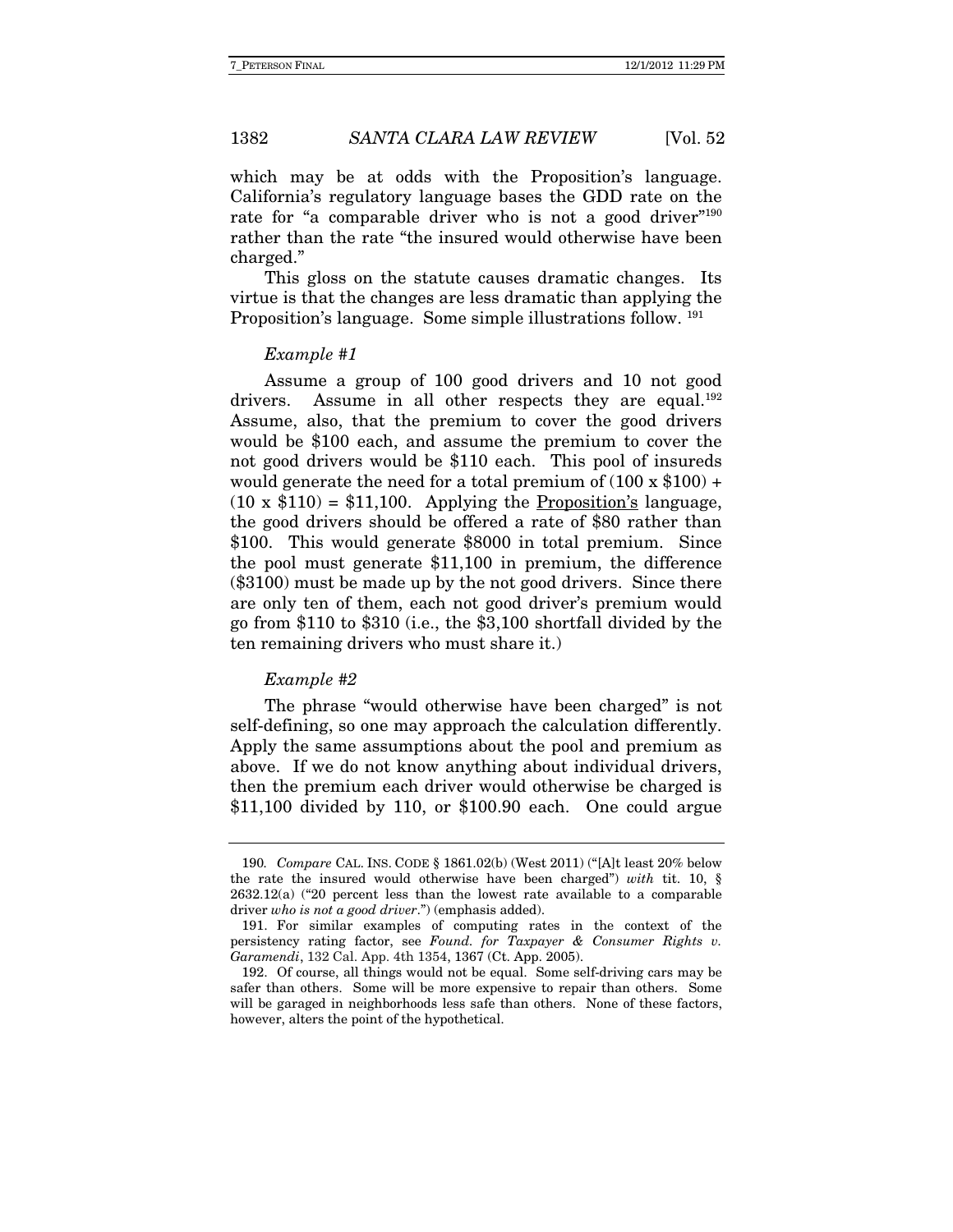which may be at odds with the Proposition's language. California's regulatory language bases the GDD rate on the rate for "a comparable driver who is not a good driver"[190] rather than the rate "the insured would otherwise have been charged."

This gloss on the statute causes dramatic changes. Its virtue is that the changes are less dramatic than applying the Proposition's language. Some simple illustrations follow.[191]

*Example #1*

Assume a group of 100 good drivers and 10 not good drivers. Assume in all other respects they are equal.[192] Assume, also, that the premium to cover the good drivers would be $100 each, and assume the premium to cover the not good drivers would be $110 each. This pool of insureds would generate the need for a total premium of (100 x $100) + (10 x $110) = $11,100. Applying the <u>Proposition's</u> language, the good drivers should be offered a rate of $80 rather than $100. This would generate $8000 in total premium. Since the pool must generate $11,100 in premium, the difference ($3100) must be made up by the not good drivers. Since there are only ten of them, each not good driver's premium would go from $110 to $310 (i.e., the $3,100 shortfall divided by the ten remaining drivers who must share it.)

*Example #2*

The phrase "would otherwise have been charged" is not self-defining, so one may approach the calculation differently. Apply the same assumptions about the pool and premium as above. If we do not know anything about individual drivers, then the premium each driver would otherwise be charged is $11,100 divided by 110, or $100.90 each. One could argue

---

190. *Compare* CAL. INS. CODE § 1861.02(b) (West 2011) ("[A]t least 20% below the rate the insured would otherwise have been charged") *with* tit. 10, § 2632.12(a) ("20 percent less than the lowest rate available to a comparable driver *who is not a good driver*.") (emphasis added).

191. For similar examples of computing rates in the context of the persistency rating factor, see *Found. for Taxpayer & Consumer Rights v. Garamendi*, 132 Cal. App. 4th 1354, 1367 (Ct. App. 2005).

192. Of course, all things would not be equal. Some self-driving cars may be safer than others. Some will be more expensive to repair than others. Some will be garaged in neighborhoods less safe than others. None of these factors, however, alters the point of the hypothetical.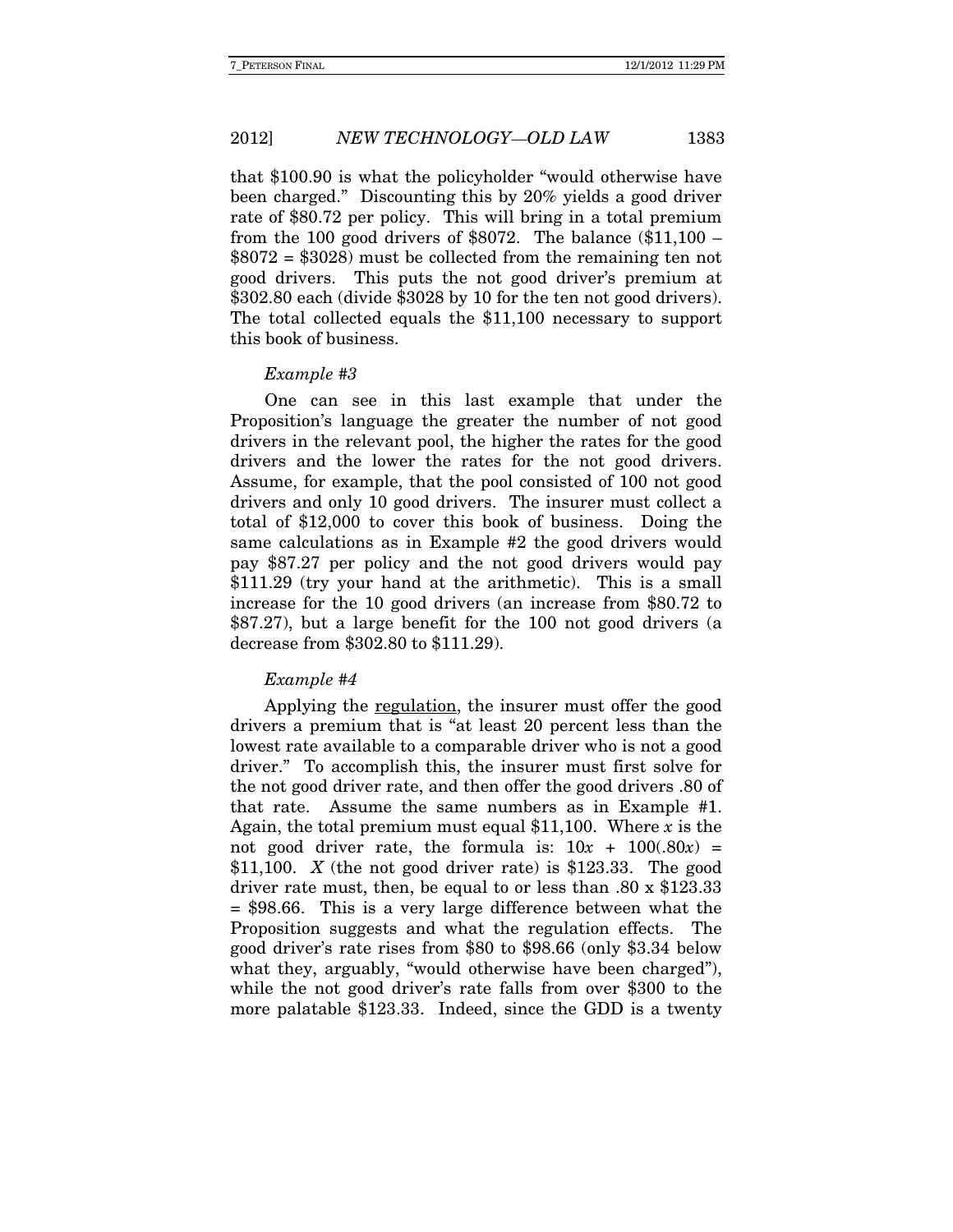that \$100.90 is what the policyholder "would otherwise have been charged." Discounting this by 20% yields a good driver rate of \$80.72 per policy. This will bring in a total premium from the 100 good drivers of \$8072. The balance (\$11,100 – \$8072 = \$3028) must be collected from the remaining ten not good drivers. This puts the not good driver's premium at \$302.80 each (divide \$3028 by 10 for the ten not good drivers). The total collected equals the \$11,100 necessary to support this book of business.

*Example #3*

One can see in this last example that under the Proposition's language the greater the number of not good drivers in the relevant pool, the higher the rates for the good drivers and the lower the rates for the not good drivers. Assume, for example, that the pool consisted of 100 not good drivers and only 10 good drivers. The insurer must collect a total of \$12,000 to cover this book of business. Doing the same calculations as in Example #2 the good drivers would pay \$87.27 per policy and the not good drivers would pay \$111.29 (try your hand at the arithmetic). This is a small increase for the 10 good drivers (an increase from \$80.72 to \$87.27), but a large benefit for the 100 not good drivers (a decrease from \$302.80 to \$111.29).

*Example #4*

Applying the <u>regulation</u>, the insurer must offer the good drivers a premium that is "at least 20 percent less than the lowest rate available to a comparable driver who is not a good driver." To accomplish this, the insurer must first solve for the not good driver rate, and then offer the good drivers .80 of that rate. Assume the same numbers as in Example #1. Again, the total premium must equal \$11,100. Where $x$ is the not good driver rate, the formula is: $10x + 100(.80x) = \$11,100$. $X$ (the not good driver rate) is \$123.33. The good driver rate must, then, be equal to or less than .80 x \$123.33 = \$98.66. This is a very large difference between what the Proposition suggests and what the regulation effects. The good driver's rate rises from \$80 to \$98.66 (only \$3.34 below what they, arguably, "would otherwise have been charged"), while the not good driver's rate falls from over \$300 to the more palatable \$123.33. Indeed, since the GDD is a twenty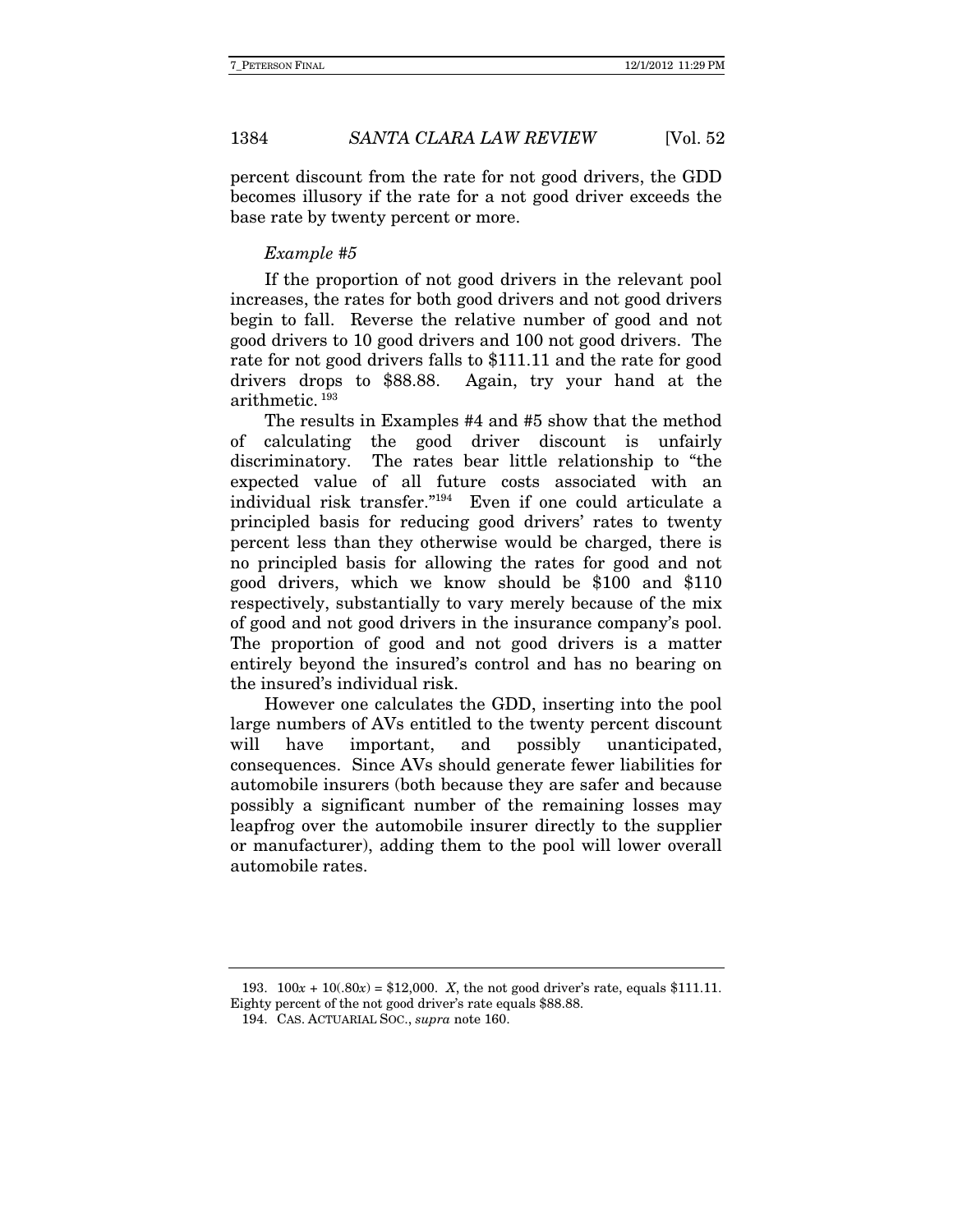percent discount from the rate for not good drivers, the GDD becomes illusory if the rate for a not good driver exceeds the base rate by twenty percent or more.

*Example #5*

If the proportion of not good drivers in the relevant pool increases, the rates for both good drivers and not good drivers begin to fall. Reverse the relative number of good and not good drivers to 10 good drivers and 100 not good drivers. The rate for not good drivers falls to $111.11 and the rate for good drivers drops to $88.88. Again, try your hand at the arithmetic.[193]

The results in Examples #4 and #5 show that the method of calculating the good driver discount is unfairly discriminatory. The rates bear little relationship to "the expected value of all future costs associated with an individual risk transfer."[194] Even if one could articulate a principled basis for reducing good drivers' rates to twenty percent less than they otherwise would be charged, there is no principled basis for allowing the rates for good and not good drivers, which we know should be $100 and $110 respectively, substantially to vary merely because of the mix of good and not good drivers in the insurance company's pool. The proportion of good and not good drivers is a matter entirely beyond the insured's control and has no bearing on the insured's individual risk.

However one calculates the GDD, inserting into the pool large numbers of AVs entitled to the twenty percent discount will have important, and possibly unanticipated, consequences. Since AVs should generate fewer liabilities for automobile insurers (both because they are safer and because possibly a significant number of the remaining losses may leapfrog over the automobile insurer directly to the supplier or manufacturer), adding them to the pool will lower overall automobile rates.

---

193. $100x + 10(.80x) = \$12{,}000$. $X$, the not good driver's rate, equals $111.11. Eighty percent of the not good driver's rate equals $88.88.

194. CAS. ACTUARIAL SOC., *supra* note 160.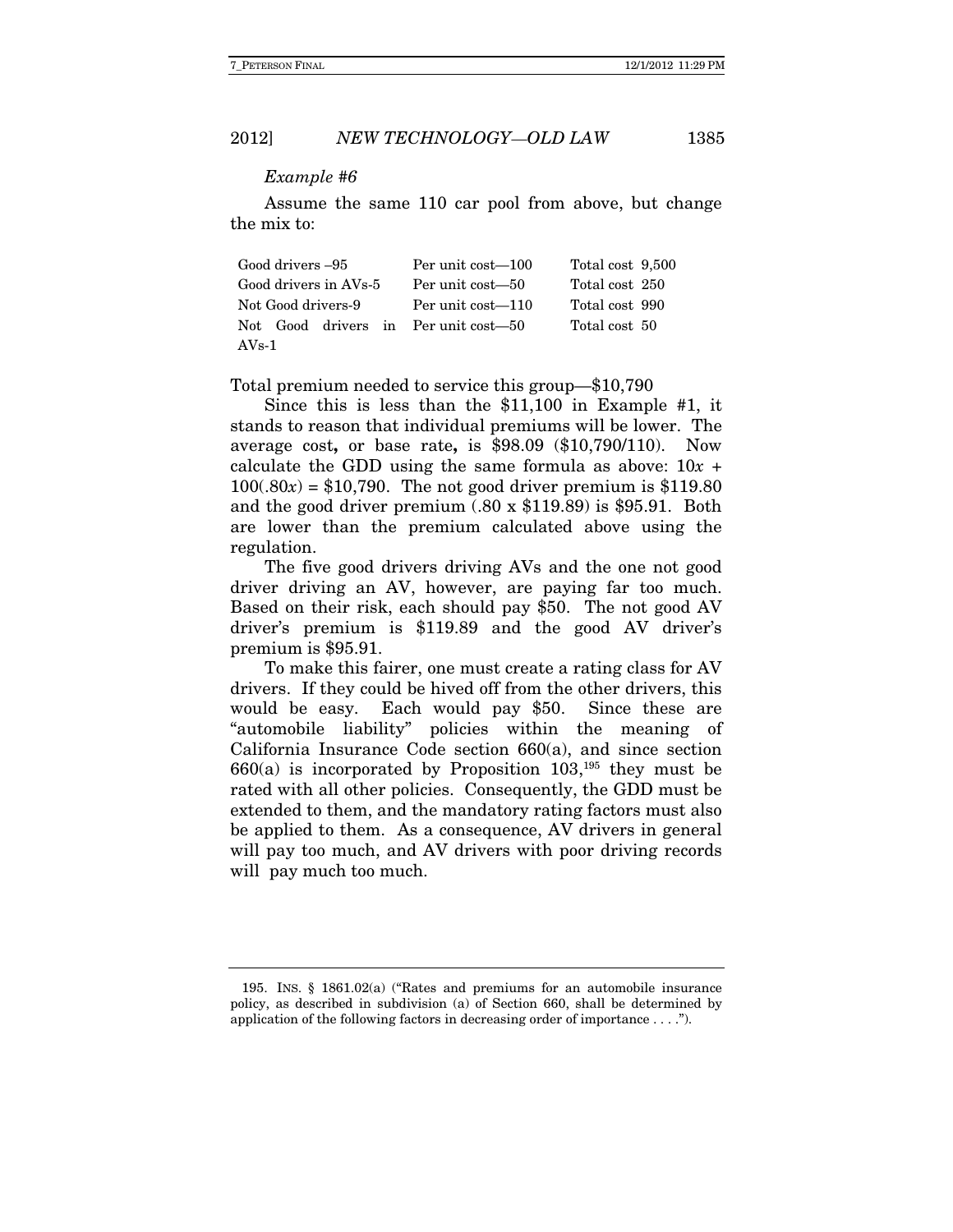*Example #6*

Assume the same 110 car pool from above, but change the mix to:

| | | |
|---|---|---|
| Good drivers –95 | Per unit cost—100 | Total cost 9,500 |
| Good drivers in AVs-5 | Per unit cost—50 | Total cost 250 |
| Not Good drivers-9 | Per unit cost—110 | Total cost 990 |
| Not Good drivers in AVs-1 | Per unit cost—50 | Total cost 50 |

Total premium needed to service this group—$10,790

Since this is less than the $11,100 in Example #1, it stands to reason that individual premiums will be lower. The average cost**,** or base rate**,** is $98.09 ($10,790/110). Now calculate the GDD using the same formula as above: $10x + 100(.80x) = \$10,790$. The not good driver premium is $119.80 and the good driver premium (.80 x $119.89) is $95.91. Both are lower than the premium calculated above using the regulation.

The five good drivers driving AVs and the one not good driver driving an AV, however, are paying far too much. Based on their risk, each should pay $50. The not good AV driver's premium is $119.89 and the good AV driver's premium is $95.91.

To make this fairer, one must create a rating class for AV drivers. If they could be hived off from the other drivers, this would be easy. Each would pay $50. Since these are "automobile liability" policies within the meaning of California Insurance Code section 660(a), and since section 660(a) is incorporated by Proposition 103,[195] they must be rated with all other policies. Consequently, the GDD must be extended to them, and the mandatory rating factors must also be applied to them. As a consequence, AV drivers in general will pay too much, and AV drivers with poor driving records will pay much too much.

---

195. INS. § 1861.02(a) ("Rates and premiums for an automobile insurance policy, as described in subdivision (a) of Section 660, shall be determined by application of the following factors in decreasing order of importance . . . .").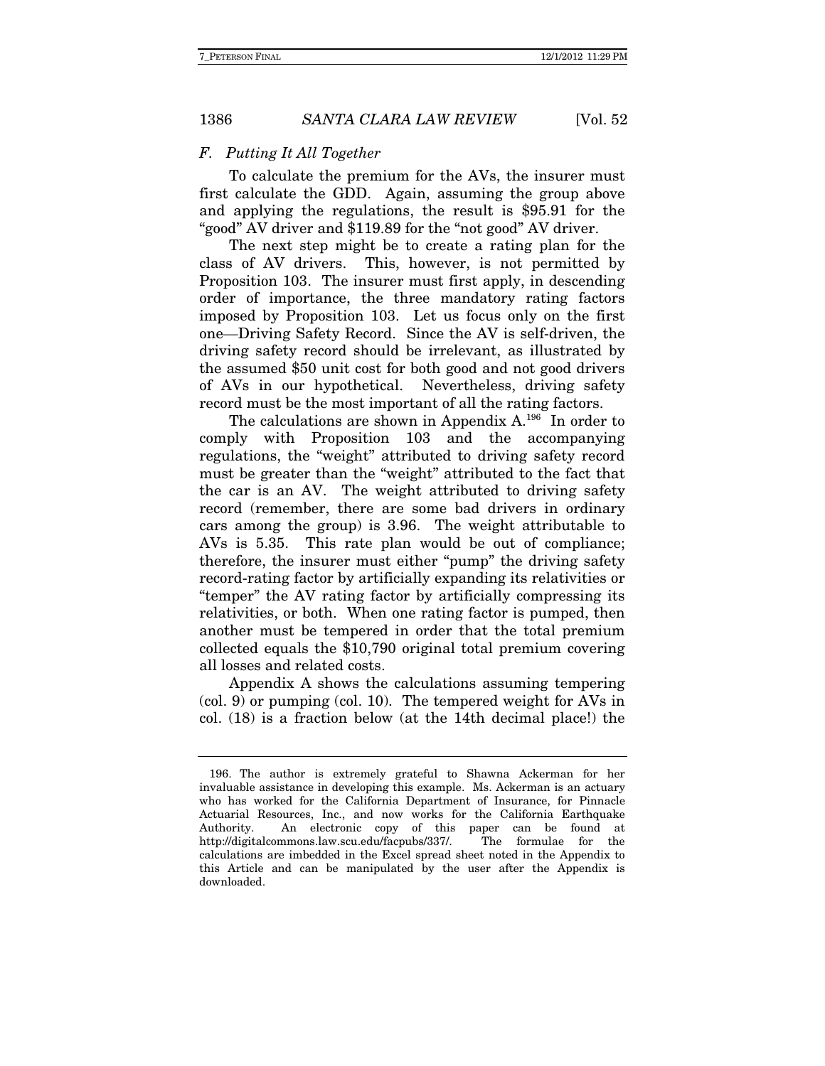### *F. Putting It All Together*

To calculate the premium for the AVs, the insurer must first calculate the GDD. Again, assuming the group above and applying the regulations, the result is $95.91 for the "good" AV driver and $119.89 for the "not good" AV driver.

The next step might be to create a rating plan for the class of AV drivers. This, however, is not permitted by Proposition 103. The insurer must first apply, in descending order of importance, the three mandatory rating factors imposed by Proposition 103. Let us focus only on the first one—Driving Safety Record. Since the AV is self-driven, the driving safety record should be irrelevant, as illustrated by the assumed $50 unit cost for both good and not good drivers of AVs in our hypothetical. Nevertheless, driving safety record must be the most important of all the rating factors.

The calculations are shown in Appendix A.[196] In order to comply with Proposition 103 and the accompanying regulations, the "weight" attributed to driving safety record must be greater than the "weight" attributed to the fact that the car is an AV. The weight attributed to driving safety record (remember, there are some bad drivers in ordinary cars among the group) is 3.96. The weight attributable to AVs is 5.35. This rate plan would be out of compliance; therefore, the insurer must either "pump" the driving safety record-rating factor by artificially expanding its relativities or "temper" the AV rating factor by artificially compressing its relativities, or both. When one rating factor is pumped, then another must be tempered in order that the total premium collected equals the $10,790 original total premium covering all losses and related costs.

Appendix A shows the calculations assuming tempering (col. 9) or pumping (col. 10). The tempered weight for AVs in col. (18) is a fraction below (at the 14th decimal place!) the

---

196. The author is extremely grateful to Shawna Ackerman for her invaluable assistance in developing this example. Ms. Ackerman is an actuary who has worked for the California Department of Insurance, for Pinnacle Actuarial Resources, Inc., and now works for the California Earthquake Authority. An electronic copy of this paper can be found at http://digitalcommons.law.scu.edu/facpubs/337/. The formulae for the calculations are imbedded in the Excel spread sheet noted in the Appendix to this Article and can be manipulated by the user after the Appendix is downloaded.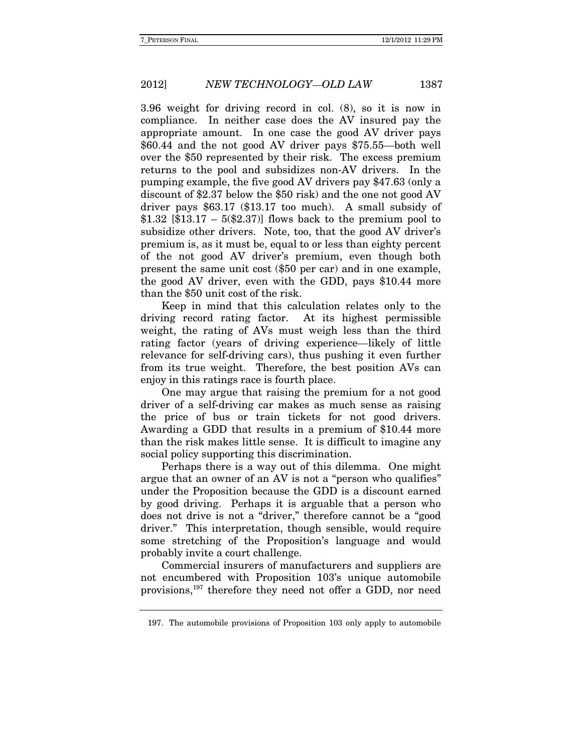3.96 weight for driving record in col. (8), so it is now in compliance. In neither case does the AV insured pay the appropriate amount. In one case the good AV driver pays $60.44 and the not good AV driver pays $75.55—both well over the $50 represented by their risk. The excess premium returns to the pool and subsidizes non-AV drivers. In the pumping example, the five good AV drivers pay $47.63 (only a discount of $2.37 below the $50 risk) and the one not good AV driver pays $63.17 ($13.17 too much). A small subsidy of $1.32 [$13.17 – 5($2.37)] flows back to the premium pool to subsidize other drivers. Note, too, that the good AV driver's premium is, as it must be, equal to or less than eighty percent of the not good AV driver's premium, even though both present the same unit cost ($50 per car) and in one example, the good AV driver, even with the GDD, pays $10.44 more than the $50 unit cost of the risk.

Keep in mind that this calculation relates only to the driving record rating factor. At its highest permissible weight, the rating of AVs must weigh less than the third rating factor (years of driving experience—likely of little relevance for self-driving cars), thus pushing it even further from its true weight. Therefore, the best position AVs can enjoy in this ratings race is fourth place.

One may argue that raising the premium for a not good driver of a self-driving car makes as much sense as raising the price of bus or train tickets for not good drivers. Awarding a GDD that results in a premium of $10.44 more than the risk makes little sense. It is difficult to imagine any social policy supporting this discrimination.

Perhaps there is a way out of this dilemma. One might argue that an owner of an AV is not a "person who qualifies" under the Proposition because the GDD is a discount earned by good driving. Perhaps it is arguable that a person who does not drive is not a "driver," therefore cannot be a "good driver." This interpretation, though sensible, would require some stretching of the Proposition's language and would probably invite a court challenge.

Commercial insurers of manufacturers and suppliers are not encumbered with Proposition 103's unique automobile provisions,[197] therefore they need not offer a GDD, nor need

---

197. The automobile provisions of Proposition 103 only apply to automobile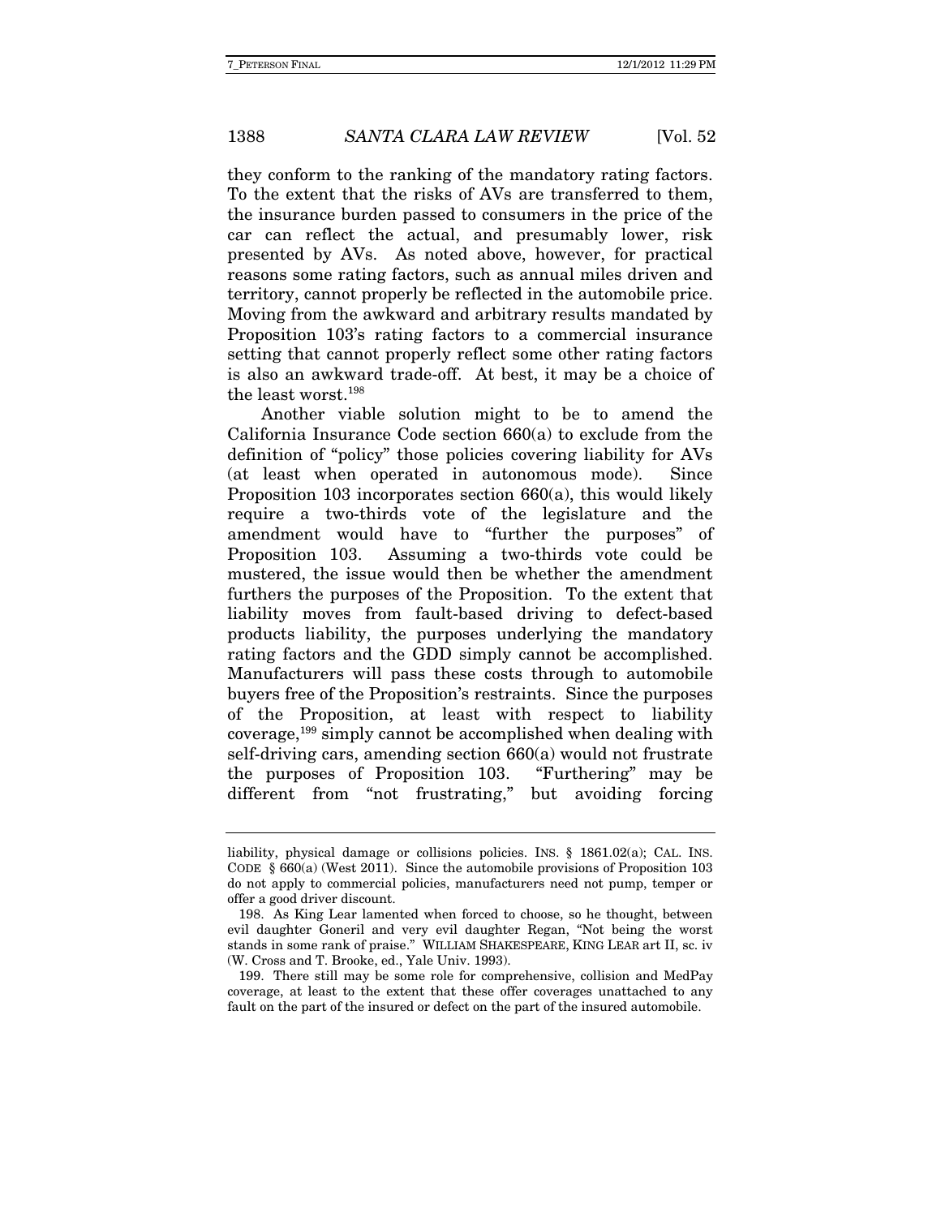they conform to the ranking of the mandatory rating factors. To the extent that the risks of AVs are transferred to them, the insurance burden passed to consumers in the price of the car can reflect the actual, and presumably lower, risk presented by AVs. As noted above, however, for practical reasons some rating factors, such as annual miles driven and territory, cannot properly be reflected in the automobile price. Moving from the awkward and arbitrary results mandated by Proposition 103's rating factors to a commercial insurance setting that cannot properly reflect some other rating factors is also an awkward trade-off. At best, it may be a choice of the least worst.[198]

Another viable solution might to be to amend the California Insurance Code section 660(a) to exclude from the definition of "policy" those policies covering liability for AVs (at least when operated in autonomous mode). Since Proposition 103 incorporates section 660(a), this would likely require a two-thirds vote of the legislature and the amendment would have to "further the purposes" of Proposition 103. Assuming a two-thirds vote could be mustered, the issue would then be whether the amendment furthers the purposes of the Proposition. To the extent that liability moves from fault-based driving to defect-based products liability, the purposes underlying the mandatory rating factors and the GDD simply cannot be accomplished. Manufacturers will pass these costs through to automobile buyers free of the Proposition's restraints. Since the purposes of the Proposition, at least with respect to liability coverage,[199] simply cannot be accomplished when dealing with self-driving cars, amending section 660(a) would not frustrate the purposes of Proposition 103. "Furthering" may be different from "not frustrating," but avoiding forcing

---

liability, physical damage or collisions policies. INS. § 1861.02(a); CAL. INS. CODE § 660(a) (West 2011). Since the automobile provisions of Proposition 103 do not apply to commercial policies, manufacturers need not pump, temper or offer a good driver discount.

198. As King Lear lamented when forced to choose, so he thought, between evil daughter Goneril and very evil daughter Regan, "Not being the worst stands in some rank of praise." WILLIAM SHAKESPEARE, KING LEAR art II, sc. iv (W. Cross and T. Brooke, ed., Yale Univ. 1993).

199. There still may be some role for comprehensive, collision and MedPay coverage, at least to the extent that these offer coverages unattached to any fault on the part of the insured or defect on the part of the insured automobile.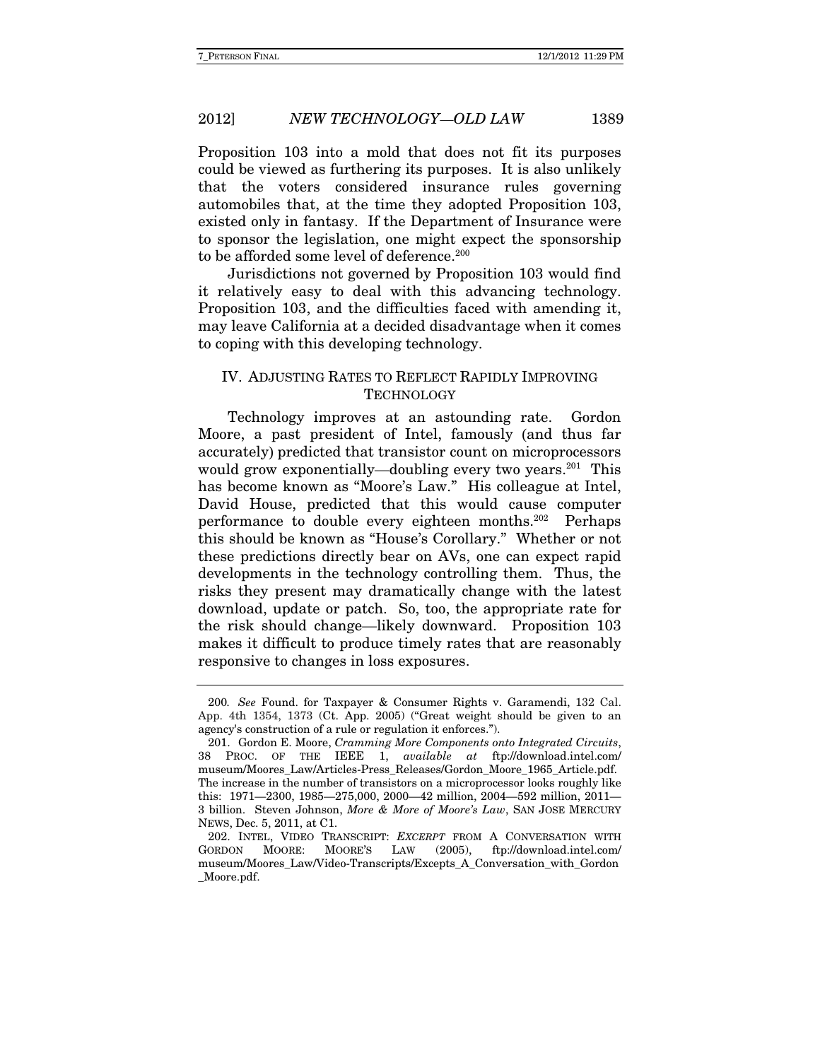Proposition 103 into a mold that does not fit its purposes could be viewed as furthering its purposes. It is also unlikely that the voters considered insurance rules governing automobiles that, at the time they adopted Proposition 103, existed only in fantasy. If the Department of Insurance were to sponsor the legislation, one might expect the sponsorship to be afforded some level of deference.[200]

Jurisdictions not governed by Proposition 103 would find it relatively easy to deal with this advancing technology. Proposition 103, and the difficulties faced with amending it, may leave California at a decided disadvantage when it comes to coping with this developing technology.

## IV. ADJUSTING RATES TO REFLECT RAPIDLY IMPROVING TECHNOLOGY

Technology improves at an astounding rate. Gordon Moore, a past president of Intel, famously (and thus far accurately) predicted that transistor count on microprocessors would grow exponentially—doubling every two years.[201] This has become known as "Moore's Law." His colleague at Intel, David House, predicted that this would cause computer performance to double every eighteen months.[202] Perhaps this should be known as "House's Corollary." Whether or not these predictions directly bear on AVs, one can expect rapid developments in the technology controlling them. Thus, the risks they present may dramatically change with the latest download, update or patch. So, too, the appropriate rate for the risk should change—likely downward. Proposition 103 makes it difficult to produce timely rates that are reasonably responsive to changes in loss exposures.

---

200. *See* Found. for Taxpayer & Consumer Rights v. Garamendi, 132 Cal. App. 4th 1354, 1373 (Ct. App. 2005) ("Great weight should be given to an agency's construction of a rule or regulation it enforces.").

201. Gordon E. Moore, *Cramming More Components onto Integrated Circuits*, 38 PROC. OF THE IEEE 1, *available at* ftp://download.intel.com/museum/Moores_Law/Articles-Press_Releases/Gordon_Moore_1965_Article.pdf. The increase in the number of transistors on a microprocessor looks roughly like this: 1971—2300, 1985—275,000, 2000—42 million, 2004—592 million, 2011—3 billion. Steven Johnson, *More & More of Moore's Law*, SAN JOSE MERCURY NEWS, Dec. 5, 2011, at C1.

202. INTEL, VIDEO TRANSCRIPT: *EXCERPT* FROM A CONVERSATION WITH GORDON MOORE: MOORE'S LAW (2005), ftp://download.intel.com/museum/Moores_Law/Video-Transcripts/Excepts_A_Conversation_with_Gordon_Moore.pdf.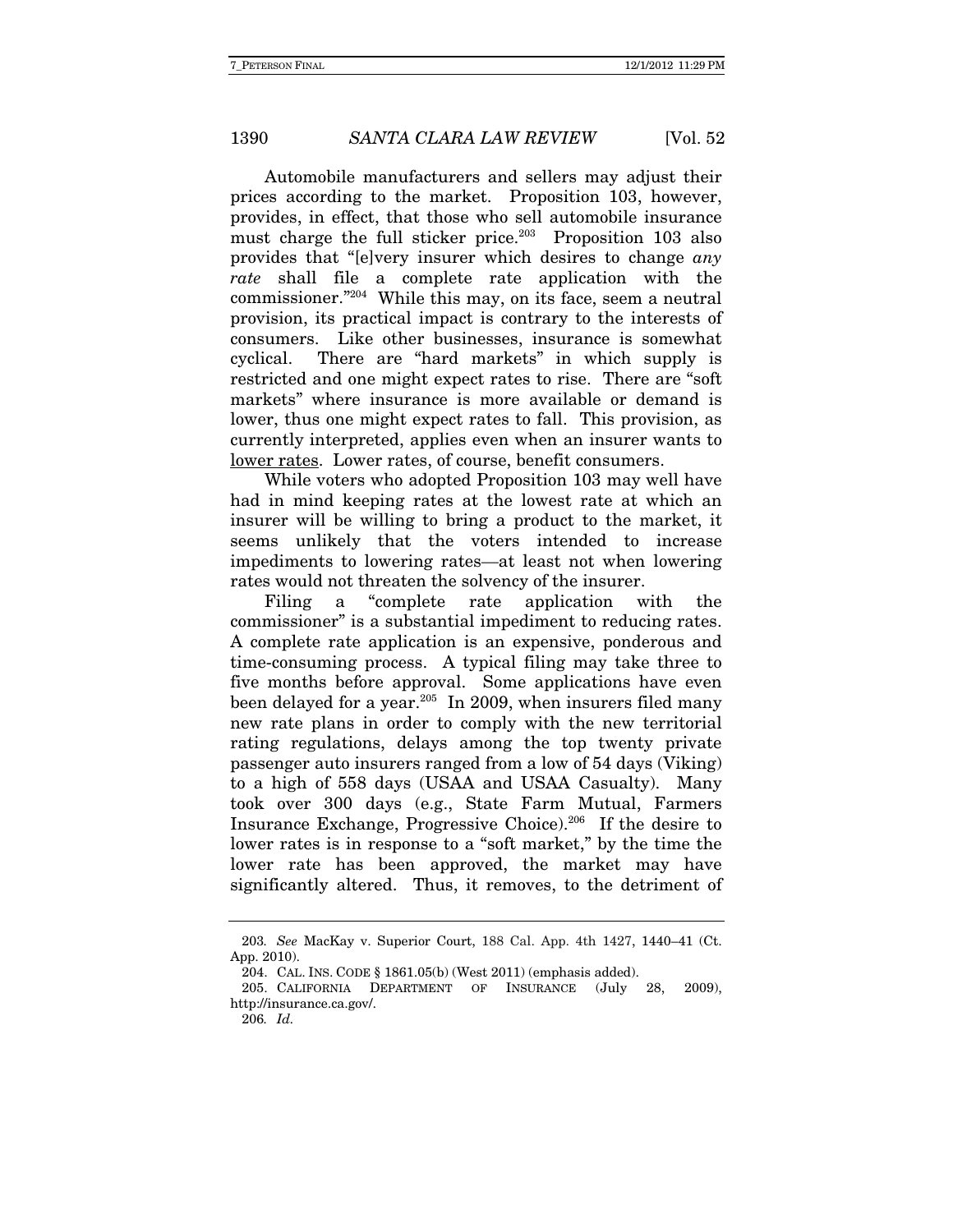Automobile manufacturers and sellers may adjust their prices according to the market. Proposition 103, however, provides, in effect, that those who sell automobile insurance must charge the full sticker price.[203] Proposition 103 also provides that "[e]very insurer which desires to change *any rate* shall file a complete rate application with the commissioner."[204] While this may, on its face, seem a neutral provision, its practical impact is contrary to the interests of consumers. Like other businesses, insurance is somewhat cyclical. There are "hard markets" in which supply is restricted and one might expect rates to rise. There are "soft markets" where insurance is more available or demand is lower, thus one might expect rates to fall. This provision, as currently interpreted, applies even when an insurer wants to <u>lower rates</u>. Lower rates, of course, benefit consumers.

While voters who adopted Proposition 103 may well have had in mind keeping rates at the lowest rate at which an insurer will be willing to bring a product to the market, it seems unlikely that the voters intended to increase impediments to lowering rates—at least not when lowering rates would not threaten the solvency of the insurer.

Filing a "complete rate application with the commissioner" is a substantial impediment to reducing rates. A complete rate application is an expensive, ponderous and time-consuming process. A typical filing may take three to five months before approval. Some applications have even been delayed for a year.[205] In 2009, when insurers filed many new rate plans in order to comply with the new territorial rating regulations, delays among the top twenty private passenger auto insurers ranged from a low of 54 days (Viking) to a high of 558 days (USAA and USAA Casualty). Many took over 300 days (e.g., State Farm Mutual, Farmers Insurance Exchange, Progressive Choice).[206] If the desire to lower rates is in response to a "soft market," by the time the lower rate has been approved, the market may have significantly altered. Thus, it removes, to the detriment of

---

203. *See* MacKay v. Superior Court, 188 Cal. App. 4th 1427, 1440–41 (Ct. App. 2010).

204. CAL. INS. CODE § 1861.05(b) (West 2011) (emphasis added).

205. CALIFORNIA DEPARTMENT OF INSURANCE (July 28, 2009), http://insurance.ca.gov/.

206. *Id.*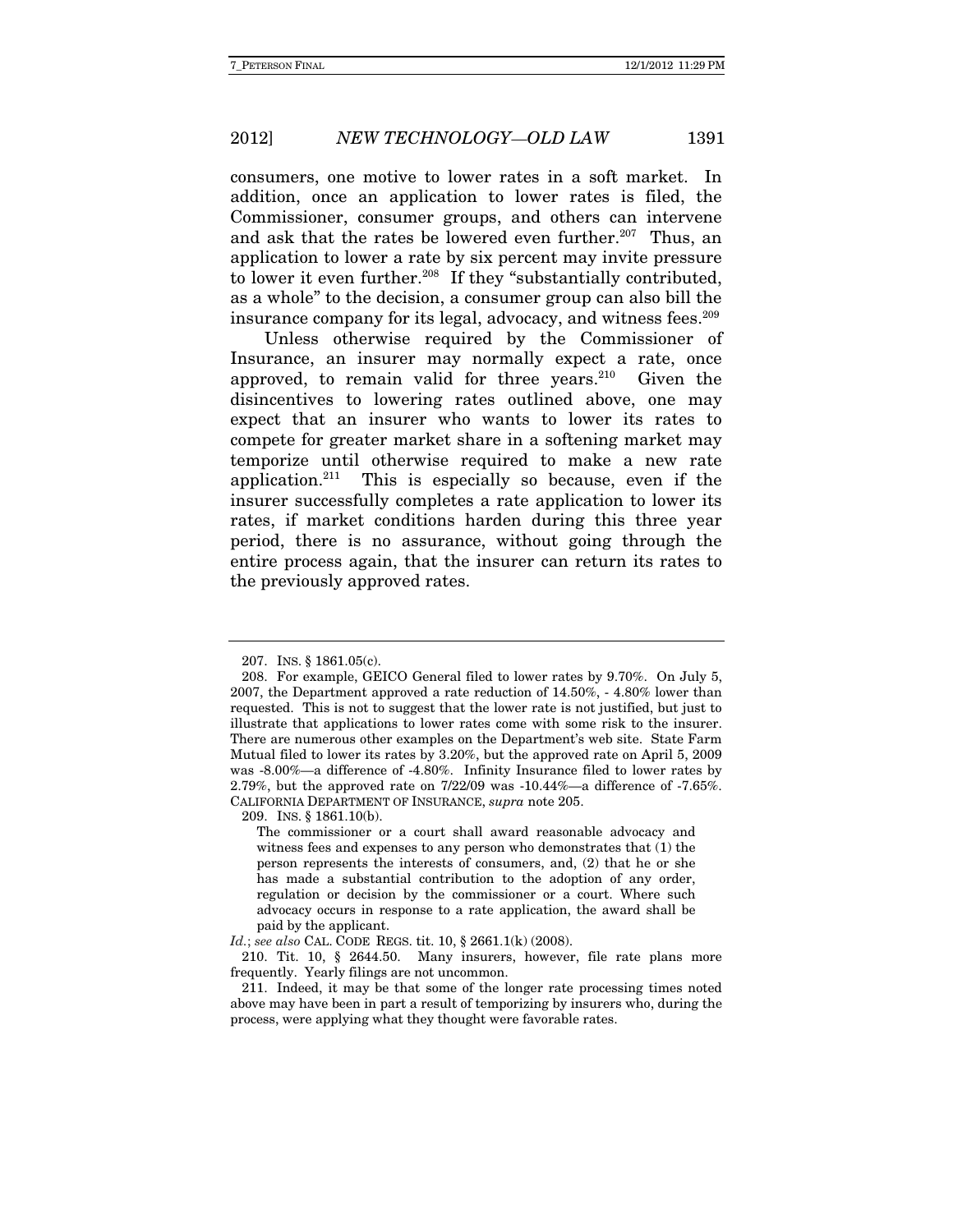consumers, one motive to lower rates in a soft market. In addition, once an application to lower rates is filed, the Commissioner, consumer groups, and others can intervene and ask that the rates be lowered even further.[207] Thus, an application to lower a rate by six percent may invite pressure to lower it even further.[208] If they "substantially contributed, as a whole" to the decision, a consumer group can also bill the insurance company for its legal, advocacy, and witness fees.[209]

Unless otherwise required by the Commissioner of Insurance, an insurer may normally expect a rate, once approved, to remain valid for three years.[210] Given the disincentives to lowering rates outlined above, one may expect that an insurer who wants to lower its rates to compete for greater market share in a softening market may temporize until otherwise required to make a new rate application.[211] This is especially so because, even if the insurer successfully completes a rate application to lower its rates, if market conditions harden during this three year period, there is no assurance, without going through the entire process again, that the insurer can return its rates to the previously approved rates.

---

207. INS. § 1861.05(c).

208. For example, GEICO General filed to lower rates by 9.70%. On July 5, 2007, the Department approved a rate reduction of 14.50%, - 4.80% lower than requested. This is not to suggest that the lower rate is not justified, but just to illustrate that applications to lower rates come with some risk to the insurer. There are numerous other examples on the Department's web site. State Farm Mutual filed to lower its rates by 3.20%, but the approved rate on April 5, 2009 was -8.00%—a difference of -4.80%. Infinity Insurance filed to lower rates by 2.79%, but the approved rate on 7/22/09 was -10.44%—a difference of -7.65%. CALIFORNIA DEPARTMENT OF INSURANCE, *supra* note 205.

209. INS. § 1861.10(b).

> The commissioner or a court shall award reasonable advocacy and witness fees and expenses to any person who demonstrates that (1) the person represents the interests of consumers, and, (2) that he or she has made a substantial contribution to the adoption of any order, regulation or decision by the commissioner or a court. Where such advocacy occurs in response to a rate application, the award shall be paid by the applicant.

*Id.*; *see also* CAL. CODE REGS. tit. 10, § 2661.1(k) (2008).

210. Tit. 10, § 2644.50. Many insurers, however, file rate plans more frequently. Yearly filings are not uncommon.

211. Indeed, it may be that some of the longer rate processing times noted above may have been in part a result of temporizing by insurers who, during the process, were applying what they thought were favorable rates.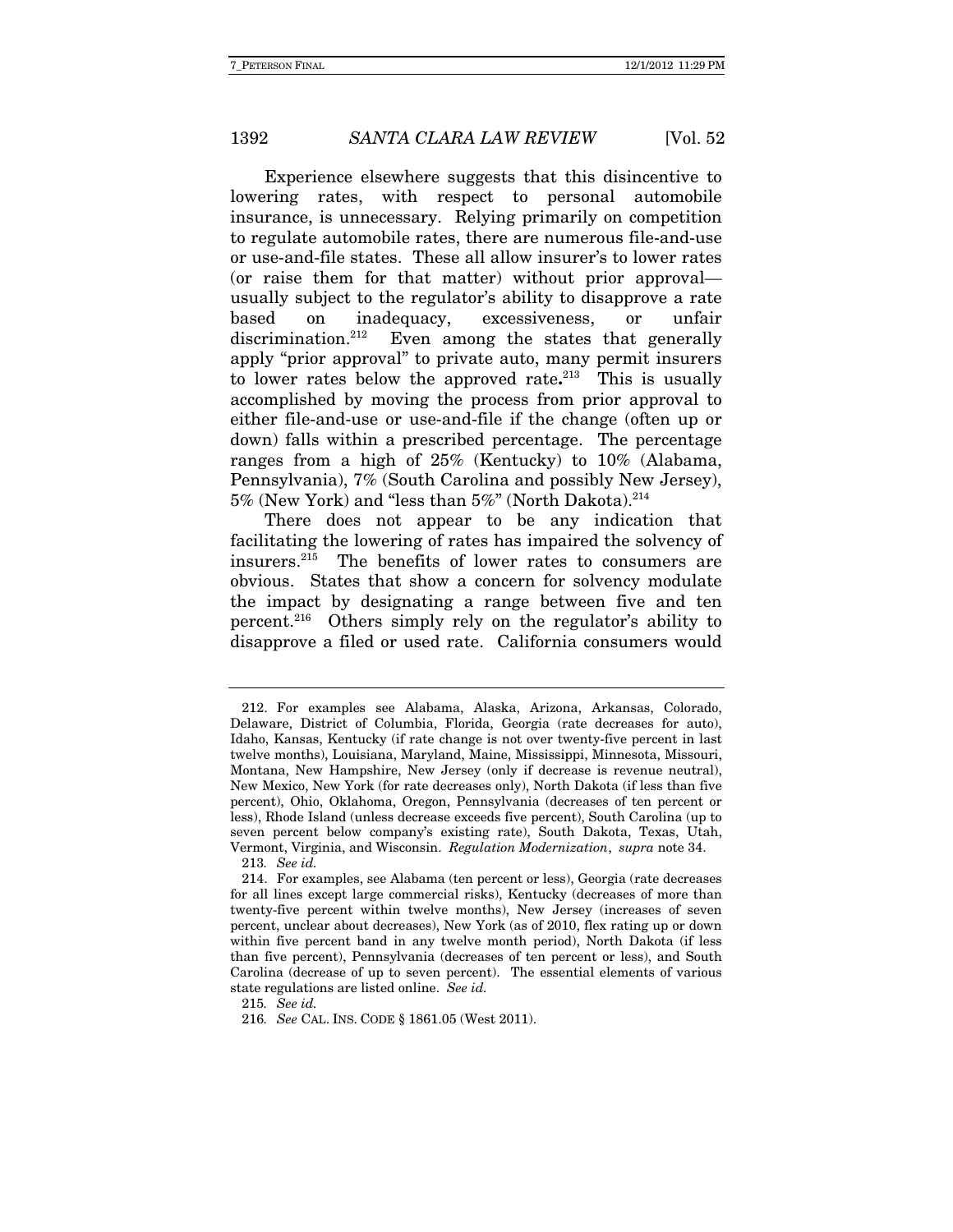Experience elsewhere suggests that this disincentive to lowering rates, with respect to personal automobile insurance, is unnecessary. Relying primarily on competition to regulate automobile rates, there are numerous file-and-use or use-and-file states. These all allow insurer's to lower rates (or raise them for that matter) without prior approval—usually subject to the regulator's ability to disapprove a rate based on inadequacy, excessiveness, or unfair discrimination.[212] Even among the states that generally apply "prior approval" to private auto, many permit insurers to lower rates below the approved rate**.**[213] This is usually accomplished by moving the process from prior approval to either file-and-use or use-and-file if the change (often up or down) falls within a prescribed percentage. The percentage ranges from a high of 25% (Kentucky) to 10% (Alabama, Pennsylvania), 7% (South Carolina and possibly New Jersey), 5% (New York) and "less than 5%" (North Dakota).[214]

There does not appear to be any indication that facilitating the lowering of rates has impaired the solvency of insurers.[215] The benefits of lower rates to consumers are obvious. States that show a concern for solvency modulate the impact by designating a range between five and ten percent.[216] Others simply rely on the regulator's ability to disapprove a filed or used rate. California consumers would

---

212. For examples see Alabama, Alaska, Arizona, Arkansas, Colorado, Delaware, District of Columbia, Florida, Georgia (rate decreases for auto), Idaho, Kansas, Kentucky (if rate change is not over twenty-five percent in last twelve months), Louisiana, Maryland, Maine, Mississippi, Minnesota, Missouri, Montana, New Hampshire, New Jersey (only if decrease is revenue neutral), New Mexico, New York (for rate decreases only), North Dakota (if less than five percent), Ohio, Oklahoma, Oregon, Pennsylvania (decreases of ten percent or less), Rhode Island (unless decrease exceeds five percent), South Carolina (up to seven percent below company's existing rate), South Dakota, Texas, Utah, Vermont, Virginia, and Wisconsin. *Regulation Modernization*, *supra* note 34.

213. *See id.*

214. For examples, see Alabama (ten percent or less), Georgia (rate decreases for all lines except large commercial risks), Kentucky (decreases of more than twenty-five percent within twelve months), New Jersey (increases of seven percent, unclear about decreases), New York (as of 2010, flex rating up or down within five percent band in any twelve month period), North Dakota (if less than five percent), Pennsylvania (decreases of ten percent or less), and South Carolina (decrease of up to seven percent). The essential elements of various state regulations are listed online. *See id.*

215. *See id.*

216. *See* CAL. INS. CODE § 1861.05 (West 2011).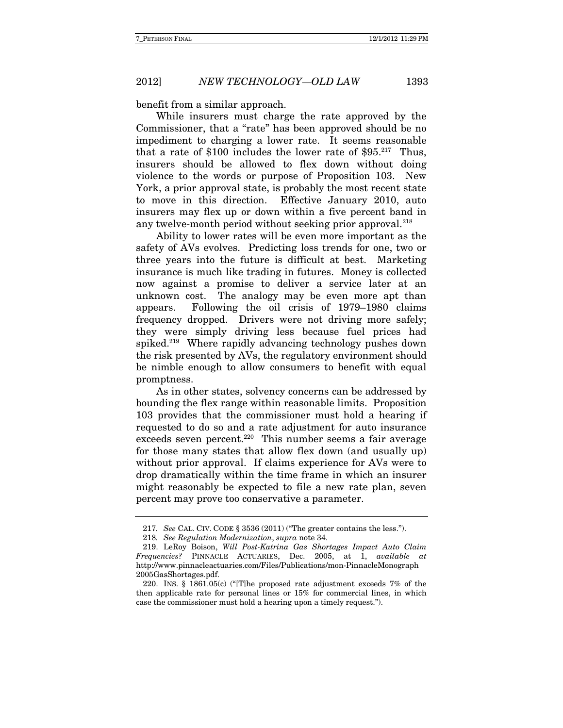benefit from a similar approach.

While insurers must charge the rate approved by the Commissioner, that a "rate" has been approved should be no impediment to charging a lower rate. It seems reasonable that a rate of $100 includes the lower rate of $95.[217] Thus, insurers should be allowed to flex down without doing violence to the words or purpose of Proposition 103. New York, a prior approval state, is probably the most recent state to move in this direction. Effective January 2010, auto insurers may flex up or down within a five percent band in any twelve-month period without seeking prior approval.[218]

Ability to lower rates will be even more important as the safety of AVs evolves. Predicting loss trends for one, two or three years into the future is difficult at best. Marketing insurance is much like trading in futures. Money is collected now against a promise to deliver a service later at an unknown cost. The analogy may be even more apt than appears. Following the oil crisis of 1979–1980 claims frequency dropped. Drivers were not driving more safely; they were simply driving less because fuel prices had spiked.[219] Where rapidly advancing technology pushes down the risk presented by AVs, the regulatory environment should be nimble enough to allow consumers to benefit with equal promptness.

As in other states, solvency concerns can be addressed by bounding the flex range within reasonable limits. Proposition 103 provides that the commissioner must hold a hearing if requested to do so and a rate adjustment for auto insurance exceeds seven percent.[220] This number seems a fair average for those many states that allow flex down (and usually up) without prior approval. If claims experience for AVs were to drop dramatically within the time frame in which an insurer might reasonably be expected to file a new rate plan, seven percent may prove too conservative a parameter.

---

217. *See* CAL. CIV. CODE § 3536 (2011) ("The greater contains the less.").

218. *See Regulation Modernization*, *supra* note 34.

219. LeRoy Boison, *Will Post-Katrina Gas Shortages Impact Auto Claim Frequencies?* PINNACLE ACTUARIES, Dec. 2005, at 1, *available at* http://www.pinnacleactuaries.com/Files/Publications/mon-PinnacleMonograph2005GasShortages.pdf.

220. INS. § 1861.05(c) ("[T]he proposed rate adjustment exceeds 7% of the then applicable rate for personal lines or 15% for commercial lines, in which case the commissioner must hold a hearing upon a timely request.").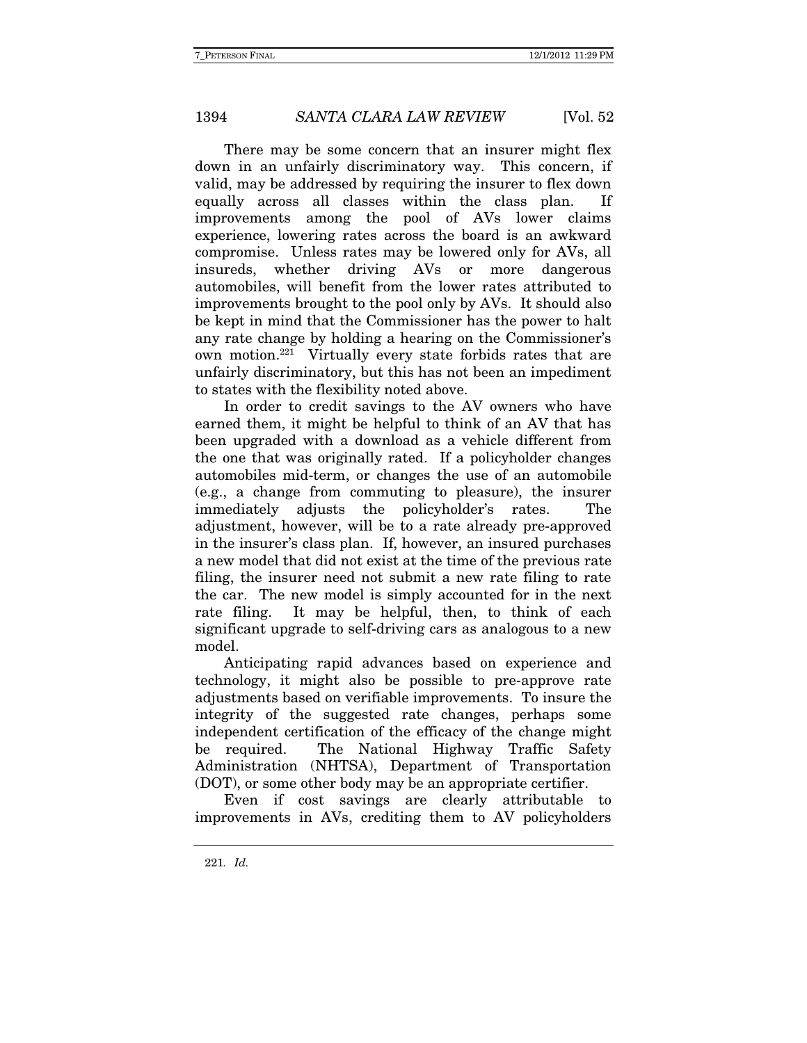There may be some concern that an insurer might flex down in an unfairly discriminatory way. This concern, if valid, may be addressed by requiring the insurer to flex down equally across all classes within the class plan. If improvements among the pool of AVs lower claims experience, lowering rates across the board is an awkward compromise. Unless rates may be lowered only for AVs, all insureds, whether driving AVs or more dangerous automobiles, will benefit from the lower rates attributed to improvements brought to the pool only by AVs. It should also be kept in mind that the Commissioner has the power to halt any rate change by holding a hearing on the Commissioner's own motion.[221] Virtually every state forbids rates that are unfairly discriminatory, but this has not been an impediment to states with the flexibility noted above.

In order to credit savings to the AV owners who have earned them, it might be helpful to think of an AV that has been upgraded with a download as a vehicle different from the one that was originally rated. If a policyholder changes automobiles mid-term, or changes the use of an automobile (e.g., a change from commuting to pleasure), the insurer immediately adjusts the policyholder's rates. The adjustment, however, will be to a rate already pre-approved in the insurer's class plan. If, however, an insured purchases a new model that did not exist at the time of the previous rate filing, the insurer need not submit a new rate filing to rate the car. The new model is simply accounted for in the next rate filing. It may be helpful, then, to think of each significant upgrade to self-driving cars as analogous to a new model.

Anticipating rapid advances based on experience and technology, it might also be possible to pre-approve rate adjustments based on verifiable improvements. To insure the integrity of the suggested rate changes, perhaps some independent certification of the efficacy of the change might be required. The National Highway Traffic Safety Administration (NHTSA), Department of Transportation (DOT), or some other body may be an appropriate certifier.

Even if cost savings are clearly attributable to improvements in AVs, crediting them to AV policyholders

---

221. *Id.*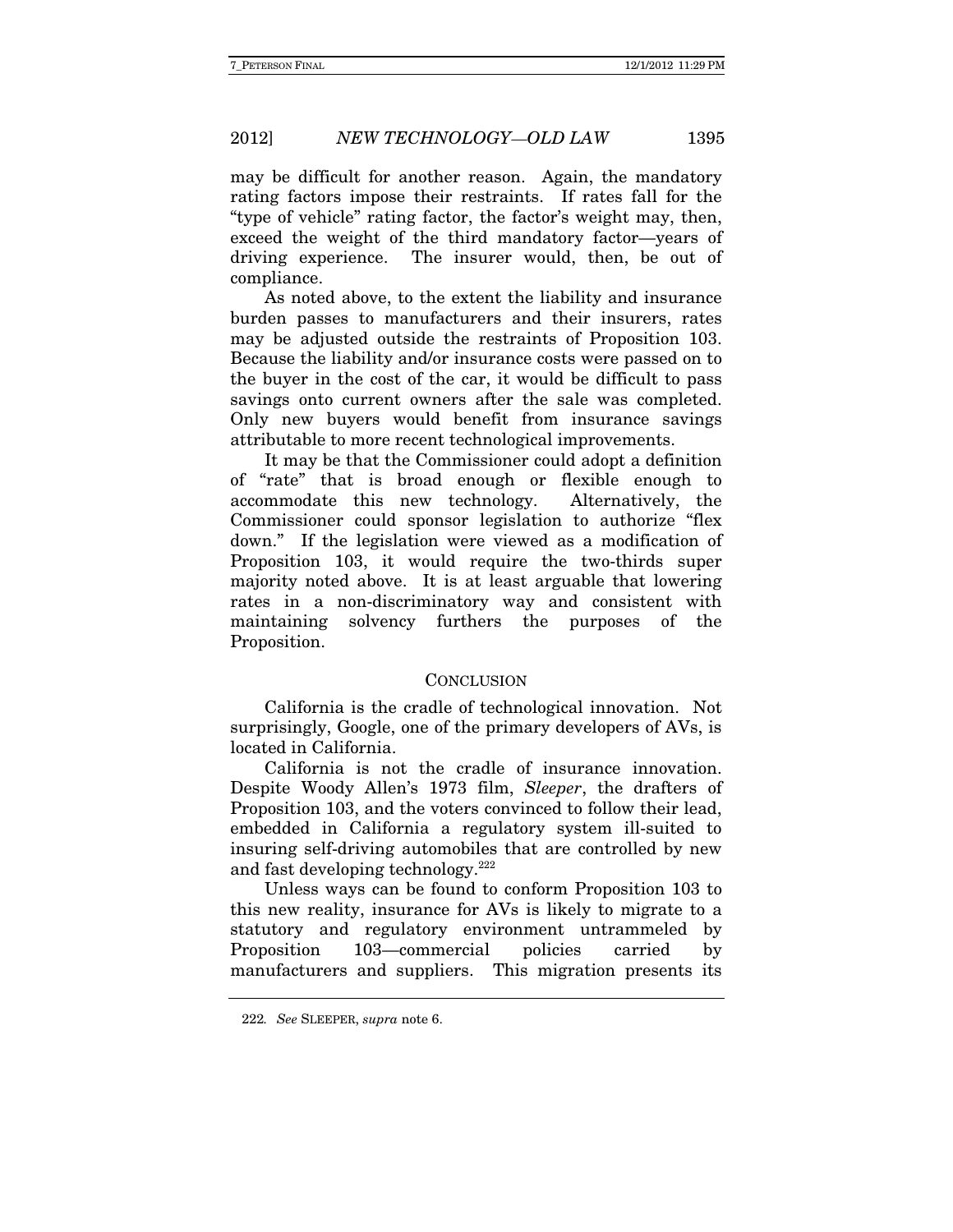may be difficult for another reason. Again, the mandatory rating factors impose their restraints. If rates fall for the "type of vehicle" rating factor, the factor's weight may, then, exceed the weight of the third mandatory factor—years of driving experience. The insurer would, then, be out of compliance.

As noted above, to the extent the liability and insurance burden passes to manufacturers and their insurers, rates may be adjusted outside the restraints of Proposition 103. Because the liability and/or insurance costs were passed on to the buyer in the cost of the car, it would be difficult to pass savings onto current owners after the sale was completed. Only new buyers would benefit from insurance savings attributable to more recent technological improvements.

It may be that the Commissioner could adopt a definition of "rate" that is broad enough or flexible enough to accommodate this new technology. Alternatively, the Commissioner could sponsor legislation to authorize "flex down." If the legislation were viewed as a modification of Proposition 103, it would require the two-thirds super majority noted above. It is at least arguable that lowering rates in a non-discriminatory way and consistent with maintaining solvency furthers the purposes of the Proposition.

## CONCLUSION

California is the cradle of technological innovation. Not surprisingly, Google, one of the primary developers of AVs, is located in California.

California is not the cradle of insurance innovation. Despite Woody Allen's 1973 film, *Sleeper*, the drafters of Proposition 103, and the voters convinced to follow their lead, embedded in California a regulatory system ill-suited to insuring self-driving automobiles that are controlled by new and fast developing technology.[222]

Unless ways can be found to conform Proposition 103 to this new reality, insurance for AVs is likely to migrate to a statutory and regulatory environment untrammeled by Proposition 103—commercial policies carried by manufacturers and suppliers. This migration presents its

---

222. *See* SLEEPER, *supra* note 6.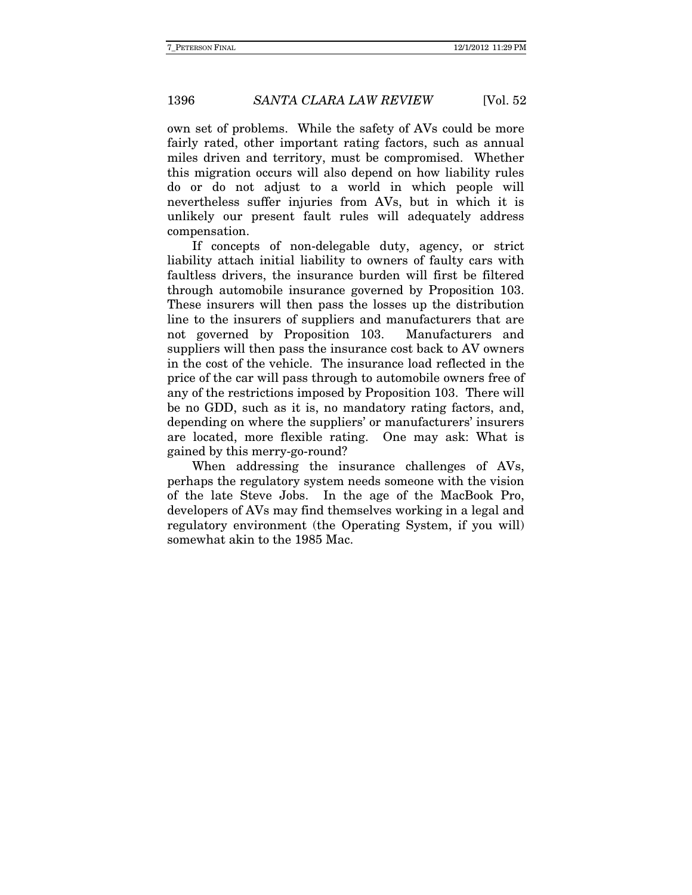own set of problems. While the safety of AVs could be more fairly rated, other important rating factors, such as annual miles driven and territory, must be compromised. Whether this migration occurs will also depend on how liability rules do or do not adjust to a world in which people will nevertheless suffer injuries from AVs, but in which it is unlikely our present fault rules will adequately address compensation.

If concepts of non-delegable duty, agency, or strict liability attach initial liability to owners of faulty cars with faultless drivers, the insurance burden will first be filtered through automobile insurance governed by Proposition 103. These insurers will then pass the losses up the distribution line to the insurers of suppliers and manufacturers that are not governed by Proposition 103. Manufacturers and suppliers will then pass the insurance cost back to AV owners in the cost of the vehicle. The insurance load reflected in the price of the car will pass through to automobile owners free of any of the restrictions imposed by Proposition 103. There will be no GDD, such as it is, no mandatory rating factors, and, depending on where the suppliers' or manufacturers' insurers are located, more flexible rating. One may ask: What is gained by this merry-go-round?

When addressing the insurance challenges of AVs, perhaps the regulatory system needs someone with the vision of the late Steve Jobs. In the age of the MacBook Pro, developers of AVs may find themselves working in a legal and regulatory environment (the Operating System, if you will) somewhat akin to the 1985 Mac.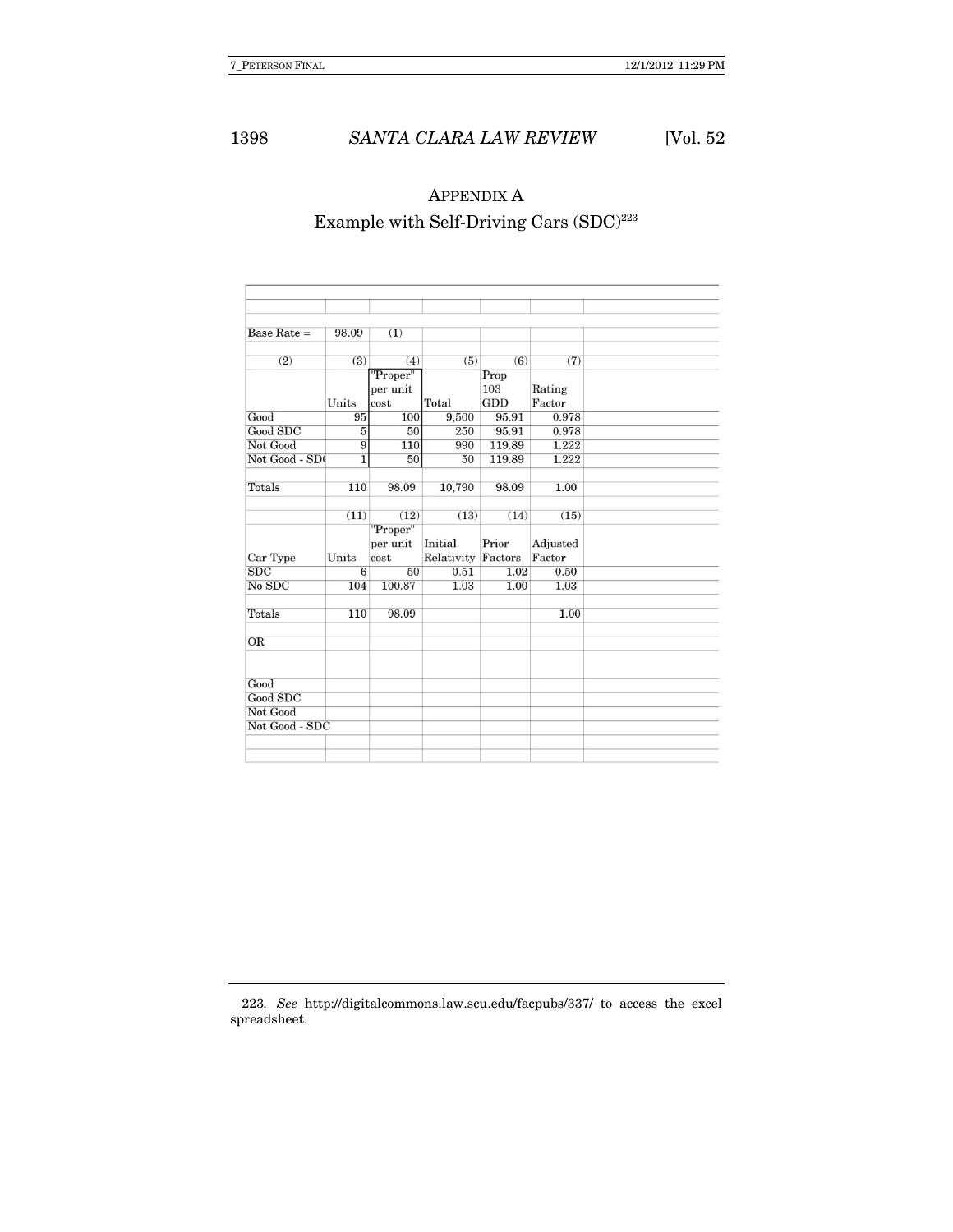# APPENDIX A

## Example with Self-Driving Cars (SDC)[223]

| Base Rate = | 98.09 | (1) | | | |
|---|---|---|---|---|---|
| (2) | (3) | (4) | (5) | (6) | (7) |
| | Units | "Proper" per unit cost | Total | Prop 103 GDD | Rating Factor |
| Good | 95 | 100 | 9,500 | 95.91 | 0.978 |
| Good SDC | 5 | 50 | 250 | 95.91 | 0.978 |
| Not Good | 9 | 110 | 990 | 119.89 | 1.222 |
| Not Good - SD( | 1 | 50 | 50 | 119.89 | 1.222 |
| Totals | 110 | 98.09 | 10,790 | 98.09 | 1.00 |
| | (11) | (12) | (13) | (14) | (15) |
| Car Type | Units | "Proper" per unit cost | Initial Relativity | Prior Factors | Adjusted Factor |
| SDC | 6 | 50 | 0.51 | 1.02 | 0.50 |
| No SDC | 104 | 100.87 | 1.03 | 1.00 | 1.03 |
| Totals | 110 | 98.09 | | | 1.00 |
| OR | | | | | |
| Good | | | | | |
| Good SDC | | | | | |
| Not Good | | | | | |
| Not Good - SDC | | | | | |

223. *See* http://digitalcommons.law.scu.edu/facpubs/337/ to access the excel spreadsheet.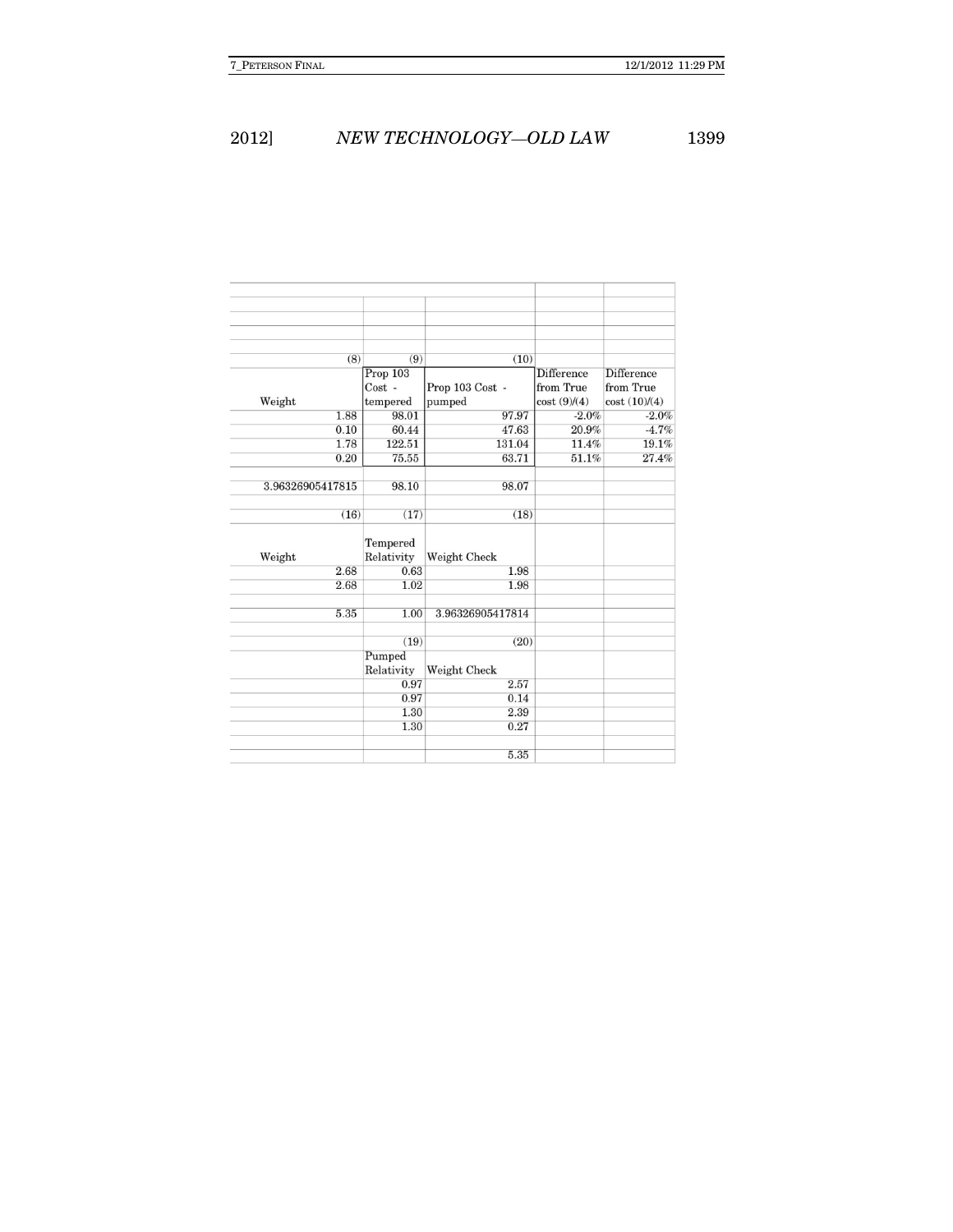| | | | | |
|---|---|---|---|---|
| (8) | (9) | (10) | | |
| Weight | Prop 103 Cost - tempered | Prop 103 Cost - pumped | Difference from True cost (9)/(4) | Difference from True cost (10)/(4) |
| 1.88 | 98.01 | 97.97 | -2.0% | -2.0% |
| 0.10 | 60.44 | 47.63 | 20.9% | -4.7% |
| 1.78 | 122.51 | 131.04 | 11.4% | 19.1% |
| 0.20 | 75.55 | 63.71 | 51.1% | 27.4% |
| | | | | |
| 3.96326905417815 | 98.10 | 98.07 | | |
| | | | | |
| (16) | (17) | (18) | | |
| Weight | Tempered Relativity | Weight Check | | |
| 2.68 | 0.63 | 1.98 | | |
| 2.68 | 1.02 | 1.98 | | |
| | | | | |
| 5.35 | 1.00 | 3.96326905417814 | | |
| | | | | |
| | (19) | (20) | | |
| | Pumped Relativity | Weight Check | | |
| | 0.97 | 2.57 | | |
| | 0.97 | 0.14 | | |
| | 1.30 | 2.39 | | |
| | 1.30 | 0.27 | | |
| | | | | |
| | | 5.35 | | |